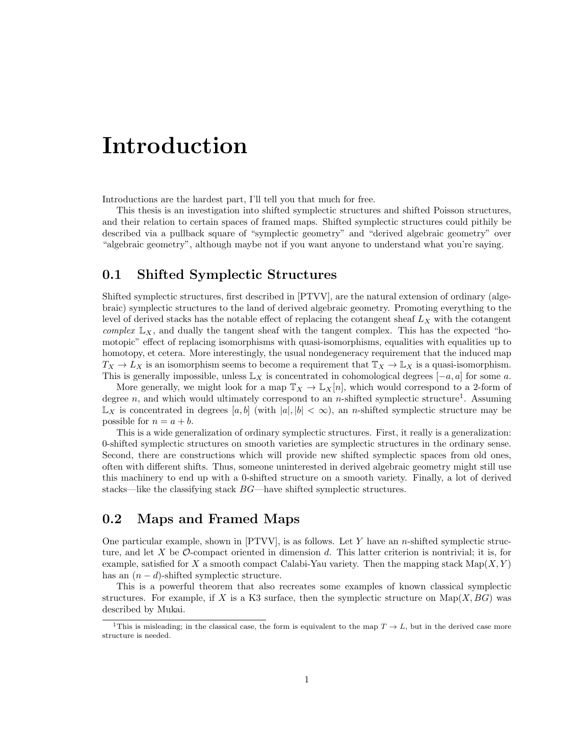# Introduction

Introductions are the hardest part, I'll tell you that much for free.

This thesis is an investigation into shifted symplectic structures and shifted Poisson structures, and their relation to certain spaces of framed maps. Shifted symplectic structures could pithily be described via a pullback square of "symplectic geometry" and "derived algebraic geometry" over "algebraic geometry", although maybe not if you want anyone to understand what you're saying.

## 0.1 Shifted Symplectic Structures

Shifted symplectic structures, first described in [PTVV], are the natural extension of ordinary (algebraic) symplectic structures to the land of derived algebraic geometry. Promoting everything to the level of derived stacks has the notable effect of replacing the cotangent sheaf $L_X$ with the cotangent *complex* $\mathbb{L}_X$, and dually the tangent sheaf with the tangent complex. This has the expected "homotopic" effect of replacing isomorphisms with quasi-isomorphisms, equalities with equalities up to homotopy, et cetera. More interestingly, the usual nondegeneracy requirement that the induced map $T_X \to L_X$ is an isomorphism seems to become a requirement that $\mathbb{T}_X \to \mathbb{L}_X$ is a quasi-isomorphism. This is generally impossible, unless $\mathbb{L}_X$ is concentrated in cohomological degrees $[-a, a]$ for some $a$.

More generally, we might look for a map $\mathbb{T}_X \to \mathbb{L}_X[n]$, which would correspond to a 2-form of degree $n$, and which would ultimately correspond to an $n$-shifted symplectic structure[1]. Assuming $\mathbb{L}_X$ is concentrated in degrees $[a, b]$ (with $|a|, |b| < \infty$), an $n$-shifted symplectic structure may be possible for $n = a + b$.

This is a wide generalization of ordinary symplectic structures. First, it really is a generalization: 0-shifted symplectic structures on smooth varieties are symplectic structures in the ordinary sense. Second, there are constructions which will provide new shifted symplectic spaces from old ones, often with different shifts. Thus, someone uninterested in derived algebraic geometry might still use this machinery to end up with a 0-shifted structure on a smooth variety. Finally, a lot of derived stacks—like the classifying stack $BG$—have shifted symplectic structures.

## 0.2 Maps and Framed Maps

One particular example, shown in [PTVV], is as follows. Let $Y$ have an $n$-shifted symplectic structure, and let $X$ be $\mathcal{O}$-compact oriented in dimension $d$. This latter criterion is nontrivial; it is, for example, satisfied for $X$ a smooth compact Calabi-Yau variety. Then the mapping stack $\mathrm{Map}(X, Y)$ has an $(n - d)$-shifted symplectic structure.

This is a powerful theorem that also recreates some examples of known classical symplectic structures. For example, if $X$ is a K3 surface, then the symplectic structure on $\mathrm{Map}(X, BG)$ was described by Mukai.

[1] This is misleading; in the classical case, the form is equivalent to the map $T \to L$, but in the derived case more structure is needed.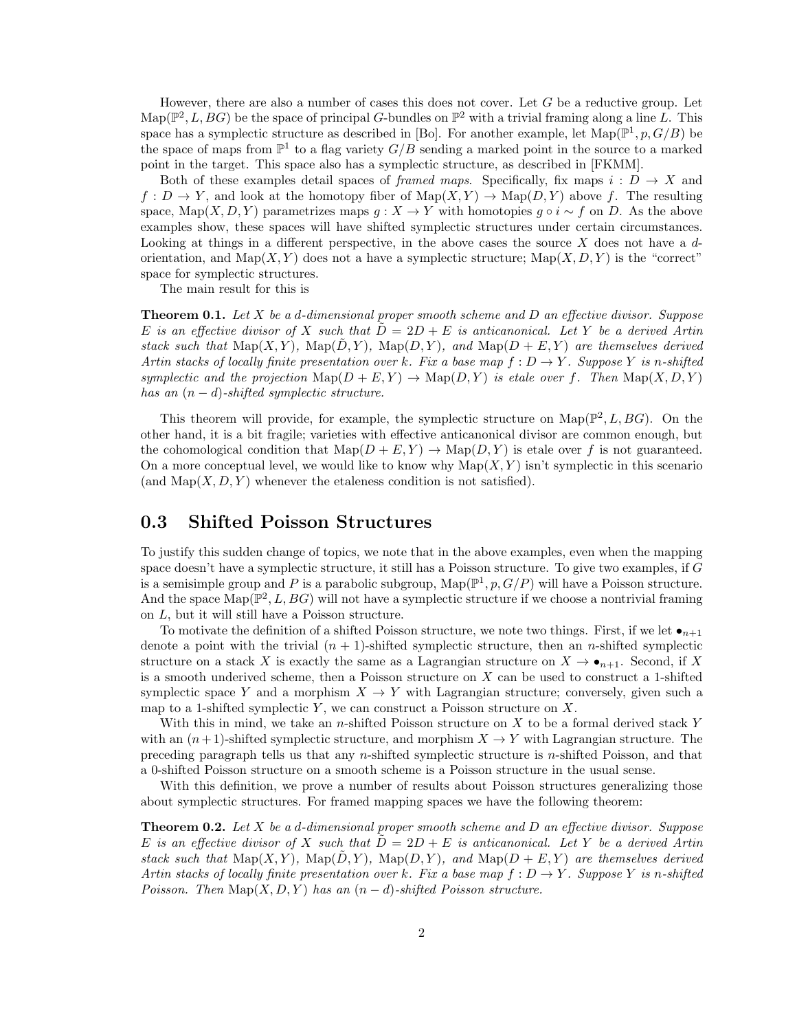However, there are also a number of cases this does not cover. Let $G$ be a reductive group. Let $\mathrm{Map}(\mathbb{P}^2, L, BG)$ be the space of principal $G$-bundles on $\mathbb{P}^2$ with a trivial framing along a line $L$. This space has a symplectic structure as described in [Bo]. For another example, let $\mathrm{Map}(\mathbb{P}^1, p, G/B)$ be the space of maps from $\mathbb{P}^1$ to a flag variety $G/B$ sending a marked point in the source to a marked point in the target. This space also has a symplectic structure, as described in [FKMM].

Both of these examples detail spaces of *framed maps*. Specifically, fix maps $i : D \to X$ and $f : D \to Y$, and look at the homotopy fiber of $\mathrm{Map}(X, Y) \to \mathrm{Map}(D, Y)$ above $f$. The resulting space, $\mathrm{Map}(X, D, Y)$ parametrizes maps $g : X \to Y$ with homotopies $g \circ i \sim f$ on $D$. As the above examples show, these spaces will have shifted symplectic structures under certain circumstances. Looking at things in a different perspective, in the above cases the source $X$ does not have a $d$-orientation, and $\mathrm{Map}(X, Y)$ does not a have a symplectic structure; $\mathrm{Map}(X, D, Y)$ is the "correct" space for symplectic structures.

The main result for this is

**Theorem 0.1.** *Let $X$ be a $d$-dimensional proper smooth scheme and $D$ an effective divisor. Suppose $E$ is an effective divisor of $X$ such that $\tilde{D} = 2D + E$ is anticanonical. Let $Y$ be a derived Artin stack such that $\mathrm{Map}(X, Y)$, $\mathrm{Map}(\tilde{D}, Y)$, $\mathrm{Map}(D, Y)$, and $\mathrm{Map}(D + E, Y)$ are themselves derived Artin stacks of locally finite presentation over $k$. Fix a base map $f : D \to Y$. Suppose $Y$ is $n$-shifted symplectic and the projection $\mathrm{Map}(D + E, Y) \to \mathrm{Map}(D, Y)$ is etale over $f$. Then $\mathrm{Map}(X, D, Y)$ has an $(n - d)$-shifted symplectic structure.*

This theorem will provide, for example, the symplectic structure on $\mathrm{Map}(\mathbb{P}^2, L, BG)$. On the other hand, it is a bit fragile; varieties with effective anticanonical divisor are common enough, but the cohomological condition that $\mathrm{Map}(D + E, Y) \to \mathrm{Map}(D, Y)$ is etale over $f$ is not guaranteed. On a more conceptual level, we would like to know why $\mathrm{Map}(X, Y)$ isn't symplectic in this scenario (and $\mathrm{Map}(X, D, Y)$ whenever the etaleness condition is not satisfied).

## 0.3 Shifted Poisson Structures

To justify this sudden change of topics, we note that in the above examples, even when the mapping space doesn't have a symplectic structure, it still has a Poisson structure. To give two examples, if $G$ is a semisimple group and $P$ is a parabolic subgroup, $\mathrm{Map}(\mathbb{P}^1, p, G/P)$ will have a Poisson structure. And the space $\mathrm{Map}(\mathbb{P}^2, L, BG)$ will not have a symplectic structure if we choose a nontrivial framing on $L$, but it will still have a Poisson structure.

To motivate the definition of a shifted Poisson structure, we note two things. First, if we let $\bullet_{n+1}$ denote a point with the trivial $(n + 1)$-shifted symplectic structure, then an $n$-shifted symplectic structure on a stack $X$ is exactly the same as a Lagrangian structure on $X \to \bullet_{n+1}$. Second, if $X$ is a smooth underived scheme, then a Poisson structure on $X$ can be used to construct a 1-shifted symplectic space $Y$ and a morphism $X \to Y$ with Lagrangian structure; conversely, given such a map to a 1-shifted symplectic $Y$, we can construct a Poisson structure on $X$.

With this in mind, we take an $n$-shifted Poisson structure on $X$ to be a formal derived stack $Y$ with an $(n+1)$-shifted symplectic structure, and morphism $X \to Y$ with Lagrangian structure. The preceding paragraph tells us that any $n$-shifted symplectic structure is $n$-shifted Poisson, and that a 0-shifted Poisson structure on a smooth scheme is a Poisson structure in the usual sense.

With this definition, we prove a number of results about Poisson structures generalizing those about symplectic structures. For framed mapping spaces we have the following theorem:

**Theorem 0.2.** *Let $X$ be a $d$-dimensional proper smooth scheme and $D$ an effective divisor. Suppose $E$ is an effective divisor of $X$ such that $\tilde{D} = 2D + E$ is anticanonical. Let $Y$ be a derived Artin stack such that $\mathrm{Map}(X, Y)$, $\mathrm{Map}(\tilde{D}, Y)$, $\mathrm{Map}(D, Y)$, and $\mathrm{Map}(D + E, Y)$ are themselves derived Artin stacks of locally finite presentation over $k$. Fix a base map $f : D \to Y$. Suppose $Y$ is $n$-shifted Poisson. Then $\mathrm{Map}(X, D, Y)$ has an $(n - d)$-shifted Poisson structure.*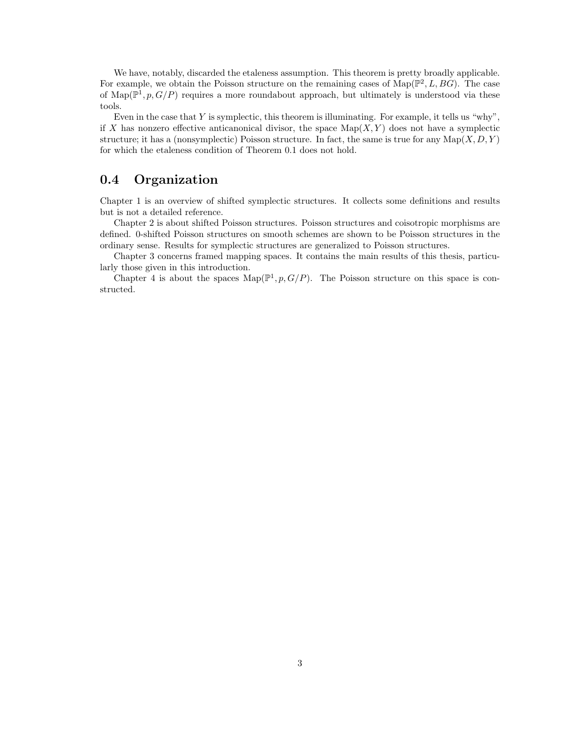We have, notably, discarded the etaleness assumption. This theorem is pretty broadly applicable. For example, we obtain the Poisson structure on the remaining cases of $\mathrm{Map}(\mathbb{P}^2, L, BG)$. The case of $\mathrm{Map}(\mathbb{P}^1, p, G/P)$ requires a more roundabout approach, but ultimately is understood via these tools.

Even in the case that $Y$ is symplectic, this theorem is illuminating. For example, it tells us "why", if $X$ has nonzero effective anticanonical divisor, the space $\mathrm{Map}(X, Y)$ does not have a symplectic structure; it has a (nonsymplectic) Poisson structure. In fact, the same is true for any $\mathrm{Map}(X, D, Y)$ for which the etaleness condition of Theorem 0.1 does not hold.

## 0.4 Organization

Chapter 1 is an overview of shifted symplectic structures. It collects some definitions and results but is not a detailed reference.

Chapter 2 is about shifted Poisson structures. Poisson structures and coisotropic morphisms are defined. 0-shifted Poisson structures on smooth schemes are shown to be Poisson structures in the ordinary sense. Results for symplectic structures are generalized to Poisson structures.

Chapter 3 concerns framed mapping spaces. It contains the main results of this thesis, particularly those given in this introduction.

Chapter 4 is about the spaces $\mathrm{Map}(\mathbb{P}^1, p, G/P)$. The Poisson structure on this space is constructed.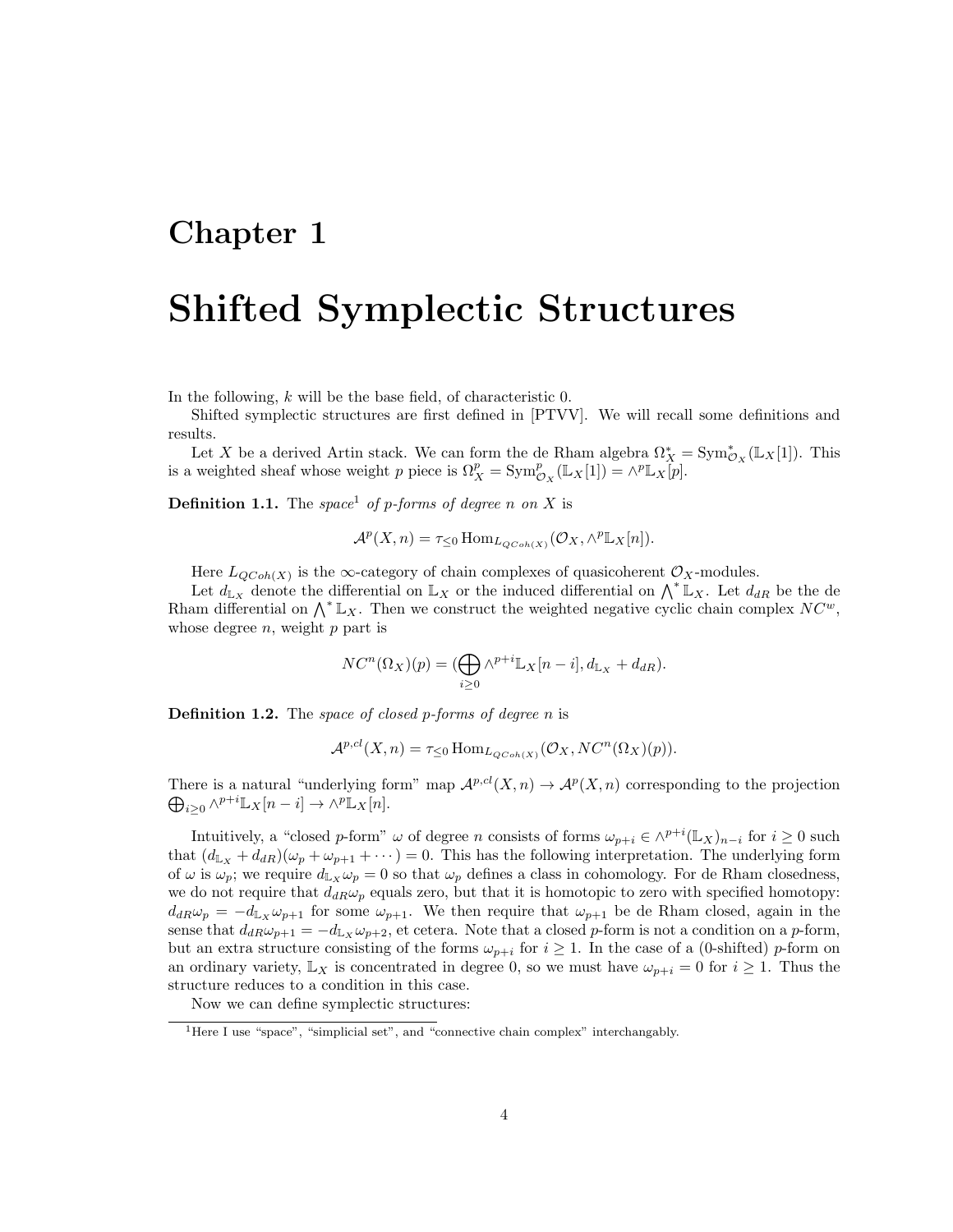# Chapter 1

# Shifted Symplectic Structures

In the following, $k$ will be the base field, of characteristic 0.

Shifted symplectic structures are first defined in [PTVV]. We will recall some definitions and results.

Let $X$ be a derived Artin stack. We can form the de Rham algebra $\Omega^*_X = \mathrm{Sym}^*_{\mathcal{O}_X}(\mathbb{L}_X[1])$. This is a weighted sheaf whose weight $p$ piece is $\Omega^p_X = \mathrm{Sym}^p_{\mathcal{O}_X}(\mathbb{L}_X[1]) = \wedge^p \mathbb{L}_X[p]$.

**Definition 1.1.** The *space*[1] *of p-forms of degree n on X* is

$$\mathcal{A}^p(X, n) = \tau_{\leq 0} \operatorname{Hom}_{L_{QCoh(X)}}(\mathcal{O}_X, \wedge^p \mathbb{L}_X[n]).$$

Here $L_{QCoh(X)}$ is the $\infty$-category of chain complexes of quasicoherent $\mathcal{O}_X$-modules.

Let $d_{\mathbb{L}_X}$ denote the differential on $\mathbb{L}_X$ or the induced differential on $\bigwedge^* \mathbb{L}_X$. Let $d_{dR}$ be the de Rham differential on $\bigwedge^* \mathbb{L}_X$. Then we construct the weighted negative cyclic chain complex $NC^w$, whose degree $n$, weight $p$ part is

$$NC^n(\Omega_X)(p) = (\bigoplus_{i \geq 0} \wedge^{p+i} \mathbb{L}_X[n-i], d_{\mathbb{L}_X} + d_{dR}).$$

**Definition 1.2.** The *space of closed p-forms of degree n* is

$$\mathcal{A}^{p,cl}(X, n) = \tau_{\leq 0} \operatorname{Hom}_{L_{QCoh(X)}}(\mathcal{O}_X, NC^n(\Omega_X)(p)).$$

There is a natural "underlying form" map $\mathcal{A}^{p,cl}(X,n) \to \mathcal{A}^p(X,n)$ corresponding to the projection $\bigoplus_{i \geq 0} \wedge^{p+i} \mathbb{L}_X[n-i] \to \wedge^p \mathbb{L}_X[n]$.

Intuitively, a "closed $p$-form" $\omega$ of degree $n$ consists of forms $\omega_{p+i} \in \wedge^{p+i}(\mathbb{L}_X)_{n-i}$ for $i \geq 0$ such that $(d_{\mathbb{L}_X} + d_{dR})(\omega_p + \omega_{p+1} + \cdots) = 0$. This has the following interpretation. The underlying form of $\omega$ is $\omega_p$; we require $d_{\mathbb{L}_X} \omega_p = 0$ so that $\omega_p$ defines a class in cohomology. For de Rham closedness, we do not require that $d_{dR}\omega_p$ equals zero, but that it is homotopic to zero with specified homotopy: $d_{dR}\omega_p = -d_{\mathbb{L}_X}\omega_{p+1}$ for some $\omega_{p+1}$. We then require that $\omega_{p+1}$ be de Rham closed, again in the sense that $d_{dR}\omega_{p+1} = -d_{\mathbb{L}_X}\omega_{p+2}$, et cetera. Note that a closed $p$-form is not a condition on a $p$-form, but an extra structure consisting of the forms $\omega_{p+i}$ for $i \geq 1$. In the case of a (0-shifted) $p$-form on an ordinary variety, $\mathbb{L}_X$ is concentrated in degree 0, so we must have $\omega_{p+i} = 0$ for $i \geq 1$. Thus the structure reduces to a condition in this case.

Now we can define symplectic structures:

[1] Here I use "space", "simplicial set", and "connective chain complex" interchangably.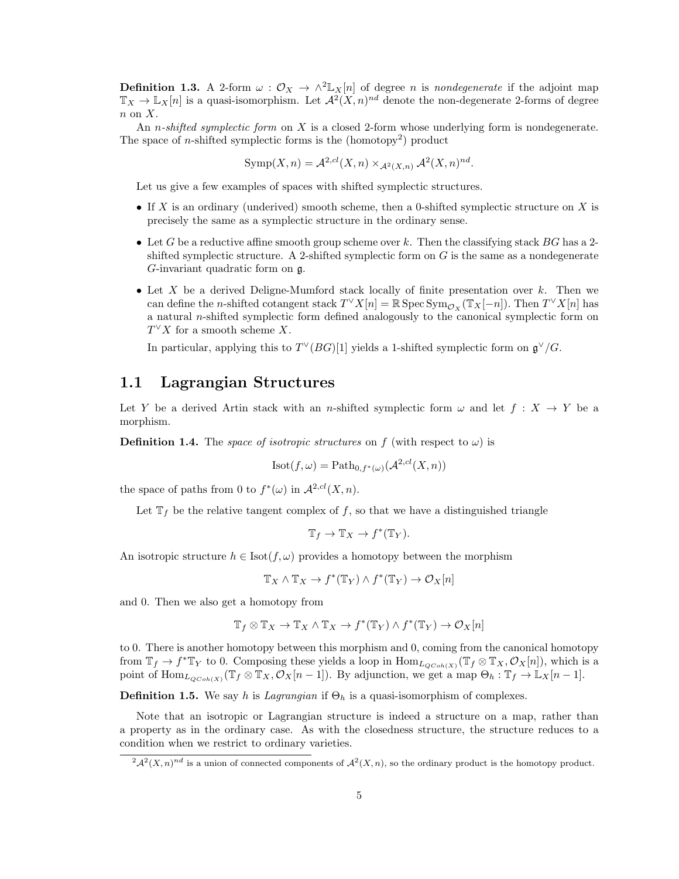**Definition 1.3.** A 2-form $\omega : \mathcal{O}_X \to \wedge^2 \mathbb{L}_X[n]$ of degree $n$ is *nondegenerate* if the adjoint map $\mathbb{T}_X \to \mathbb{L}_X[n]$ is a quasi-isomorphism. Let $\mathcal{A}^2(X,n)^{nd}$ denote the non-degenerate 2-forms of degree $n$ on $X$.

An *n-shifted symplectic form* on $X$ is a closed 2-form whose underlying form is nondegenerate. The space of $n$-shifted symplectic forms is the (homotopy[2]) product

$$\mathrm{Symp}(X,n) = \mathcal{A}^{2,cl}(X,n) \times_{\mathcal{A}^2(X,n)} \mathcal{A}^2(X,n)^{nd}.$$

Let us give a few examples of spaces with shifted symplectic structures.

- If $X$ is an ordinary (underived) smooth scheme, then a 0-shifted symplectic structure on $X$ is precisely the same as a symplectic structure in the ordinary sense.
- Let $G$ be a reductive affine smooth group scheme over $k$. Then the classifying stack $BG$ has a 2-shifted symplectic structure. A 2-shifted symplectic form on $G$ is the same as a nondegenerate $G$-invariant quadratic form on $\mathfrak{g}$.
- Let $X$ be a derived Deligne-Mumford stack locally of finite presentation over $k$. Then we can define the $n$-shifted cotangent stack $T^\vee X[n] = \mathbb{R}\operatorname{Spec}\operatorname{Sym}_{\mathcal{O}_X}(\mathbb{T}_X[-n])$. Then $T^\vee X[n]$ has a natural $n$-shifted symplectic form defined analogously to the canonical symplectic form on $T^\vee X$ for a smooth scheme $X$.

  In particular, applying this to $T^\vee(BG)[1]$ yields a 1-shifted symplectic form on $\mathfrak{g}^\vee/G$.

## 1.1 Lagrangian Structures

Let $Y$ be a derived Artin stack with an $n$-shifted symplectic form $\omega$ and let $f : X \to Y$ be a morphism.

**Definition 1.4.** The *space of isotropic structures* on $f$ (with respect to $\omega$) is

$$\mathrm{Isot}(f,\omega) = \mathrm{Path}_{0,f^*(\omega)}(\mathcal{A}^{2,cl}(X,n))$$

the space of paths from 0 to $f^*(\omega)$ in $\mathcal{A}^{2,cl}(X,n)$.

Let $\mathbb{T}_f$ be the relative tangent complex of $f$, so that we have a distinguished triangle

$$\mathbb{T}_f \to \mathbb{T}_X \to f^*(\mathbb{T}_Y).$$

An isotropic structure $h \in \mathrm{Isot}(f,\omega)$ provides a homotopy between the morphism

$$\mathbb{T}_X \wedge \mathbb{T}_X \to f^*(\mathbb{T}_Y) \wedge f^*(\mathbb{T}_Y) \to \mathcal{O}_X[n]$$

and 0. Then we also get a homotopy from

$$\mathbb{T}_f \otimes \mathbb{T}_X \to \mathbb{T}_X \wedge \mathbb{T}_X \to f^*(\mathbb{T}_Y) \wedge f^*(\mathbb{T}_Y) \to \mathcal{O}_X[n]$$

to 0. There is another homotopy between this morphism and 0, coming from the canonical homotopy from $\mathbb{T}_f \to f^*\mathbb{T}_Y$ to 0. Composing these yields a loop in $\mathrm{Hom}_{L_{QCoh(X)}}(\mathbb{T}_f \otimes \mathbb{T}_X, \mathcal{O}_X[n])$, which is a point of $\mathrm{Hom}_{L_{QCoh(X)}}(\mathbb{T}_f \otimes \mathbb{T}_X, \mathcal{O}_X[n-1])$. By adjunction, we get a map $\Theta_h : \mathbb{T}_f \to \mathbb{L}_X[n-1]$.

**Definition 1.5.** We say $h$ is *Lagrangian* if $\Theta_h$ is a quasi-isomorphism of complexes.

Note that an isotropic or Lagrangian structure is indeed a structure on a map, rather than a property as in the ordinary case. As with the closedness structure, the structure reduces to a condition when we restrict to ordinary varieties.

[2] $\mathcal{A}^2(X,n)^{nd}$ is a union of connected components of $\mathcal{A}^2(X,n)$, so the ordinary product is the homotopy product.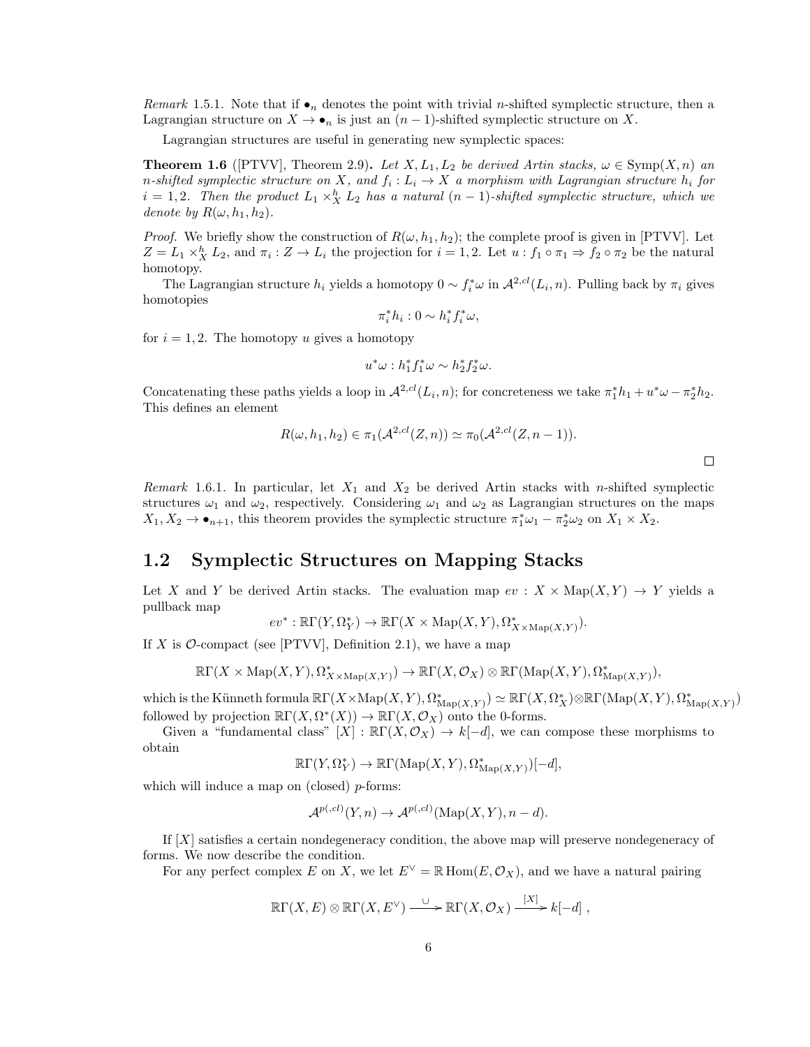*Remark* 1.5.1. Note that if $\bullet_n$ denotes the point with trivial $n$-shifted symplectic structure, then a Lagrangian structure on $X \to \bullet_n$ is just an $(n-1)$-shifted symplectic structure on $X$.

Lagrangian structures are useful in generating new symplectic spaces:

**Theorem 1.6** ([PTVV], Theorem 2.9)**.** *Let $X, L_1, L_2$ be derived Artin stacks, $\omega \in \mathrm{Symp}(X, n)$ an $n$-shifted symplectic structure on $X$, and $f_i : L_i \to X$ a morphism with Lagrangian structure $h_i$ for $i = 1, 2$. Then the product $L_1 \times^h_X L_2$ has a natural $(n-1)$-shifted symplectic structure, which we denote by $R(\omega, h_1, h_2)$.*

*Proof.* We briefly show the construction of $R(\omega, h_1, h_2)$; the complete proof is given in [PTVV]. Let $Z = L_1 \times^h_X L_2$, and $\pi_i : Z \to L_i$ the projection for $i = 1, 2$. Let $u : f_1 \circ \pi_1 \Rightarrow f_2 \circ \pi_2$ be the natural homotopy.

The Lagrangian structure $h_i$ yields a homotopy $0 \sim f_i^* \omega$ in $\mathcal{A}^{2,cl}(L_i, n)$. Pulling back by $\pi_i$ gives homotopies

$$\pi_i^* h_i : 0 \sim h_i^* f_i^* \omega,$$

for $i = 1, 2$. The homotopy $u$ gives a homotopy

$$u^* \omega : h_1^* f_1^* \omega \sim h_2^* f_2^* \omega.$$

Concatenating these paths yields a loop in $\mathcal{A}^{2,cl}(L_i, n)$; for concreteness we take $\pi_1^* h_1 + u^* \omega - \pi_2^* h_2$. This defines an element

$$R(\omega, h_1, h_2) \in \pi_1(\mathcal{A}^{2,cl}(Z, n)) \simeq \pi_0(\mathcal{A}^{2,cl}(Z, n-1)).$$

□

*Remark* 1.6.1. In particular, let $X_1$ and $X_2$ be derived Artin stacks with $n$-shifted symplectic structures $\omega_1$ and $\omega_2$, respectively. Considering $\omega_1$ and $\omega_2$ as Lagrangian structures on the maps $X_1, X_2 \to \bullet_{n+1}$, this theorem provides the symplectic structure $\pi_1^* \omega_1 - \pi_2^* \omega_2$ on $X_1 \times X_2$.

## 1.2 Symplectic Structures on Mapping Stacks

Let $X$ and $Y$ be derived Artin stacks. The evaluation map $ev : X \times \mathrm{Map}(X, Y) \to Y$ yields a pullback map

$$ev^* : \mathbb{R}\Gamma(Y, \Omega^*_Y) \to \mathbb{R}\Gamma(X \times \mathrm{Map}(X, Y), \Omega^*_{X \times \mathrm{Map}(X,Y)}).$$

If $X$ is $\mathcal{O}$-compact (see [PTVV], Definition 2.1), we have a map

$$\mathbb{R}\Gamma(X \times \mathrm{Map}(X, Y), \Omega^*_{X \times \mathrm{Map}(X,Y)}) \to \mathbb{R}\Gamma(X, \mathcal{O}_X) \otimes \mathbb{R}\Gamma(\mathrm{Map}(X, Y), \Omega^*_{\mathrm{Map}(X,Y)}),$$

which is the Künneth formula $\mathbb{R}\Gamma(X \times \mathrm{Map}(X, Y), \Omega^*_{\mathrm{Map}(X,Y)}) \simeq \mathbb{R}\Gamma(X, \Omega^*_X) \otimes \mathbb{R}\Gamma(\mathrm{Map}(X, Y), \Omega^*_{\mathrm{Map}(X,Y)})$ followed by projection $\mathbb{R}\Gamma(X, \Omega^*(X)) \to \mathbb{R}\Gamma(X, \mathcal{O}_X)$ onto the 0-forms.

Given a "fundamental class" $[X] : \mathbb{R}\Gamma(X, \mathcal{O}_X) \to k[-d]$, we can compose these morphisms to obtain

$$\mathbb{R}\Gamma(Y, \Omega^*_Y) \to \mathbb{R}\Gamma(\mathrm{Map}(X, Y), \Omega^*_{\mathrm{Map}(X,Y)})[-d],$$

which will induce a map on (closed) $p$-forms:

$$\mathcal{A}^{p(,cl)}(Y, n) \to \mathcal{A}^{p(,cl)}(\mathrm{Map}(X, Y), n-d).$$

If $[X]$ satisfies a certain nondegeneracy condition, the above map will preserve nondegeneracy of forms. We now describe the condition.

For any perfect complex $E$ on $X$, we let $E^\vee = \mathbb{R}\operatorname{Hom}(E, \mathcal{O}_X)$, and we have a natural pairing

$$\mathbb{R}\Gamma(X, E) \otimes \mathbb{R}\Gamma(X, E^\vee) \xrightarrow{\cup} \mathbb{R}\Gamma(X, \mathcal{O}_X) \xrightarrow{[X]} k[-d] ,$$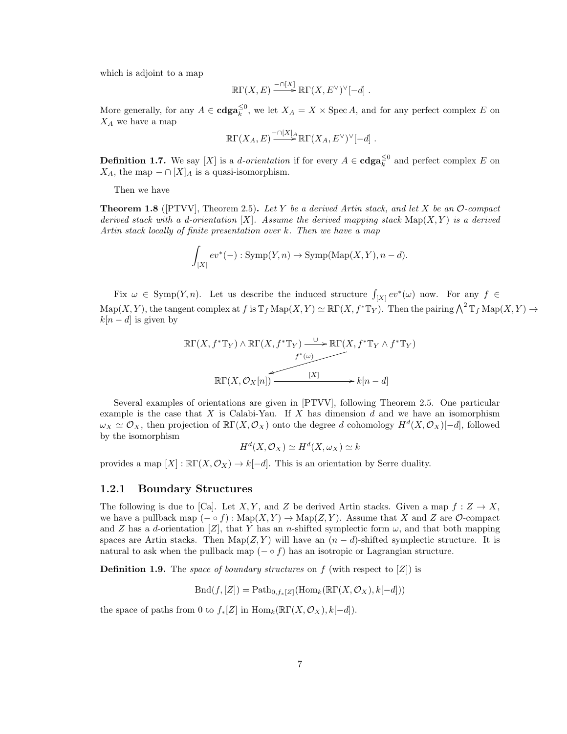which is adjoint to a map

$$\mathbb{R}\Gamma(X,E) \xrightarrow{-\cap[X]} \mathbb{R}\Gamma(X,E^\vee)^\vee[-d]\ .$$

More generally, for any $A \in \mathbf{cdga}_k^{\leq 0}$, we let $X_A = X \times \operatorname{Spec} A$, and for any perfect complex $E$ on $X_A$ we have a map

$$\mathbb{R}\Gamma(X_A,E) \xrightarrow{-\cap[X]_A} \mathbb{R}\Gamma(X_A,E^\vee)^\vee[-d]\ .$$

**Definition 1.7.** We say $[X]$ is a *$d$-orientation* if for every $A \in \mathbf{cdga}_k^{\leq 0}$ and perfect complex $E$ on $X_A$, the map $-\cap[X]_A$ is a quasi-isomorphism.

Then we have

**Theorem 1.8** ([PTVV], Theorem 2.5)**.** *Let $Y$ be a derived Artin stack, and let $X$ be an $\mathcal{O}$-compact derived stack with a $d$-orientation $[X]$. Assume the derived mapping stack $\operatorname{Map}(X,Y)$ is a derived Artin stack locally of finite presentation over $k$. Then we have a map*

$$\int_{[X]} ev^*(-) : \operatorname{Symp}(Y,n) \to \operatorname{Symp}(\operatorname{Map}(X,Y), n-d).$$

Fix $\omega \in \operatorname{Symp}(Y,n)$. Let us describe the induced structure $\int_{[X]} ev^*(\omega)$ now. For any $f \in \operatorname{Map}(X,Y)$, the tangent complex at $f$ is $\mathbb{T}_f \operatorname{Map}(X,Y) \simeq \mathbb{R}\Gamma(X, f^*\mathbb{T}_Y)$. Then the pairing $\bigwedge^2 \mathbb{T}_f \operatorname{Map}(X,Y) \to k[n-d]$ is given by

$$\begin{array}{ccc}
\mathbb{R}\Gamma(X,f^*\mathbb{T}_Y)\wedge\mathbb{R}\Gamma(X,f^*\mathbb{T}_Y) & \xrightarrow{\ \cup\ } & \mathbb{R}\Gamma(X,f^*\mathbb{T}_Y\wedge f^*\mathbb{T}_Y) \\
 & \swarrow_{f^*(\omega)} & \\
\mathbb{R}\Gamma(X,\mathcal{O}_X[n]) & \xrightarrow{\ [X]\ } & k[n-d]
\end{array}$$

Several examples of orientations are given in [PTVV], following Theorem 2.5. One particular example is the case that $X$ is Calabi-Yau. If $X$ has dimension $d$ and we have an isomorphism $\omega_X \simeq \mathcal{O}_X$, then projection of $\mathbb{R}\Gamma(X,\mathcal{O}_X)$ onto the degree $d$ cohomology $H^d(X,\mathcal{O}_X)[-d]$, followed by the isomorphism

$$H^d(X,\mathcal{O}_X) \simeq H^d(X,\omega_X) \simeq k$$

provides a map $[X] : \mathbb{R}\Gamma(X,\mathcal{O}_X) \to k[-d]$. This is an orientation by Serre duality.

### 1.2.1 Boundary Structures

The following is due to [Ca]. Let $X, Y$, and $Z$ be derived Artin stacks. Given a map $f : Z \to X$, we have a pullback map $(-\circ f) : \operatorname{Map}(X,Y) \to \operatorname{Map}(Z,Y)$. Assume that $X$ and $Z$ are $\mathcal{O}$-compact and $Z$ has a $d$-orientation $[Z]$, that $Y$ has an $n$-shifted symplectic form $\omega$, and that both mapping spaces are Artin stacks. Then $\operatorname{Map}(Z,Y)$ will have an $(n-d)$-shifted symplectic structure. It is natural to ask when the pullback map $(-\circ f)$ has an isotropic or Lagrangian structure.

**Definition 1.9.** The *space of boundary structures* on $f$ (with respect to $[Z]$) is

$$\operatorname{Bnd}(f,[Z]) = \operatorname{Path}_{0,f_*[Z]}(\operatorname{Hom}_k(\mathbb{R}\Gamma(X,\mathcal{O}_X), k[-d]))$$

the space of paths from $0$ to $f_*[Z]$ in $\operatorname{Hom}_k(\mathbb{R}\Gamma(X,\mathcal{O}_X), k[-d])$.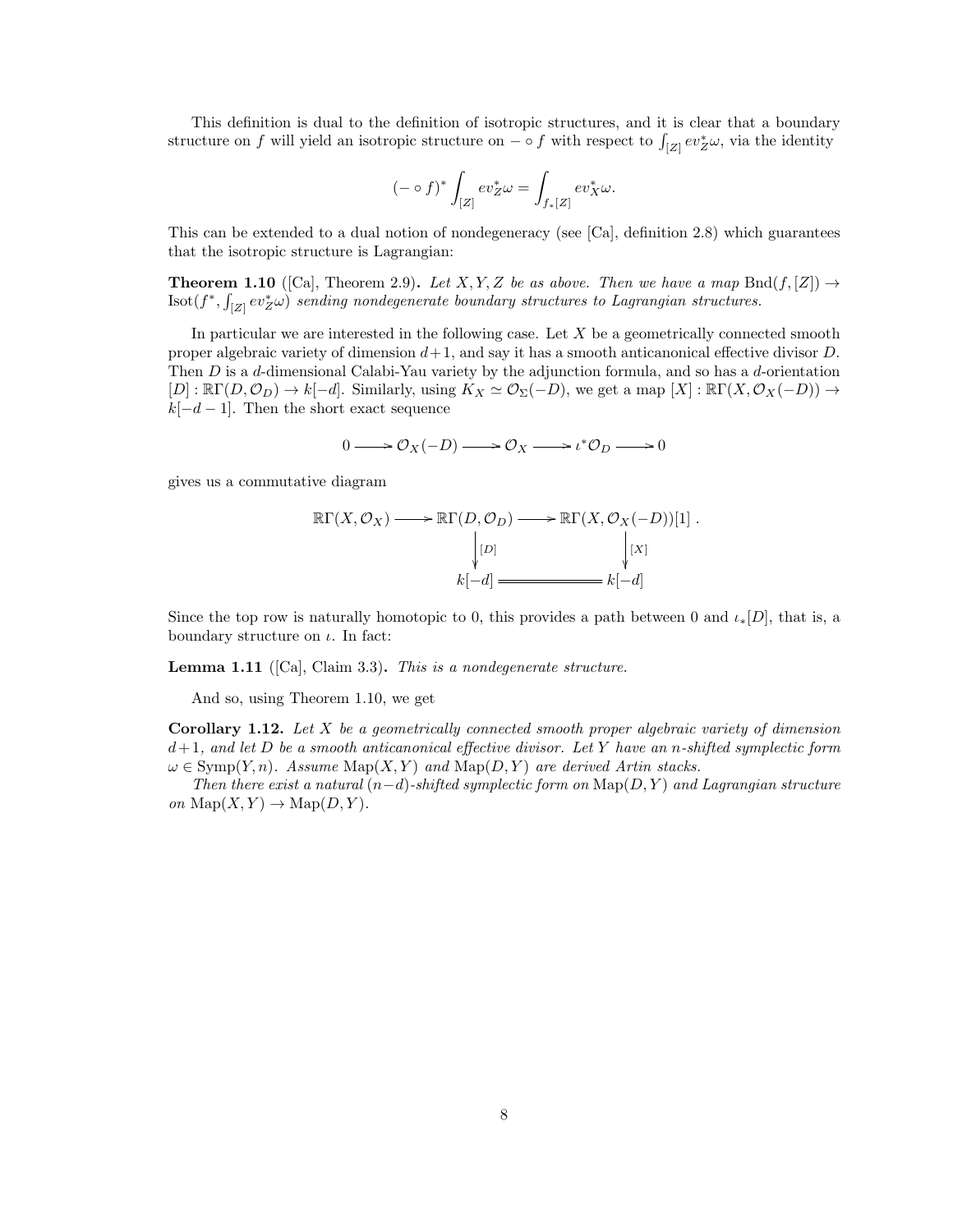This definition is dual to the definition of isotropic structures, and it is clear that a boundary structure on $f$ will yield an isotropic structure on $- \circ f$ with respect to $\int_{[Z]} ev_Z^* \omega$, via the identity

$$(- \circ f)^* \int_{[Z]} ev_Z^* \omega = \int_{f_*[Z]} ev_X^* \omega.$$

This can be extended to a dual notion of nondegeneracy (see [Ca], definition 2.8) which guarantees that the isotropic structure is Lagrangian:

**Theorem 1.10** ([Ca], Theorem 2.9)**.** *Let $X, Y, Z$ be as above. Then we have a map $\mathrm{Bnd}(f, [Z]) \to \mathrm{Isot}(f^*, \int_{[Z]} ev_Z^* \omega)$ sending nondegenerate boundary structures to Lagrangian structures.*

In particular we are interested in the following case. Let $X$ be a geometrically connected smooth proper algebraic variety of dimension $d+1$, and say it has a smooth anticanonical effective divisor $D$. Then $D$ is a $d$-dimensional Calabi-Yau variety by the adjunction formula, and so has a $d$-orientation $[D] : \mathbb{R}\Gamma(D, \mathcal{O}_D) \to k[-d]$. Similarly, using $K_X \simeq \mathcal{O}_\Sigma(-D)$, we get a map $[X] : \mathbb{R}\Gamma(X, \mathcal{O}_X(-D)) \to k[-d-1]$. Then the short exact sequence

$$0 \longrightarrow \mathcal{O}_X(-D) \longrightarrow \mathcal{O}_X \longrightarrow \iota^* \mathcal{O}_D \longrightarrow 0$$

gives us a commutative diagram

$$\begin{array}{ccccc}
\mathbb{R}\Gamma(X, \mathcal{O}_X) & \longrightarrow & \mathbb{R}\Gamma(D, \mathcal{O}_D) & \longrightarrow & \mathbb{R}\Gamma(X, \mathcal{O}_X(-D))[1] \\
& & \downarrow {\scriptstyle [D]} & & \downarrow {\scriptstyle [X]} \\
& & k[-d] & = & k[-d]
\end{array}$$

Since the top row is naturally homotopic to 0, this provides a path between 0 and $\iota_*[D]$, that is, a boundary structure on $\iota$. In fact:

**Lemma 1.11** ([Ca], Claim 3.3)**.** *This is a nondegenerate structure.*

And so, using Theorem 1.10, we get

**Corollary 1.12.** *Let $X$ be a geometrically connected smooth proper algebraic variety of dimension $d+1$, and let $D$ be a smooth anticanonical effective divisor. Let $Y$ have an $n$-shifted symplectic form $\omega \in \mathrm{Symp}(Y, n)$. Assume $\mathrm{Map}(X, Y)$ and $\mathrm{Map}(D, Y)$ are derived Artin stacks.*

*Then there exist a natural $(n-d)$-shifted symplectic form on $\mathrm{Map}(D, Y)$ and Lagrangian structure on $\mathrm{Map}(X, Y) \to \mathrm{Map}(D, Y)$.*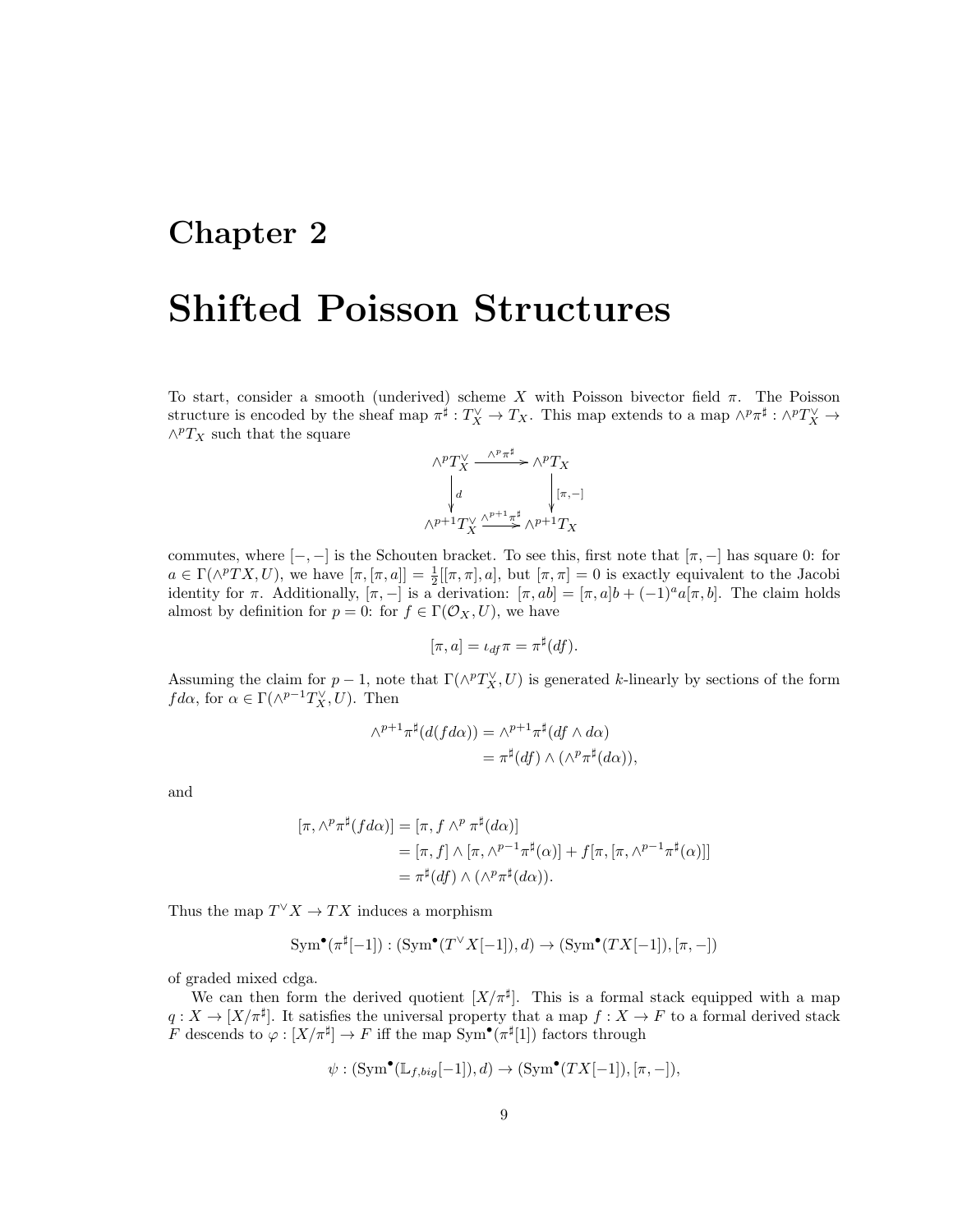# Chapter 2

# Shifted Poisson Structures

To start, consider a smooth (underived) scheme $X$ with Poisson bivector field $\pi$. The Poisson structure is encoded by the sheaf map $\pi^\sharp : T_X^\vee \to T_X$. This map extends to a map $\wedge^p\pi^\sharp : \wedge^p T_X^\vee \to \wedge^p T_X$ such that the square

$$\begin{array}{ccc} \wedge^p T_X^\vee & \xrightarrow{\wedge^p\pi^\sharp} & \wedge^p T_X \\ \downarrow d & & \downarrow [\pi,-] \\ \wedge^{p+1} T_X^\vee & \xrightarrow{\wedge^{p+1}\pi^\sharp} & \wedge^{p+1} T_X \end{array}$$

commutes, where $[-,-]$ is the Schouten bracket. To see this, first note that $[\pi,-]$ has square 0: for $a \in \Gamma(\wedge^p TX, U)$, we have $[\pi,[\pi,a]] = \frac{1}{2}[[\pi,\pi],a]$, but $[\pi,\pi] = 0$ is exactly equivalent to the Jacobi identity for $\pi$. Additionally, $[\pi,-]$ is a derivation: $[\pi,ab] = [\pi,a]b + (-1)^a a[\pi,b]$. The claim holds almost by definition for $p = 0$: for $f \in \Gamma(\mathcal{O}_X, U)$, we have

$$[\pi, a] = \iota_{df}\pi = \pi^\sharp(df).$$

Assuming the claim for $p-1$, note that $\Gamma(\wedge^p T_X^\vee, U)$ is generated $k$-linearly by sections of the form $fd\alpha$, for $\alpha \in \Gamma(\wedge^{p-1}T_X^\vee, U)$. Then

$$\begin{aligned} \wedge^{p+1}\pi^\sharp(d(fd\alpha)) &= \wedge^{p+1}\pi^\sharp(df \wedge d\alpha) \\ &= \pi^\sharp(df) \wedge (\wedge^p\pi^\sharp(d\alpha)), \end{aligned}$$

and

$$\begin{aligned} [\pi, \wedge^p\pi^\sharp(fd\alpha)] &= [\pi, f \wedge^p \pi^\sharp(d\alpha)] \\ &= [\pi, f] \wedge [\pi, \wedge^{p-1}\pi^\sharp(\alpha)] + f[\pi,[\pi,\wedge^{p-1}\pi^\sharp(\alpha)]] \\ &= \pi^\sharp(df) \wedge (\wedge^p\pi^\sharp(d\alpha)). \end{aligned}$$

Thus the map $T^\vee X \to TX$ induces a morphism

$$\mathrm{Sym}^\bullet(\pi^\sharp[-1]) : (\mathrm{Sym}^\bullet(T^\vee X[-1]), d) \to (\mathrm{Sym}^\bullet(TX[-1]), [\pi,-])$$

of graded mixed cdga.

We can then form the derived quotient $[X/\pi^\sharp]$. This is a formal stack equipped with a map $q : X \to [X/\pi^\sharp]$. It satisfies the universal property that a map $f : X \to F$ to a formal derived stack $F$ descends to $\varphi : [X/\pi^\sharp] \to F$ iff the map $\mathrm{Sym}^\bullet(\pi^\sharp[1])$ factors through

$$\psi : (\mathrm{Sym}^\bullet(\mathbb{L}_{f,big}[-1]), d) \to (\mathrm{Sym}^\bullet(TX[-1]), [\pi,-]),$$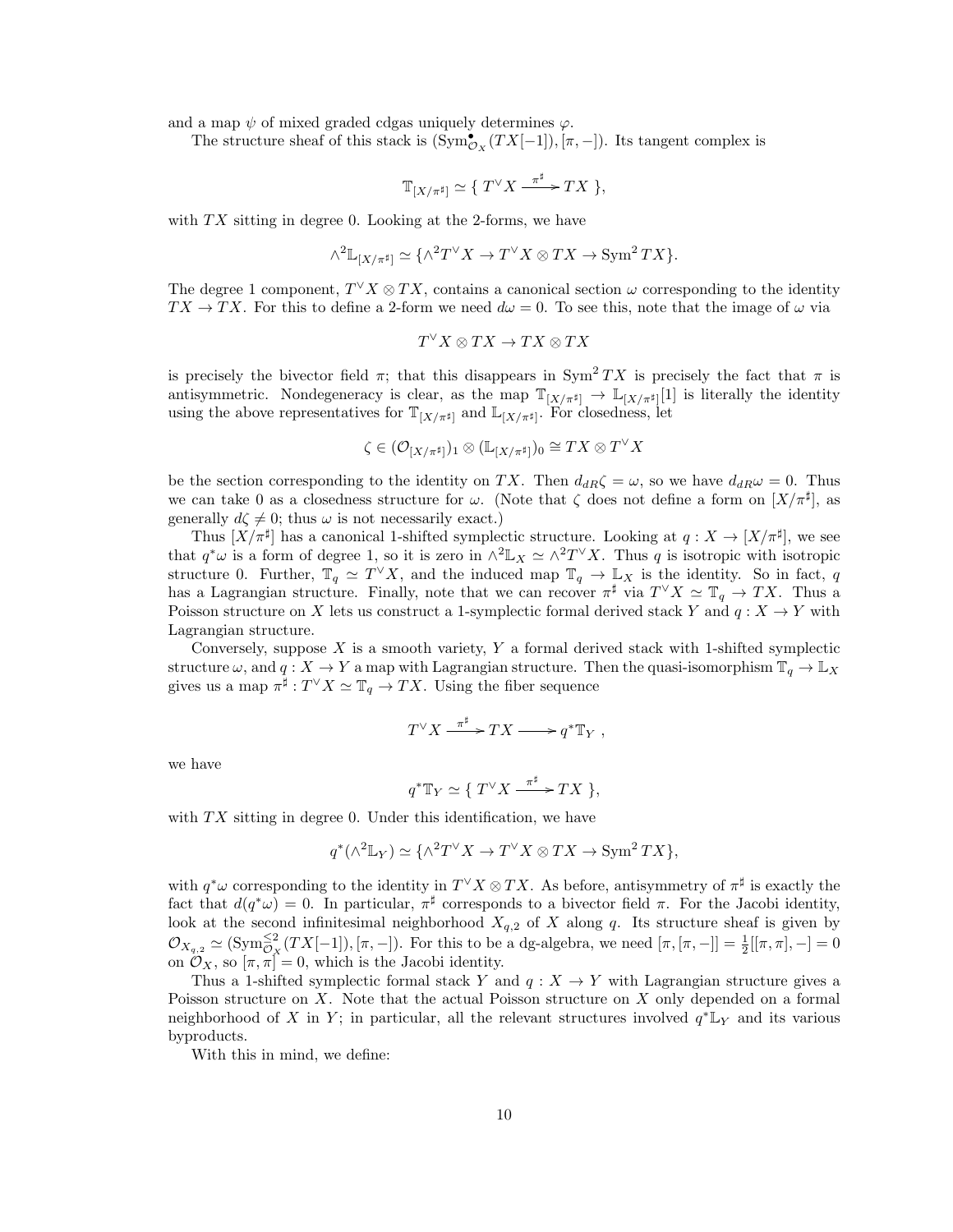and a map $\psi$ of mixed graded cdgas uniquely determines $\varphi$.

The structure sheaf of this stack is $(\mathrm{Sym}^\bullet_{\mathcal{O}_X}(TX[-1]), [\pi, -])$. Its tangent complex is

$$\mathbb{T}_{[X/\pi^\sharp]} \simeq \{\ T^\vee X \xrightarrow{\pi^\sharp} TX\ \},$$

with $TX$ sitting in degree 0. Looking at the 2-forms, we have

$$\wedge^2 \mathbb{L}_{[X/\pi^\sharp]} \simeq \{\wedge^2 T^\vee X \to T^\vee X \otimes TX \to \mathrm{Sym}^2\, TX\}.$$

The degree 1 component, $T^\vee X \otimes TX$, contains a canonical section $\omega$ corresponding to the identity $TX \to TX$. For this to define a 2-form we need $d\omega = 0$. To see this, note that the image of $\omega$ via

$$T^\vee X \otimes TX \to TX \otimes TX$$

is precisely the bivector field $\pi$; that this disappears in $\mathrm{Sym}^2\, TX$ is precisely the fact that $\pi$ is antisymmetric. Nondegeneracy is clear, as the map $\mathbb{T}_{[X/\pi^\sharp]} \to \mathbb{L}_{[X/\pi^\sharp]}[1]$ is literally the identity using the above representatives for $\mathbb{T}_{[X/\pi^\sharp]}$ and $\mathbb{L}_{[X/\pi^\sharp]}$. For closedness, let

$$\zeta \in (\mathcal{O}_{[X/\pi^\sharp]})_1 \otimes (\mathbb{L}_{[X/\pi^\sharp]})_0 \cong TX \otimes T^\vee X$$

be the section corresponding to the identity on $TX$. Then $d_{dR}\zeta = \omega$, so we have $d_{dR}\omega = 0$. Thus we can take 0 as a closedness structure for $\omega$. (Note that $\zeta$ does not define a form on $[X/\pi^\sharp]$, as generally $d\zeta \neq 0$; thus $\omega$ is not necessarily exact.)

Thus $[X/\pi^\sharp]$ has a canonical 1-shifted symplectic structure. Looking at $q : X \to [X/\pi^\sharp]$, we see that $q^*\omega$ is a form of degree 1, so it is zero in $\wedge^2 \mathbb{L}_X \simeq \wedge^2 T^\vee X$. Thus $q$ is isotropic with isotropic structure 0. Further, $\mathbb{T}_q \simeq T^\vee X$, and the induced map $\mathbb{T}_q \to \mathbb{L}_X$ is the identity. So in fact, $q$ has a Lagrangian structure. Finally, note that we can recover $\pi^\sharp$ via $T^\vee X \simeq \mathbb{T}_q \to TX$. Thus a Poisson structure on $X$ lets us construct a 1-symplectic formal derived stack $Y$ and $q : X \to Y$ with Lagrangian structure.

Conversely, suppose $X$ is a smooth variety, $Y$ a formal derived stack with 1-shifted symplectic structure $\omega$, and $q : X \to Y$ a map with Lagrangian structure. Then the quasi-isomorphism $\mathbb{T}_q \to \mathbb{L}_X$ gives us a map $\pi^\sharp : T^\vee X \simeq \mathbb{T}_q \to TX$. Using the fiber sequence

$$T^\vee X \xrightarrow{\pi^\sharp} TX \longrightarrow q^*\mathbb{T}_Y\ ,$$

we have

$$q^*\mathbb{T}_Y \simeq \{\ T^\vee X \xrightarrow{\pi^\sharp} TX\ \},$$

with $TX$ sitting in degree 0. Under this identification, we have

$$q^*(\wedge^2 \mathbb{L}_Y) \simeq \{\wedge^2 T^\vee X \to T^\vee X \otimes TX \to \mathrm{Sym}^2\, TX\},$$

with $q^*\omega$ corresponding to the identity in $T^\vee X \otimes TX$. As before, antisymmetry of $\pi^\sharp$ is exactly the fact that $d(q^*\omega) = 0$. In particular, $\pi^\sharp$ corresponds to a bivector field $\pi$. For the Jacobi identity, look at the second infinitesimal neighborhood $X_{q,2}$ of $X$ along $q$. Its structure sheaf is given by $\mathcal{O}_{X_{q,2}} \simeq (\mathrm{Sym}^{\leq 2}_{\mathcal{O}_X}(TX[-1]), [\pi, -])$. For this to be a dg-algebra, we need $[\pi, [\pi, -]] = \frac{1}{2}[[\pi, \pi], -] = 0$ on $\mathcal{O}_X$, so $[\pi, \pi] = 0$, which is the Jacobi identity.

Thus a 1-shifted symplectic formal stack $Y$ and $q : X \to Y$ with Lagrangian structure gives a Poisson structure on $X$. Note that the actual Poisson structure on $X$ only depended on a formal neighborhood of $X$ in $Y$; in particular, all the relevant structures involved $q^*\mathbb{L}_Y$ and its various byproducts.

With this in mind, we define: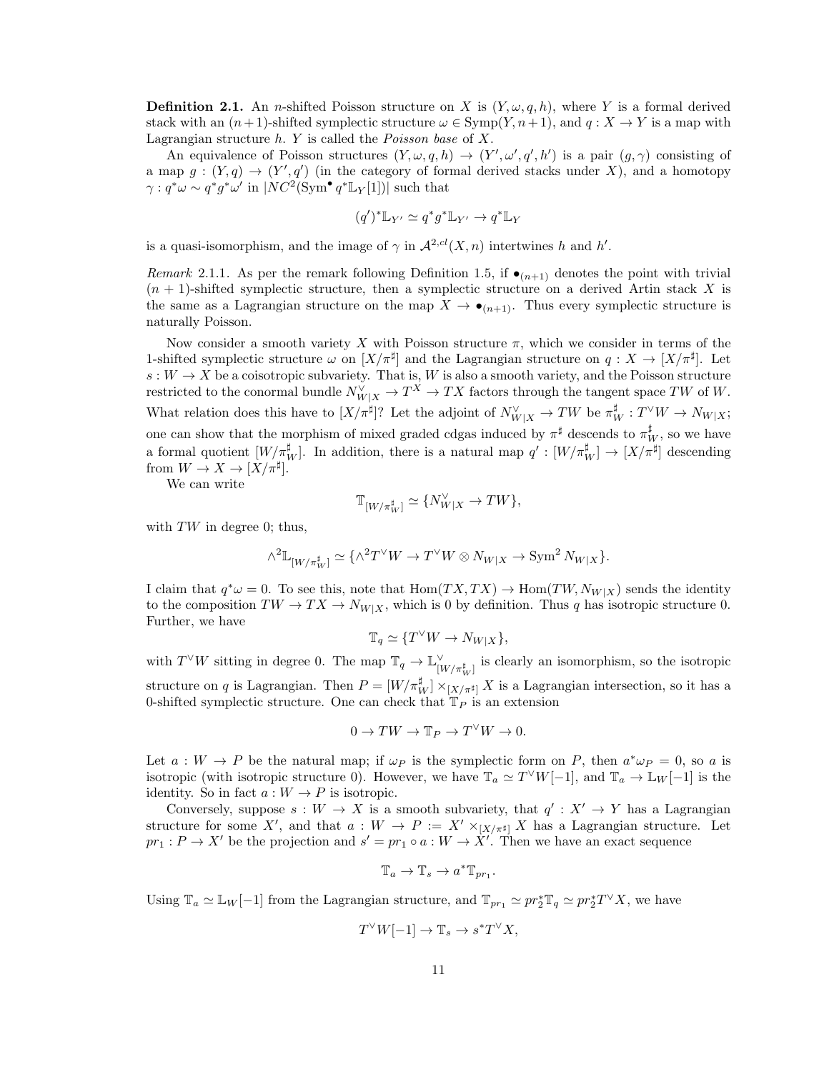**Definition 2.1.** An $n$-shifted Poisson structure on $X$ is $(Y, \omega, q, h)$, where $Y$ is a formal derived stack with an $(n+1)$-shifted symplectic structure $\omega \in \mathrm{Symp}(Y, n+1)$, and $q : X \to Y$ is a map with Lagrangian structure $h$. $Y$ is called the *Poisson base* of $X$.

An equivalence of Poisson structures $(Y, \omega, q, h) \to (Y', \omega', q', h')$ is a pair $(g, \gamma)$ consisting of a map $g : (Y, q) \to (Y', q')$ (in the category of formal derived stacks under $X$), and a homotopy $\gamma : q^*\omega \sim q^*g^*\omega'$ in $|NC^2(\mathrm{Sym}^\bullet q^*\mathbb{L}_Y[1])|$ such that

$$(q')^*\mathbb{L}_{Y'} \simeq q^*g^*\mathbb{L}_{Y'} \to q^*\mathbb{L}_Y$$

is a quasi-isomorphism, and the image of $\gamma$ in $\mathcal{A}^{2,cl}(X, n)$ intertwines $h$ and $h'$.

*Remark* 2.1.1. As per the remark following Definition 1.5, if $\bullet_{(n+1)}$ denotes the point with trivial $(n+1)$-shifted symplectic structure, then a symplectic structure on a derived Artin stack $X$ is the same as a Lagrangian structure on the map $X \to \bullet_{(n+1)}$. Thus every symplectic structure is naturally Poisson.

Now consider a smooth variety $X$ with Poisson structure $\pi$, which we consider in terms of the 1-shifted symplectic structure $\omega$ on $[X/\pi^\sharp]$ and the Lagrangian structure on $q : X \to [X/\pi^\sharp]$. Let $s : W \to X$ be a coisotropic subvariety. That is, $W$ is also a smooth variety, and the Poisson structure restricted to the conormal bundle $N^\vee_{W|X} \to T^X \to TX$ factors through the tangent space $TW$ of $W$. What relation does this have to $[X/\pi^\sharp]$? Let the adjoint of $N^\vee_{W|X} \to TW$ be $\pi^\sharp_W : T^\vee W \to N_{W|X}$; one can show that the morphism of mixed graded cdgas induced by $\pi^\sharp$ descends to $\pi^\sharp_W$, so we have a formal quotient $[W/\pi^\sharp_W]$. In addition, there is a natural map $q' : [W/\pi^\sharp_W] \to [X/\pi^\sharp]$ descending from $W \to X \to [X/\pi^\sharp]$.

We can write

$$\mathbb{T}_{[W/\pi^\sharp_W]} \simeq \{N^\vee_{W|X} \to TW\},$$

with $TW$ in degree 0; thus,

$$\wedge^2\mathbb{L}_{[W/\pi^\sharp_W]} \simeq \{\wedge^2 T^\vee W \to T^\vee W \otimes N_{W|X} \to \mathrm{Sym}^2 N_{W|X}\}.$$

I claim that $q^*\omega = 0$. To see this, note that $\mathrm{Hom}(TX, TX) \to \mathrm{Hom}(TW, N_{W|X})$ sends the identity to the composition $TW \to TX \to N_{W|X}$, which is 0 by definition. Thus $q$ has isotropic structure 0. Further, we have

$$\mathbb{T}_q \simeq \{T^\vee W \to N_{W|X}\},$$

with $T^\vee W$ sitting in degree 0. The map $\mathbb{T}_q \to \mathbb{L}^\vee_{[W/\pi^\sharp_W]}$ is clearly an isomorphism, so the isotropic structure on $q$ is Lagrangian. Then $P = [W/\pi^\sharp_W] \times_{[X/\pi^\sharp]} X$ is a Lagrangian intersection, so it has a 0-shifted symplectic structure. One can check that $\mathbb{T}_P$ is an extension

$$0 \to TW \to \mathbb{T}_P \to T^\vee W \to 0.$$

Let $a : W \to P$ be the natural map; if $\omega_P$ is the symplectic form on $P$, then $a^*\omega_P = 0$, so $a$ is isotropic (with isotropic structure 0). However, we have $\mathbb{T}_a \simeq T^\vee W[-1]$, and $\mathbb{T}_a \to \mathbb{L}_W[-1]$ is the identity. So in fact $a : W \to P$ is isotropic.

Conversely, suppose $s : W \to X$ is a smooth subvariety, that $q' : X' \to Y$ has a Lagrangian structure for some $X'$, and that $a : W \to P := X' \times_{[X/\pi^\sharp]} X$ has a Lagrangian structure. Let $pr_1 : P \to X'$ be the projection and $s' = pr_1 \circ a : W \to X'$. Then we have an exact sequence

$$\mathbb{T}_a \to \mathbb{T}_s \to a^*\mathbb{T}_{pr_1}.$$

Using $\mathbb{T}_a \simeq \mathbb{L}_W[-1]$ from the Lagrangian structure, and $\mathbb{T}_{pr_1} \simeq pr_2^*\mathbb{T}_q \simeq pr_2^*T^\vee X$, we have

$$T^\vee W[-1] \to \mathbb{T}_s \to s^*T^\vee X,$$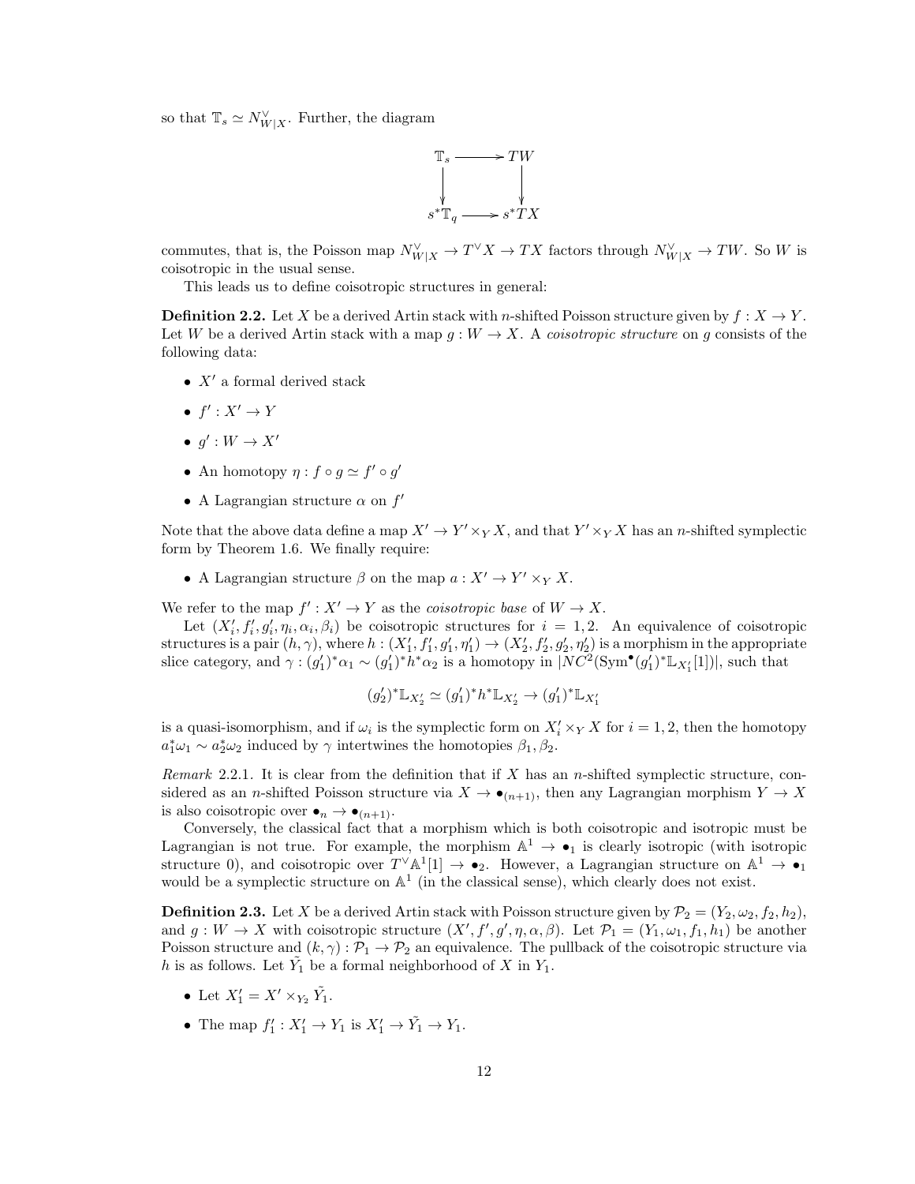so that $\mathbb{T}_s \simeq N^\vee_{W|X}$. Further, the diagram

$$\begin{array}{ccc} \mathbb{T}_s & \longrightarrow & TW \\ \downarrow & & \downarrow \\ s^*\mathbb{T}_q & \longrightarrow & s^*TX \end{array}$$

commutes, that is, the Poisson map $N^\vee_{W|X} \to T^\vee X \to TX$ factors through $N^\vee_{W|X} \to TW$. So $W$ is coisotropic in the usual sense.

This leads us to define coisotropic structures in general:

**Definition 2.2.** Let $X$ be a derived Artin stack with $n$-shifted Poisson structure given by $f : X \to Y$. Let $W$ be a derived Artin stack with a map $g : W \to X$. A *coisotropic structure* on $g$ consists of the following data:

- $X'$ a formal derived stack
- $f' : X' \to Y$
- $g' : W \to X'$
- An homotopy $\eta : f \circ g \simeq f' \circ g'$
- A Lagrangian structure $\alpha$ on $f'$

Note that the above data define a map $X' \to Y' \times_Y X$, and that $Y' \times_Y X$ has an $n$-shifted symplectic form by Theorem 1.6. We finally require:

- A Lagrangian structure $\beta$ on the map $a : X' \to Y' \times_Y X$.

We refer to the map $f' : X' \to Y$ as the *coisotropic base* of $W \to X$.

Let $(X'_i, f'_i, g'_i, \eta_i, \alpha_i, \beta_i)$ be coisotropic structures for $i = 1, 2$. An equivalence of coisotropic structures is a pair $(h, \gamma)$, where $h : (X'_1, f'_1, g'_1, \eta'_1) \to (X'_2, f'_2, g'_2, \eta'_2)$ is a morphism in the appropriate slice category, and $\gamma : (g'_1)^*\alpha_1 \sim (g'_1)^*h^*\alpha_2$ is a homotopy in $|NC^2(\mathrm{Sym}^\bullet(g'_1)^*\mathbb{L}_{X'_1}[1])|$, such that

$$(g'_2)^*\mathbb{L}_{X'_2} \simeq (g'_1)^*h^*\mathbb{L}_{X'_2} \to (g'_1)^*\mathbb{L}_{X'_1}$$

is a quasi-isomorphism, and if $\omega_i$ is the symplectic form on $X'_i \times_Y X$ for $i = 1, 2$, then the homotopy $a_1^*\omega_1 \sim a_2^*\omega_2$ induced by $\gamma$ intertwines the homotopies $\beta_1, \beta_2$.

*Remark* 2.2.1. It is clear from the definition that if $X$ has an $n$-shifted symplectic structure, considered as an $n$-shifted Poisson structure via $X \to \bullet_{(n+1)}$, then any Lagrangian morphism $Y \to X$ is also coisotropic over $\bullet_n \to \bullet_{(n+1)}$.

Conversely, the classical fact that a morphism which is both coisotropic and isotropic must be Lagrangian is not true. For example, the morphism $\mathbb{A}^1 \to \bullet_1$ is clearly isotropic (with isotropic structure 0), and coisotropic over $T^\vee\mathbb{A}^1[1] \to \bullet_2$. However, a Lagrangian structure on $\mathbb{A}^1 \to \bullet_1$ would be a symplectic structure on $\mathbb{A}^1$ (in the classical sense), which clearly does not exist.

**Definition 2.3.** Let $X$ be a derived Artin stack with Poisson structure given by $\mathcal{P}_2 = (Y_2, \omega_2, f_2, h_2)$, and $g : W \to X$ with coisotropic structure $(X', f', g', \eta, \alpha, \beta)$. Let $\mathcal{P}_1 = (Y_1, \omega_1, f_1, h_1)$ be another Poisson structure and $(k, \gamma) : \mathcal{P}_1 \to \mathcal{P}_2$ an equivalence. The pullback of the coisotropic structure via $h$ is as follows. Let $\tilde{Y}_1$ be a formal neighborhood of $X$ in $Y_1$.

- Let $X'_1 = X' \times_{Y_2} \tilde{Y}_1$.
- The map $f'_1 : X'_1 \to Y_1$ is $X'_1 \to \tilde{Y}_1 \to Y_1$.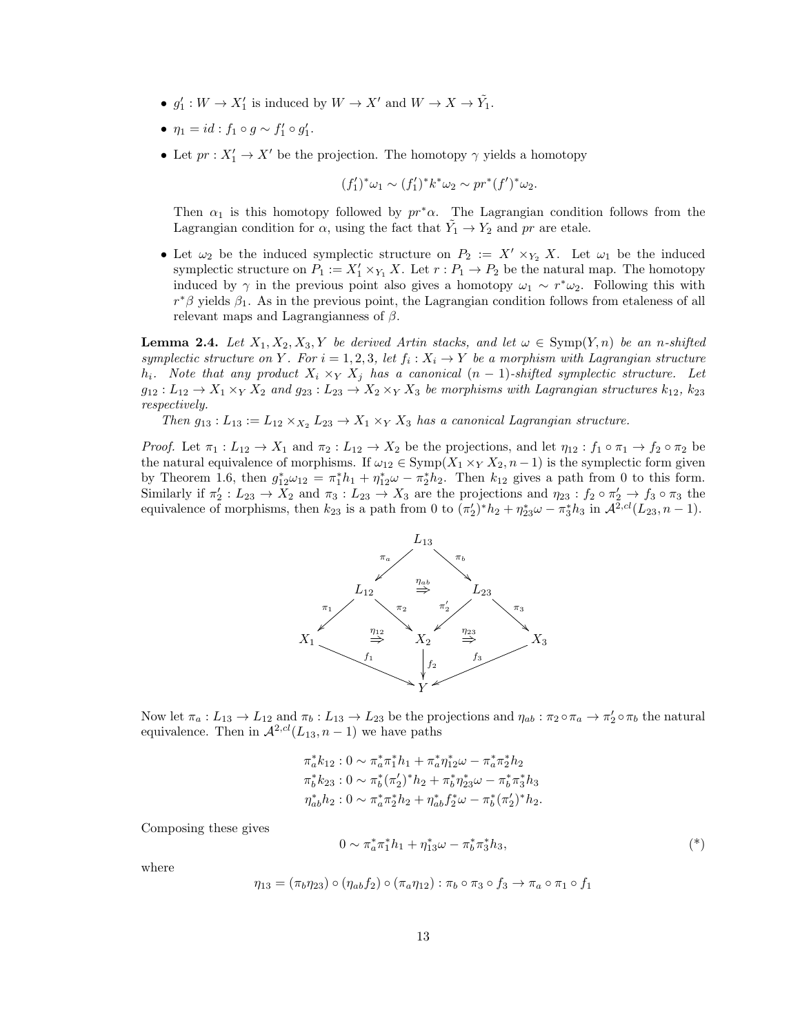- $g_1' : W \to X_1'$ is induced by $W \to X'$ and $W \to X \to \tilde{Y_1}$.
- $\eta_1 = id : f_1 \circ g \sim f_1' \circ g_1'$.
- Let $pr : X_1' \to X'$ be the projection. The homotopy $\gamma$ yields a homotopy

$$(f_1')^*\omega_1 \sim (f_1')^* k^*\omega_2 \sim pr^*(f')^*\omega_2.$$

  Then $\alpha_1$ is this homotopy followed by $pr^*\alpha$. The Lagrangian condition follows from the Lagrangian condition for $\alpha$, using the fact that $\tilde{Y_1} \to Y_2$ and $pr$ are etale.

- Let $\omega_2$ be the induced symplectic structure on $P_2 := X' \times_{Y_2} X$. Let $\omega_1$ be the induced symplectic structure on $P_1 := X_1' \times_{Y_1} X$. Let $r : P_1 \to P_2$ be the natural map. The homotopy induced by $\gamma$ in the previous point also gives a homotopy $\omega_1 \sim r^*\omega_2$. Following this with $r^*\beta$ yields $\beta_1$. As in the previous point, the Lagrangian condition follows from etaleness of all relevant maps and Lagrangianness of $\beta$.

**Lemma 2.4.** *Let $X_1, X_2, X_3, Y$ be derived Artin stacks, and let $\omega \in \mathrm{Symp}(Y, n)$ be an $n$-shifted symplectic structure on $Y$. For $i = 1, 2, 3$, let $f_i : X_i \to Y$ be a morphism with Lagrangian structure $h_i$. Note that any product $X_i \times_Y X_j$ has a canonical $(n-1)$-shifted symplectic structure. Let $g_{12} : L_{12} \to X_1 \times_Y X_2$ and $g_{23} : L_{23} \to X_2 \times_Y X_3$ be morphisms with Lagrangian structures $k_{12}$, $k_{23}$ respectively.*

*Then $g_{13} : L_{13} := L_{12} \times_{X_2} L_{23} \to X_1 \times_Y X_3$ has a canonical Lagrangian structure.*

*Proof.* Let $\pi_1 : L_{12} \to X_1$ and $\pi_2 : L_{12} \to X_2$ be the projections, and let $\eta_{12} : f_1 \circ \pi_1 \to f_2 \circ \pi_2$ be the natural equivalence of morphisms. If $\omega_{12} \in \mathrm{Symp}(X_1 \times_Y X_2, n-1)$ is the symplectic form given by Theorem 1.6, then $g_{12}^*\omega_{12} = \pi_1^* h_1 + \eta_{12}^*\omega - \pi_2^* h_2$. Then $k_{12}$ gives a path from 0 to this form. Similarly if $\pi_2' : L_{23} \to X_2$ and $\pi_3 : L_{23} \to X_3$ are the projections and $\eta_{23} : f_2 \circ \pi_2' \to f_3 \circ \pi_3$ the equivalence of morphisms, then $k_{23}$ is a path from 0 to $(\pi_2')^* h_2 + \eta_{23}^*\omega - \pi_3^* h_3$ in $\mathcal{A}^{2,cl}(L_{23}, n-1)$.

$$\begin{array}{ccccc}
 & & L_{13} & & \\
 & \swarrow^{\pi_a} & \overset{\eta_{ab}}{\Rightarrow} & \searrow^{\pi_b} & \\
 & L_{12} & & L_{23} & \\
\swarrow^{\pi_1} & \searrow^{\pi_2} \;\overset{\eta_{12}}{\Rightarrow} & & \overset{\eta_{23}}{\Rightarrow}\; \swarrow^{\pi_2'} & \searrow^{\pi_3} \\
X_1 & & X_2 & & X_3 \\
 & \searrow_{f_1} & \downarrow{f_2} & \swarrow_{f_3} & \\
 & & Y & &
\end{array}$$

Now let $\pi_a : L_{13} \to L_{12}$ and $\pi_b : L_{13} \to L_{23}$ be the projections and $\eta_{ab} : \pi_2 \circ \pi_a \to \pi_2' \circ \pi_b$ the natural equivalence. Then in $\mathcal{A}^{2,cl}(L_{13}, n-1)$ we have paths

$$\begin{aligned}
\pi_a^* k_{12} &: 0 \sim \pi_a^*\pi_1^* h_1 + \pi_a^*\eta_{12}^*\omega - \pi_a^*\pi_2^* h_2 \\
\pi_b^* k_{23} &: 0 \sim \pi_b^*(\pi_2')^* h_2 + \pi_b^*\eta_{23}^*\omega - \pi_b^*\pi_3^* h_3 \\
\eta_{ab}^* h_2 &: 0 \sim \pi_a^*\pi_2^* h_2 + \eta_{ab}^* f_2^*\omega - \pi_b^*(\pi_2')^* h_2.
\end{aligned}$$

Composing these gives

$$0 \sim \pi_a^*\pi_1^* h_1 + \eta_{13}^*\omega - \pi_b^*\pi_3^* h_3, \tag{*}$$

where

$$\eta_{13} = (\pi_b \eta_{23}) \circ (\eta_{ab} f_2) \circ (\pi_a \eta_{12}) : \pi_b \circ \pi_3 \circ f_3 \to \pi_a \circ \pi_1 \circ f_1$$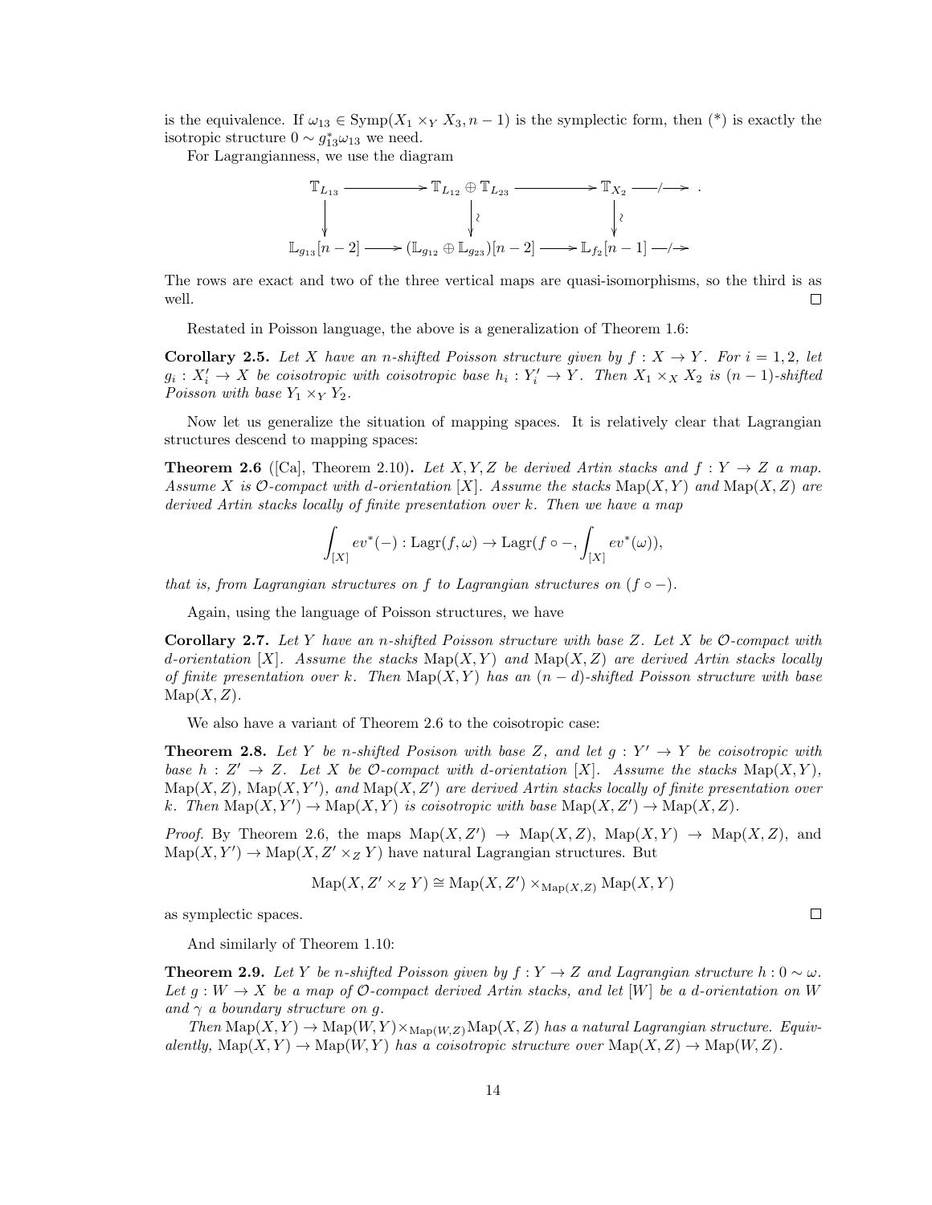is the equivalence. If $\omega_{13} \in \mathrm{Symp}(X_1 \times_Y X_3, n-1)$ is the symplectic form, then (*) is exactly the isotropic structure $0 \sim g_{13}^*\omega_{13}$ we need.

For Lagrangianness, we use the diagram

$$\begin{array}{ccccccc}
\mathbb{T}_{L_{13}} & \longrightarrow & \mathbb{T}_{L_{12}} \oplus \mathbb{T}_{L_{23}} & \longrightarrow & \mathbb{T}_{X_2} & \xrightarrow{\ /\ } & . \\
\downarrow & & \downarrow \wr & & \downarrow \wr & & \\
\mathbb{L}_{g_{13}}[n-2] & \longrightarrow & (\mathbb{L}_{g_{12}} \oplus \mathbb{L}_{g_{23}})[n-2] & \longrightarrow & \mathbb{L}_{f_2}[n-1] & \xrightarrow{\ /\ } &
\end{array}$$

The rows are exact and two of the three vertical maps are quasi-isomorphisms, so the third is as well. □

Restated in Poisson language, the above is a generalization of Theorem 1.6:

**Corollary 2.5.** *Let $X$ have an $n$-shifted Poisson structure given by $f : X \to Y$. For $i = 1, 2$, let $g_i : X_i' \to X$ be coisotropic with coisotropic base $h_i : Y_i' \to Y$. Then $X_1 \times_X X_2$ is $(n-1)$-shifted Poisson with base $Y_1 \times_Y Y_2$.*

Now let us generalize the situation of mapping spaces. It is relatively clear that Lagrangian structures descend to mapping spaces:

**Theorem 2.6** ([Ca], Theorem 2.10)**.** *Let $X, Y, Z$ be derived Artin stacks and $f : Y \to Z$ a map. Assume $X$ is $\mathcal{O}$-compact with $d$-orientation $[X]$. Assume the stacks $\mathrm{Map}(X, Y)$ and $\mathrm{Map}(X, Z)$ are derived Artin stacks locally of finite presentation over $k$. Then we have a map*

$$\int_{[X]} ev^*(-) : \mathrm{Lagr}(f, \omega) \to \mathrm{Lagr}(f \circ -, \int_{[X]} ev^*(\omega)),$$

*that is, from Lagrangian structures on $f$ to Lagrangian structures on $(f \circ -)$.*

Again, using the language of Poisson structures, we have

**Corollary 2.7.** *Let $Y$ have an $n$-shifted Poisson structure with base $Z$. Let $X$ be $\mathcal{O}$-compact with $d$-orientation $[X]$. Assume the stacks $\mathrm{Map}(X, Y)$ and $\mathrm{Map}(X, Z)$ are derived Artin stacks locally of finite presentation over $k$. Then $\mathrm{Map}(X, Y)$ has an $(n-d)$-shifted Poisson structure with base $\mathrm{Map}(X, Z)$.*

We also have a variant of Theorem 2.6 to the coisotropic case:

**Theorem 2.8.** *Let $Y$ be $n$-shifted Posison with base $Z$, and let $g : Y' \to Y$ be coisotropic with base $h : Z' \to Z$. Let $X$ be $\mathcal{O}$-compact with $d$-orientation $[X]$. Assume the stacks $\mathrm{Map}(X, Y)$, $\mathrm{Map}(X, Z)$, $\mathrm{Map}(X, Y')$, and $\mathrm{Map}(X, Z')$ are derived Artin stacks locally of finite presentation over $k$. Then $\mathrm{Map}(X, Y') \to \mathrm{Map}(X, Y)$ is coisotropic with base $\mathrm{Map}(X, Z') \to \mathrm{Map}(X, Z)$.*

*Proof.* By Theorem 2.6, the maps $\mathrm{Map}(X, Z') \to \mathrm{Map}(X, Z)$, $\mathrm{Map}(X, Y) \to \mathrm{Map}(X, Z)$, and $\mathrm{Map}(X, Y') \to \mathrm{Map}(X, Z' \times_Z Y)$ have natural Lagrangian structures. But

$$\mathrm{Map}(X, Z' \times_Z Y) \cong \mathrm{Map}(X, Z') \times_{\mathrm{Map}(X,Z)} \mathrm{Map}(X, Y)$$

as symplectic spaces. □

And similarly of Theorem 1.10:

**Theorem 2.9.** *Let $Y$ be $n$-shifted Poisson given by $f : Y \to Z$ and Lagrangian structure $h : 0 \sim \omega$. Let $g : W \to X$ be a map of $\mathcal{O}$-compact derived Artin stacks, and let $[W]$ be a $d$-orientation on $W$ and $\gamma$ a boundary structure on $g$.*

*Then $\mathrm{Map}(X, Y) \to \mathrm{Map}(W, Y) \times_{\mathrm{Map}(W,Z)} \mathrm{Map}(X, Z)$ has a natural Lagrangian structure. Equivalently, $\mathrm{Map}(X, Y) \to \mathrm{Map}(W, Y)$ has a coisotropic structure over $\mathrm{Map}(X, Z) \to \mathrm{Map}(W, Z)$.*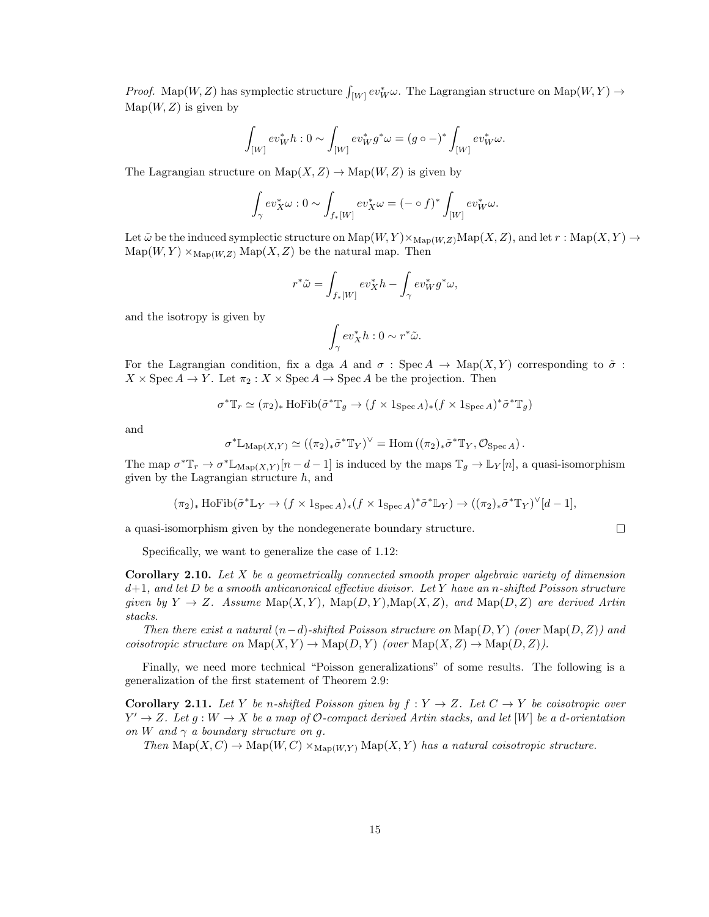*Proof.* $\mathrm{Map}(W,Z)$ has symplectic structure $\int_{[W]} ev_W^*\omega$. The Lagrangian structure on $\mathrm{Map}(W,Y) \to \mathrm{Map}(W,Z)$ is given by

$$\int_{[W]} ev_W^* h : 0 \sim \int_{[W]} ev_W^* g^*\omega = (g\circ -)^* \int_{[W]} ev_W^*\omega.$$

The Lagrangian structure on $\mathrm{Map}(X,Z) \to \mathrm{Map}(W,Z)$ is given by

$$\int_\gamma ev_X^*\omega : 0 \sim \int_{f_*[W]} ev_X^*\omega = (-\circ f)^* \int_{[W]} ev_W^*\omega.$$

Let $\tilde\omega$ be the induced symplectic structure on $\mathrm{Map}(W,Y)\times_{\mathrm{Map}(W,Z)}\mathrm{Map}(X,Z)$, and let $r : \mathrm{Map}(X,Y) \to \mathrm{Map}(W,Y)\times_{\mathrm{Map}(W,Z)}\mathrm{Map}(X,Z)$ be the natural map. Then

$$r^*\tilde\omega = \int_{f_*[W]} ev_X^* h - \int_\gamma ev_W^* g^*\omega,$$

and the isotropy is given by

$$\int_\gamma ev_X^* h : 0 \sim r^*\tilde\omega.$$

For the Lagrangian condition, fix a dga $A$ and $\sigma : \operatorname{Spec} A \to \mathrm{Map}(X,Y)$ corresponding to $\tilde\sigma : X \times \operatorname{Spec} A \to Y$. Let $\pi_2 : X \times \operatorname{Spec} A \to \operatorname{Spec} A$ be the projection. Then

$$\sigma^*\mathbb{T}_r \simeq (\pi_2)_* \operatorname{HoFib}(\tilde\sigma^*\mathbb{T}_g \to (f\times 1_{\operatorname{Spec} A})_*(f\times 1_{\operatorname{Spec} A})^*\tilde\sigma^*\mathbb{T}_g)$$

and

$$\sigma^*\mathbb{L}_{\mathrm{Map}(X,Y)} \simeq ((\pi_2)_*\tilde\sigma^*\mathbb{T}_Y)^\vee = \operatorname{Hom}\left((\pi_2)_*\tilde\sigma^*\mathbb{T}_Y, \mathcal{O}_{\operatorname{Spec} A}\right).$$

The map $\sigma^*\mathbb{T}_r \to \sigma^*\mathbb{L}_{\mathrm{Map}(X,Y)}[n-d-1]$ is induced by the maps $\mathbb{T}_g \to \mathbb{L}_Y[n]$, a quasi-isomorphism given by the Lagrangian structure $h$, and

$$(\pi_2)_* \operatorname{HoFib}(\tilde\sigma^*\mathbb{L}_Y \to (f\times 1_{\operatorname{Spec} A})_*(f\times 1_{\operatorname{Spec} A})^*\tilde\sigma^*\mathbb{L}_Y) \to ((\pi_2)_*\tilde\sigma^*\mathbb{T}_Y)^\vee[d-1],$$

a quasi-isomorphism given by the nondegenerate boundary structure. ∎

Specifically, we want to generalize the case of 1.12:

**Corollary 2.10.** *Let $X$ be a geometrically connected smooth proper algebraic variety of dimension $d+1$, and let $D$ be a smooth anticanonical effective divisor. Let $Y$ have an $n$-shifted Poisson structure given by $Y \to Z$. Assume $\mathrm{Map}(X,Y)$, $\mathrm{Map}(D,Y)$, $\mathrm{Map}(X,Z)$, and $\mathrm{Map}(D,Z)$ are derived Artin stacks.*

*Then there exist a natural $(n-d)$-shifted Poisson structure on $\mathrm{Map}(D,Y)$ (over $\mathrm{Map}(D,Z)$) and coisotropic structure on $\mathrm{Map}(X,Y) \to \mathrm{Map}(D,Y)$ (over $\mathrm{Map}(X,Z) \to \mathrm{Map}(D,Z)$).*

Finally, we need more technical "Poisson generalizations" of some results. The following is a generalization of the first statement of Theorem 2.9:

**Corollary 2.11.** *Let $Y$ be $n$-shifted Poisson given by $f : Y \to Z$. Let $C \to Y$ be coisotropic over $Y' \to Z$. Let $g : W \to X$ be a map of $\mathcal{O}$-compact derived Artin stacks, and let $[W]$ be a $d$-orientation on $W$ and $\gamma$ a boundary structure on $g$.*

*Then $\mathrm{Map}(X,C) \to \mathrm{Map}(W,C)\times_{\mathrm{Map}(W,Y)}\mathrm{Map}(X,Y)$ has a natural coisotropic structure.*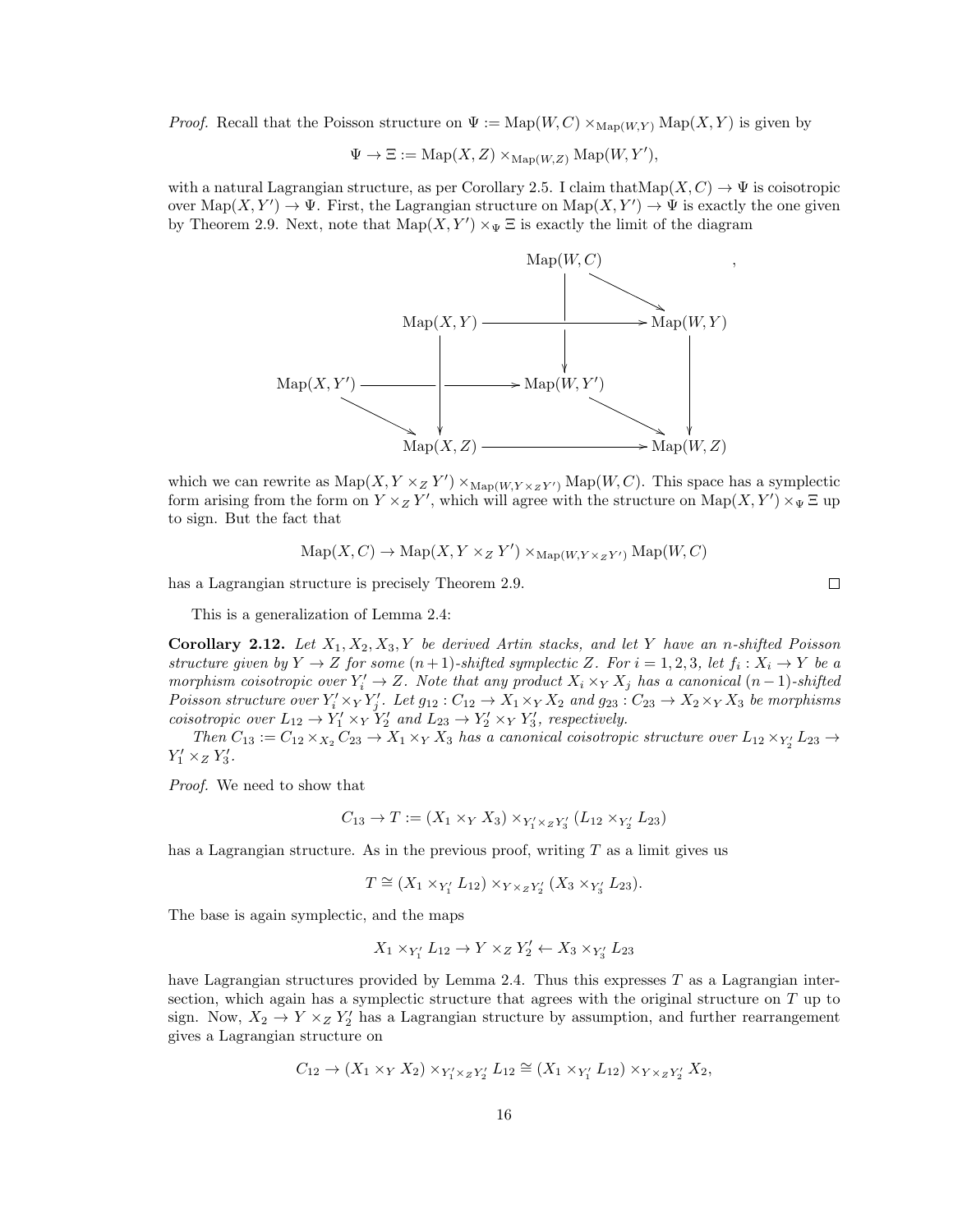*Proof.* Recall that the Poisson structure on $\Psi := \mathrm{Map}(W, C) \times_{\mathrm{Map}(W,Y)} \mathrm{Map}(X, Y)$ is given by

$$\Psi \to \Xi := \mathrm{Map}(X, Z) \times_{\mathrm{Map}(W,Z)} \mathrm{Map}(W, Y'),$$

with a natural Lagrangian structure, as per Corollary 2.5. I claim that$\mathrm{Map}(X, C) \to \Psi$ is coisotropic over $\mathrm{Map}(X, Y') \to \Psi$. First, the Lagrangian structure on $\mathrm{Map}(X, Y') \to \Psi$ is exactly the one given by Theorem 2.9. Next, note that $\mathrm{Map}(X, Y') \times_\Psi \Xi$ is exactly the limit of the diagram

$$\begin{array}{ccccc}
 & & \mathrm{Map}(W,C) & & \\
 & & \downarrow & \searrow & \\
 & \mathrm{Map}(X,Y) & \longrightarrow & & \mathrm{Map}(W,Y) \\
 & \downarrow & \downarrow & & \downarrow \\
\mathrm{Map}(X,Y') & \longrightarrow & \mathrm{Map}(W,Y') & & \downarrow \\
 & \searrow \; \downarrow & & \searrow & \downarrow \\
 & \mathrm{Map}(X,Z) & \longrightarrow & & \mathrm{Map}(W,Z)
\end{array},$$

which we can rewrite as $\mathrm{Map}(X, Y \times_Z Y') \times_{\mathrm{Map}(W,Y\times_Z Y')} \mathrm{Map}(W, C)$. This space has a symplectic form arising from the form on $Y \times_Z Y'$, which will agree with the structure on $\mathrm{Map}(X, Y') \times_\Psi \Xi$ up to sign. But the fact that

$$\mathrm{Map}(X, C) \to \mathrm{Map}(X, Y \times_Z Y') \times_{\mathrm{Map}(W,Y\times_Z Y')} \mathrm{Map}(W, C)$$

has a Lagrangian structure is precisely Theorem 2.9. $\square$

This is a generalization of Lemma 2.4:

**Corollary 2.12.** *Let $X_1, X_2, X_3, Y$ be derived Artin stacks, and let $Y$ have an $n$-shifted Poisson structure given by $Y \to Z$ for some $(n+1)$-shifted symplectic $Z$. For $i = 1, 2, 3$, let $f_i : X_i \to Y$ be a morphism coisotropic over $Y_i' \to Z$. Note that any product $X_i \times_Y X_j$ has a canonical $(n-1)$-shifted Poisson structure over $Y_i' \times_Y Y_j'$. Let $g_{12} : C_{12} \to X_1 \times_Y X_2$ and $g_{23} : C_{23} \to X_2 \times_Y X_3$ be morphisms coisotropic over $L_{12} \to Y_1' \times_Y Y_2'$ and $L_{23} \to Y_2' \times_Y Y_3'$, respectively.*

*Then $C_{13} := C_{12} \times_{X_2} C_{23} \to X_1 \times_Y X_3$ has a canonical coisotropic structure over $L_{12} \times_{Y_2'} L_{23} \to Y_1' \times_Z Y_3'$.*

*Proof.* We need to show that

$$C_{13} \to T := (X_1 \times_Y X_3) \times_{Y_1' \times_Z Y_3'} (L_{12} \times_{Y_2'} L_{23})$$

has a Lagrangian structure. As in the previous proof, writing $T$ as a limit gives us

$$T \cong (X_1 \times_{Y_1'} L_{12}) \times_{Y \times_Z Y_2'} (X_3 \times_{Y_3'} L_{23}).$$

The base is again symplectic, and the maps

$$X_1 \times_{Y_1'} L_{12} \to Y \times_Z Y_2' \leftarrow X_3 \times_{Y_3'} L_{23}$$

have Lagrangian structures provided by Lemma 2.4. Thus this expresses $T$ as a Lagrangian intersection, which again has a symplectic structure that agrees with the original structure on $T$ up to sign. Now, $X_2 \to Y \times_Z Y_2'$ has a Lagrangian structure by assumption, and further rearrangement gives a Lagrangian structure on

$$C_{12} \to (X_1 \times_Y X_2) \times_{Y_1' \times_Z Y_2'} L_{12} \cong (X_1 \times_{Y_1'} L_{12}) \times_{Y \times_Z Y_2'} X_2,$$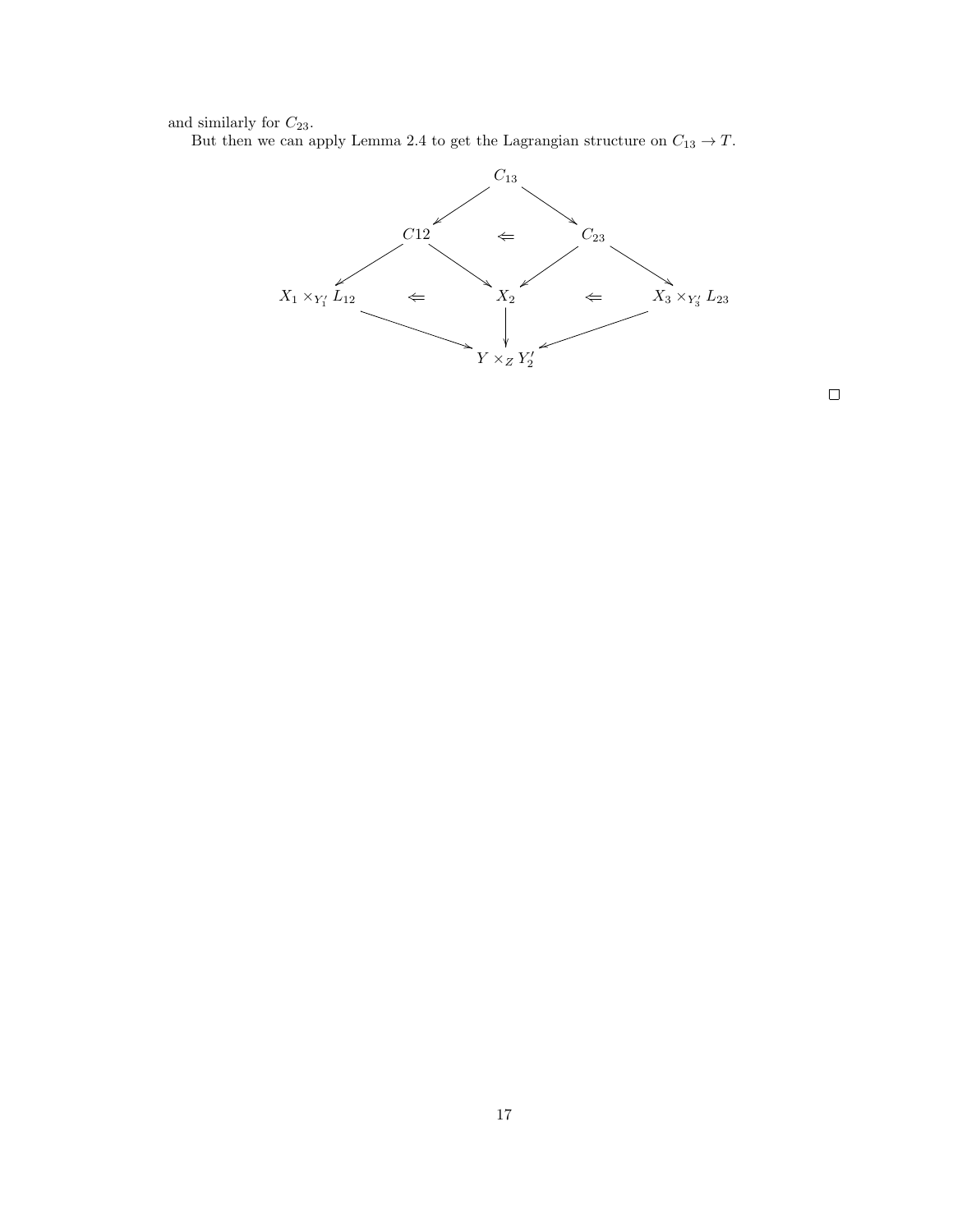and similarly for $C_{23}$.

But then we can apply Lemma 2.4 to get the Lagrangian structure on $C_{13} \to T$.

$$
\begin{array}{ccccccccc}
 & & & & C_{13} & & & & \\
 & & & \swarrow & & \searrow & & & \\
 & & C12 & & \Leftarrow & & C_{23} & & \\
 & \swarrow & & \searrow & & \swarrow & & \searrow & \\
X_1 \times_{Y_1'} L_{12} & & \Leftarrow & & X_2 & & \Leftarrow & & X_3 \times_{Y_3'} L_{23} \\
 & \searrow & & & \downarrow & & & \swarrow & \\
 & & & & Y \times_Z Y_2' & & & &
\end{array}
$$

□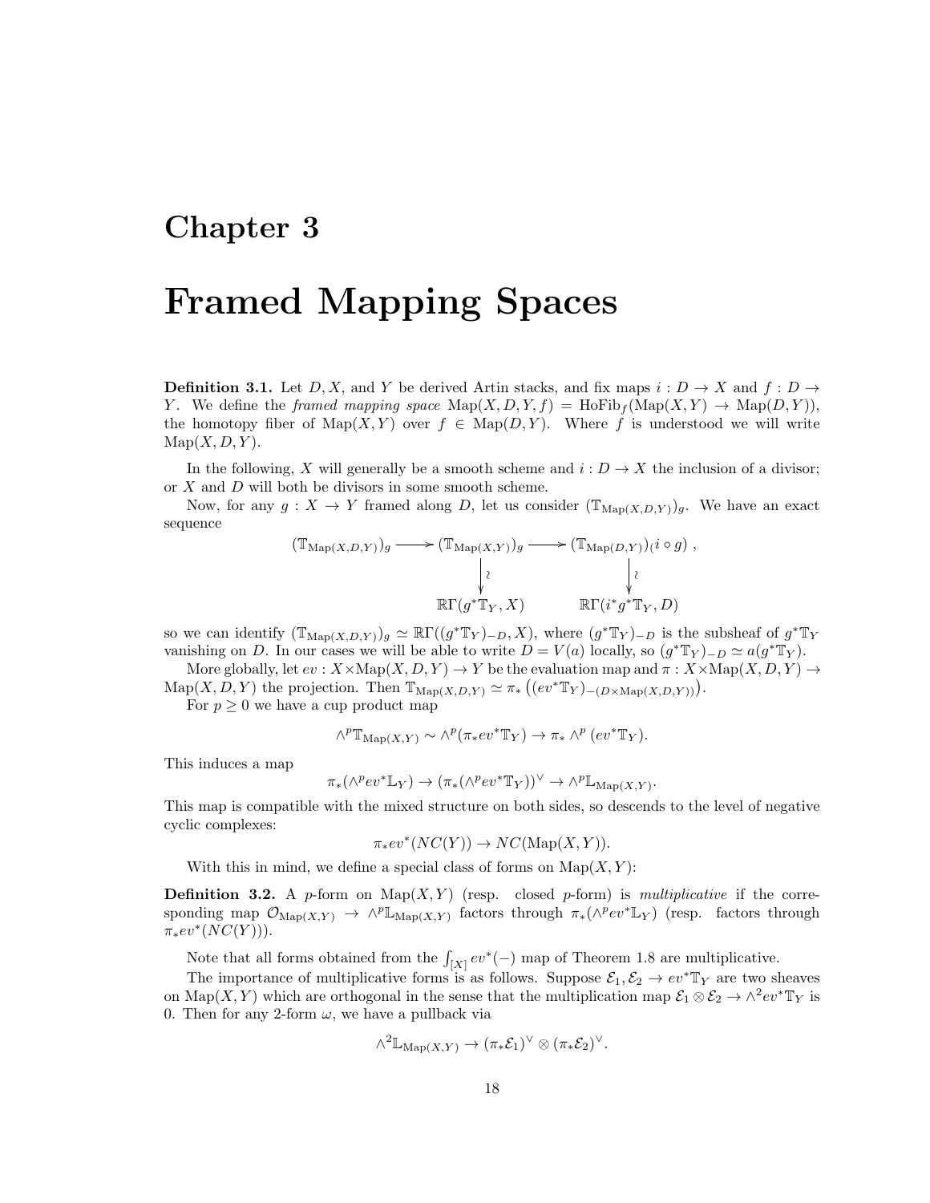# Chapter 3

# Framed Mapping Spaces

**Definition 3.1.** Let $D, X$, and $Y$ be derived Artin stacks, and fix maps $i : D \to X$ and $f : D \to Y$. We define the *framed mapping space* $\mathrm{Map}(X, D, Y, f) = \mathrm{HoFib}_f(\mathrm{Map}(X, Y) \to \mathrm{Map}(D, Y))$, the homotopy fiber of $\mathrm{Map}(X, Y)$ over $f \in \mathrm{Map}(D, Y)$. Where $f$ is understood we will write $\mathrm{Map}(X, D, Y)$.

In the following, $X$ will generally be a smooth scheme and $i : D \to X$ the inclusion of a divisor; or $X$ and $D$ will both be divisors in some smooth scheme.

Now, for any $g : X \to Y$ framed along $D$, let us consider $(\mathbb{T}_{\mathrm{Map}(X,D,Y)})_g$. We have an exact sequence

$$\begin{array}{ccccc} (\mathbb{T}_{\mathrm{Map}(X,D,Y)})_g & \longrightarrow & (\mathbb{T}_{\mathrm{Map}(X,Y)})_g & \longrightarrow & (\mathbb{T}_{\mathrm{Map}(D,Y)})_{(i \circ g)} \,, \\ & & \Big\downarrow \wr & & \Big\downarrow \wr \\ & & \mathbb{R}\Gamma(g^*\mathbb{T}_Y, X) & & \mathbb{R}\Gamma(i^*g^*\mathbb{T}_Y, D) \end{array}$$

so we can identify $(\mathbb{T}_{\mathrm{Map}(X,D,Y)})_g \simeq \mathbb{R}\Gamma((g^*\mathbb{T}_Y)_{-D}, X)$, where $(g^*\mathbb{T}_Y)_{-D}$ is the subsheaf of $g^*\mathbb{T}_Y$ vanishing on $D$. In our cases we will be able to write $D = V(a)$ locally, so $(g^*\mathbb{T}_Y)_{-D} \simeq a(g^*\mathbb{T}_Y)$.

More globally, let $ev : X \times \mathrm{Map}(X, D, Y) \to Y$ be the evaluation map and $\pi : X \times \mathrm{Map}(X, D, Y) \to \mathrm{Map}(X, D, Y)$ the projection. Then $\mathbb{T}_{\mathrm{Map}(X,D,Y)} \simeq \pi_* \left( (ev^*\mathbb{T}_Y)_{-(D \times \mathrm{Map}(X,D,Y))} \right)$.

For $p \geq 0$ we have a cup product map

$$\wedge^p \mathbb{T}_{\mathrm{Map}(X,Y)} \sim \wedge^p (\pi_* ev^* \mathbb{T}_Y) \to \pi_* \wedge^p (ev^* \mathbb{T}_Y).$$

This induces a map

$$\pi_*(\wedge^p ev^* \mathbb{L}_Y) \to (\pi_*(\wedge^p ev^* \mathbb{T}_Y))^\vee \to \wedge^p \mathbb{L}_{\mathrm{Map}(X,Y)}.$$

This map is compatible with the mixed structure on both sides, so descends to the level of negative cyclic complexes:

$$\pi_* ev^*(NC(Y)) \to NC(\mathrm{Map}(X, Y)).$$

With this in mind, we define a special class of forms on $\mathrm{Map}(X, Y)$:

**Definition 3.2.** A $p$-form on $\mathrm{Map}(X, Y)$ (resp. closed $p$-form) is *multiplicative* if the corresponding map $\mathcal{O}_{\mathrm{Map}(X,Y)} \to \wedge^p \mathbb{L}_{\mathrm{Map}(X,Y)}$ factors through $\pi_*(\wedge^p ev^* \mathbb{L}_Y)$ (resp. factors through $\pi_* ev^*(NC(Y))$).

Note that all forms obtained from the $\int_{[X]} ev^*(-)$ map of Theorem 1.8 are multiplicative.

The importance of multiplicative forms is as follows. Suppose $\mathcal{E}_1, \mathcal{E}_2 \to ev^* \mathbb{T}_Y$ are two sheaves on $\mathrm{Map}(X, Y)$ which are orthogonal in the sense that the multiplication map $\mathcal{E}_1 \otimes \mathcal{E}_2 \to \wedge^2 ev^* \mathbb{T}_Y$ is 0. Then for any 2-form $\omega$, we have a pullback via

$$\wedge^2 \mathbb{L}_{\mathrm{Map}(X,Y)} \to (\pi_* \mathcal{E}_1)^\vee \otimes (\pi_* \mathcal{E}_2)^\vee.$$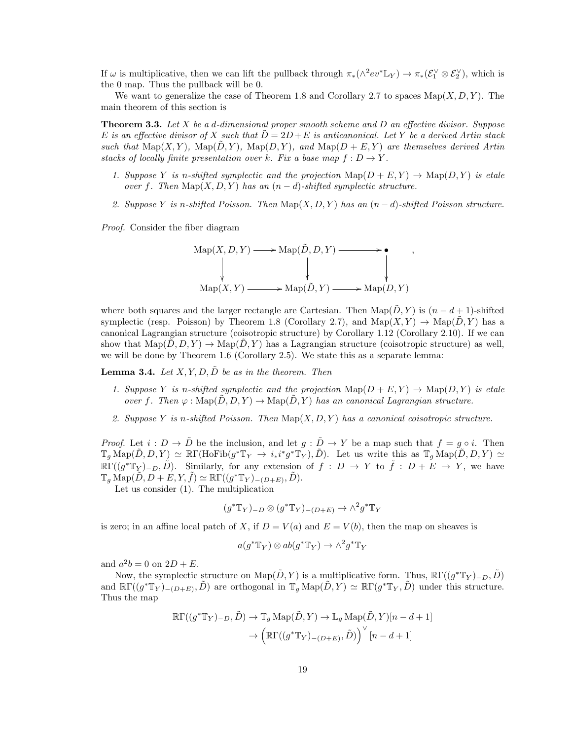If $\omega$ is multiplicative, then we can lift the pullback through $\pi_*(\wedge^2 ev^*\mathbb{L}_Y) \to \pi_*(\mathcal{E}_1^\vee \otimes \mathcal{E}_2^\vee)$, which is the 0 map. Thus the pullback will be 0.

We want to generalize the case of Theorem 1.8 and Corollary 2.7 to spaces $\mathrm{Map}(X, D, Y)$. The main theorem of this section is

**Theorem 3.3.** *Let $X$ be a $d$-dimensional proper smooth scheme and $D$ an effective divisor. Suppose $E$ is an effective divisor of $X$ such that $\tilde{D} = 2D + E$ is anticanonical. Let $Y$ be a derived Artin stack such that $\mathrm{Map}(X, Y)$, $\mathrm{Map}(\tilde{D}, Y)$, $\mathrm{Map}(D, Y)$, and $\mathrm{Map}(D + E, Y)$ are themselves derived Artin stacks of locally finite presentation over $k$. Fix a base map $f : D \to Y$.*

1. *Suppose $Y$ is $n$-shifted symplectic and the projection $\mathrm{Map}(D + E, Y) \to \mathrm{Map}(D, Y)$ is etale over $f$. Then $\mathrm{Map}(X, D, Y)$ has an $(n - d)$-shifted symplectic structure.*
2. *Suppose $Y$ is $n$-shifted Poisson. Then $\mathrm{Map}(X, D, Y)$ has an $(n - d)$-shifted Poisson structure.*

*Proof.* Consider the fiber diagram

$$\begin{array}{ccccc}
\mathrm{Map}(X, D, Y) & \longrightarrow & \mathrm{Map}(\tilde{D}, D, Y) & \longrightarrow & \bullet \\
\downarrow & & \downarrow & & \downarrow \\
\mathrm{Map}(X, Y) & \longrightarrow & \mathrm{Map}(\tilde{D}, Y) & \longrightarrow & \mathrm{Map}(D, Y)
\end{array},$$

where both squares and the larger rectangle are Cartesian. Then $\mathrm{Map}(\tilde{D}, Y)$ is $(n - d + 1)$-shifted symplectic (resp. Poisson) by Theorem 1.8 (Corollary 2.7), and $\mathrm{Map}(X, Y) \to \mathrm{Map}(\tilde{D}, Y)$ has a canonical Lagrangian structure (coisotropic structure) by Corollary 1.12 (Corollary 2.10). If we can show that $\mathrm{Map}(\tilde{D}, D, Y) \to \mathrm{Map}(\tilde{D}, Y)$ has a Lagrangian structure (coisotropic structure) as well, we will be done by Theorem 1.6 (Corollary 2.5). We state this as a separate lemma:

**Lemma 3.4.** *Let $X, Y, D, \tilde{D}$ be as in the theorem. Then*

1. *Suppose $Y$ is $n$-shifted symplectic and the projection $\mathrm{Map}(D + E, Y) \to \mathrm{Map}(D, Y)$ is etale over $f$. Then $\varphi : \mathrm{Map}(\tilde{D}, D, Y) \to \mathrm{Map}(\tilde{D}, Y)$ has an canonical Lagrangian structure.*
2. *Suppose $Y$ is $n$-shifted Poisson. Then $\mathrm{Map}(X, D, Y)$ has a canonical coisotropic structure.*

*Proof.* Let $i : D \to \tilde{D}$ be the inclusion, and let $g : \tilde{D} \to Y$ be a map such that $f = g \circ i$. Then $\mathbb{T}_g \mathrm{Map}(\tilde{D}, D, Y) \simeq \mathbb{R}\Gamma(\mathrm{HoFib}(g^*\mathbb{T}_Y \to i_* i^* g^*\mathbb{T}_Y), \tilde{D})$. Let us write this as $\mathbb{T}_g \mathrm{Map}(\tilde{D}, D, Y) \simeq \mathbb{R}\Gamma((g^*\mathbb{T}_Y)_{-D}, \tilde{D})$. Similarly, for any extension of $f : D \to Y$ to $\tilde{f} : D + E \to Y$, we have $\mathbb{T}_g \mathrm{Map}(\tilde{D}, D + E, Y, \tilde{f}) \simeq \mathbb{R}\Gamma((g^*\mathbb{T}_Y)_{-(D+E)}, \tilde{D})$.

Let us consider (1). The multiplication

$$(g^*\mathbb{T}_Y)_{-D} \otimes (g^*\mathbb{T}_Y)_{-(D+E)} \to \wedge^2 g^*\mathbb{T}_Y$$

is zero; in an affine local patch of $X$, if $D = V(a)$ and $E = V(b)$, then the map on sheaves is

$$a(g^*\mathbb{T}_Y) \otimes ab(g^*\mathbb{T}_Y) \to \wedge^2 g^*\mathbb{T}_Y$$

and $a^2 b = 0$ on $2D + E$.

Now, the symplectic structure on $\mathrm{Map}(\tilde{D}, Y)$ is a multiplicative form. Thus, $\mathbb{R}\Gamma((g^*\mathbb{T}_Y)_{-D}, \tilde{D})$ and $\mathbb{R}\Gamma((g^*\mathbb{T}_Y)_{-(D+E)}, \tilde{D})$ are orthogonal in $\mathbb{T}_g \mathrm{Map}(\tilde{D}, Y) \simeq \mathbb{R}\Gamma(g^*\mathbb{T}_Y, \tilde{D})$ under this structure. Thus the map

$$\begin{aligned}
\mathbb{R}\Gamma((g^*\mathbb{T}_Y)_{-D}, \tilde{D}) \to \mathbb{T}_g \mathrm{Map}(\tilde{D}, Y) &\to \mathbb{L}_g \mathrm{Map}(\tilde{D}, Y)[n - d + 1] \\
&\to \left(\mathbb{R}\Gamma((g^*\mathbb{T}_Y)_{-(D+E)}, \tilde{D})\right)^\vee [n - d + 1]
\end{aligned}$$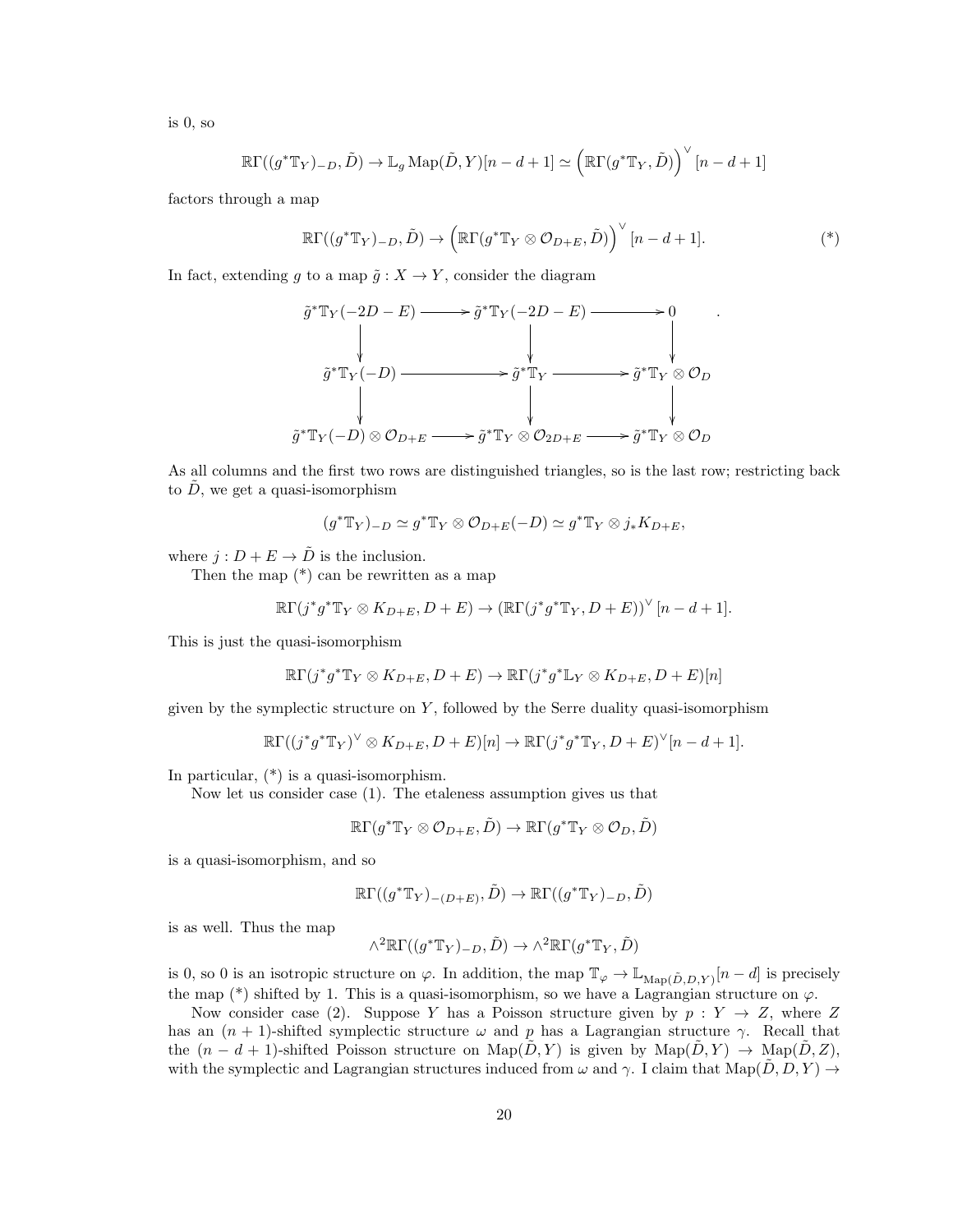is 0, so

$$\mathbb{R}\Gamma((g^*\mathbb{T}_Y)_{-D}, \tilde{D}) \to \mathbb{L}_g \operatorname{Map}(\tilde{D}, Y)[n-d+1] \simeq \left(\mathbb{R}\Gamma(g^*\mathbb{T}_Y, \tilde{D})\right)^\vee [n-d+1]$$

factors through a map

$$\mathbb{R}\Gamma((g^*\mathbb{T}_Y)_{-D}, \tilde{D}) \to \left(\mathbb{R}\Gamma(g^*\mathbb{T}_Y \otimes \mathcal{O}_{D+E}, \tilde{D})\right)^\vee [n-d+1]. \tag{*}$$

In fact, extending $g$ to a map $\tilde{g} : X \to Y$, consider the diagram

$$\begin{array}{ccccc}
\tilde{g}^*\mathbb{T}_Y(-2D-E) & \longrightarrow & \tilde{g}^*\mathbb{T}_Y(-2D-E) & \longrightarrow & 0 \\
\downarrow & & \downarrow & & \downarrow \\
\tilde{g}^*\mathbb{T}_Y(-D) & \longrightarrow & \tilde{g}^*\mathbb{T}_Y & \longrightarrow & \tilde{g}^*\mathbb{T}_Y \otimes \mathcal{O}_D \\
\downarrow & & \downarrow & & \downarrow \\
\tilde{g}^*\mathbb{T}_Y(-D) \otimes \mathcal{O}_{D+E} & \longrightarrow & \tilde{g}^*\mathbb{T}_Y \otimes \mathcal{O}_{2D+E} & \longrightarrow & \tilde{g}^*\mathbb{T}_Y \otimes \mathcal{O}_D
\end{array}.$$

As all columns and the first two rows are distinguished triangles, so is the last row; restricting back to $\tilde{D}$, we get a quasi-isomorphism

$$(g^*\mathbb{T}_Y)_{-D} \simeq g^*\mathbb{T}_Y \otimes \mathcal{O}_{D+E}(-D) \simeq g^*\mathbb{T}_Y \otimes j_* K_{D+E},$$

where $j : D+E \to \tilde{D}$ is the inclusion.

Then the map (*) can be rewritten as a map

$$\mathbb{R}\Gamma(j^*g^*\mathbb{T}_Y \otimes K_{D+E}, D+E) \to \left(\mathbb{R}\Gamma(j^*g^*\mathbb{T}_Y, D+E)\right)^\vee [n-d+1].$$

This is just the quasi-isomorphism

$$\mathbb{R}\Gamma(j^*g^*\mathbb{T}_Y \otimes K_{D+E}, D+E) \to \mathbb{R}\Gamma(j^*g^*\mathbb{L}_Y \otimes K_{D+E}, D+E)[n]$$

given by the symplectic structure on $Y$, followed by the Serre duality quasi-isomorphism

$$\mathbb{R}\Gamma((j^*g^*\mathbb{T}_Y)^\vee \otimes K_{D+E}, D+E)[n] \to \mathbb{R}\Gamma(j^*g^*\mathbb{T}_Y, D+E)^\vee[n-d+1].$$

In particular, (*) is a quasi-isomorphism.

Now let us consider case (1). The etaleness assumption gives us that

$$\mathbb{R}\Gamma(g^*\mathbb{T}_Y \otimes \mathcal{O}_{D+E}, \tilde{D}) \to \mathbb{R}\Gamma(g^*\mathbb{T}_Y \otimes \mathcal{O}_D, \tilde{D})$$

is a quasi-isomorphism, and so

$$\mathbb{R}\Gamma((g^*\mathbb{T}_Y)_{-(D+E)}, \tilde{D}) \to \mathbb{R}\Gamma((g^*\mathbb{T}_Y)_{-D}, \tilde{D})$$

is as well. Thus the map

$$\wedge^2\mathbb{R}\Gamma((g^*\mathbb{T}_Y)_{-D}, \tilde{D}) \to \wedge^2\mathbb{R}\Gamma(g^*\mathbb{T}_Y, \tilde{D})$$

is 0, so 0 is an isotropic structure on $\varphi$. In addition, the map $\mathbb{T}_\varphi \to \mathbb{L}_{\operatorname{Map}(\tilde{D},D,Y)}[n-d]$ is precisely the map (*) shifted by 1. This is a quasi-isomorphism, so we have a Lagrangian structure on $\varphi$.

Now consider case (2). Suppose $Y$ has a Poisson structure given by $p : Y \to Z$, where $Z$ has an $(n+1)$-shifted symplectic structure $\omega$ and $p$ has a Lagrangian structure $\gamma$. Recall that the $(n-d+1)$-shifted Poisson structure on $\operatorname{Map}(\tilde{D}, Y)$ is given by $\operatorname{Map}(\tilde{D}, Y) \to \operatorname{Map}(\tilde{D}, Z)$, with the symplectic and Lagrangian structures induced from $\omega$ and $\gamma$. I claim that $\operatorname{Map}(\tilde{D}, D, Y) \to$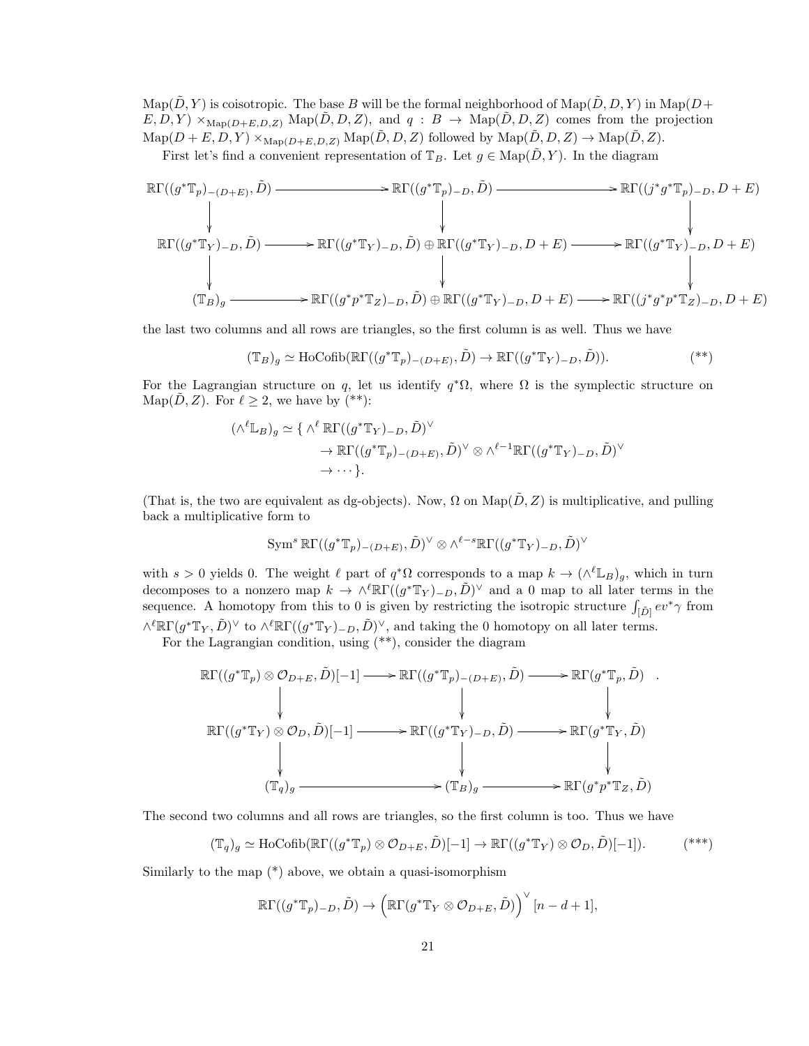$\mathrm{Map}(\tilde{D}, Y)$ is coisotropic. The base $B$ will be the formal neighborhood of $\mathrm{Map}(\tilde{D}, D, Y)$ in $\mathrm{Map}(D + E, D, Y) \times_{\mathrm{Map}(D+E,D,Z)} \mathrm{Map}(\tilde{D}, D, Z)$, and $q : B \to \mathrm{Map}(\tilde{D}, D, Z)$ comes from the projection $\mathrm{Map}(D + E, D, Y) \times_{\mathrm{Map}(D+E,D,Z)} \mathrm{Map}(\tilde{D}, D, Z)$ followed by $\mathrm{Map}(\tilde{D}, D, Z) \to \mathrm{Map}(\tilde{D}, Z)$.

First let's find a convenient representation of $\mathbb{T}_B$. Let $g \in \mathrm{Map}(\tilde{D}, Y)$. In the diagram

$$\begin{array}{ccccc}
\mathbb{R}\Gamma((g^*\mathbb{T}_p)_{-(D+E)}, \tilde{D}) & \longrightarrow & \mathbb{R}\Gamma((g^*\mathbb{T}_p)_{-D}, \tilde{D}) & \longrightarrow & \mathbb{R}\Gamma((j^*g^*\mathbb{T}_p)_{-D}, D+E) \\
\downarrow & & \downarrow & & \downarrow \\
\mathbb{R}\Gamma((g^*\mathbb{T}_Y)_{-D}, \tilde{D}) & \longrightarrow & \mathbb{R}\Gamma((g^*\mathbb{T}_Y)_{-D}, \tilde{D}) \oplus \mathbb{R}\Gamma((g^*\mathbb{T}_Y)_{-D}, D+E) & \longrightarrow & \mathbb{R}\Gamma((g^*\mathbb{T}_Y)_{-D}, D+E) \\
\downarrow & & \downarrow & & \downarrow \\
(\mathbb{T}_B)_g & \longrightarrow & \mathbb{R}\Gamma((g^*p^*\mathbb{T}_Z)_{-D}, \tilde{D}) \oplus \mathbb{R}\Gamma((g^*\mathbb{T}_Y)_{-D}, D+E) & \longrightarrow & \mathbb{R}\Gamma((j^*g^*p^*\mathbb{T}_Z)_{-D}, D+E)
\end{array}$$

the last two columns and all rows are triangles, so the first column is as well. Thus we have

$$(\mathbb{T}_B)_g \simeq \mathrm{HoCofib}(\mathbb{R}\Gamma((g^*\mathbb{T}_p)_{-(D+E)}, \tilde{D}) \to \mathbb{R}\Gamma((g^*\mathbb{T}_Y)_{-D}, \tilde{D})). \tag{**}$$

For the Lagrangian structure on $q$, let us identify $q^*\Omega$, where $\Omega$ is the symplectic structure on $\mathrm{Map}(\tilde{D}, Z)$. For $\ell \geq 2$, we have by (**):

$$\begin{aligned}
(\wedge^\ell \mathbb{L}_B)_g \simeq \{ & \wedge^\ell \mathbb{R}\Gamma((g^*\mathbb{T}_Y)_{-D}, \tilde{D})^\vee \\
& \to \mathbb{R}\Gamma((g^*\mathbb{T}_p)_{-(D+E)}, \tilde{D})^\vee \otimes \wedge^{\ell-1}\mathbb{R}\Gamma((g^*\mathbb{T}_Y)_{-D}, \tilde{D})^\vee \\
& \to \cdots \}.
\end{aligned}$$

(That is, the two are equivalent as dg-objects). Now, $\Omega$ on $\mathrm{Map}(\tilde{D}, Z)$ is multiplicative, and pulling back a multiplicative form to

$$\mathrm{Sym}^s \mathbb{R}\Gamma((g^*\mathbb{T}_p)_{-(D+E)}, \tilde{D})^\vee \otimes \wedge^{\ell-s}\mathbb{R}\Gamma((g^*\mathbb{T}_Y)_{-D}, \tilde{D})^\vee$$

with $s > 0$ yields 0. The weight $\ell$ part of $q^*\Omega$ corresponds to a map $k \to (\wedge^\ell \mathbb{L}_B)_g$, which in turn decomposes to a nonzero map $k \to \wedge^\ell \mathbb{R}\Gamma((g^*\mathbb{T}_Y)_{-D}, \tilde{D})^\vee$ and a 0 map to all later terms in the sequence. A homotopy from this to 0 is given by restricting the isotropic structure $\int_{[\tilde{D}]} ev^*\gamma$ from $\wedge^\ell \mathbb{R}\Gamma(g^*\mathbb{T}_Y, \tilde{D})^\vee$ to $\wedge^\ell \mathbb{R}\Gamma((g^*\mathbb{T}_Y)_{-D}, \tilde{D})^\vee$, and taking the 0 homotopy on all later terms.

For the Lagrangian condition, using (**), consider the diagram

$$\begin{array}{ccccc}
\mathbb{R}\Gamma((g^*\mathbb{T}_p) \otimes \mathcal{O}_{D+E}, \tilde{D})[-1] & \longrightarrow & \mathbb{R}\Gamma((g^*\mathbb{T}_p)_{-(D+E)}, \tilde{D}) & \longrightarrow & \mathbb{R}\Gamma(g^*\mathbb{T}_p, \tilde{D}) \\
\downarrow & & \downarrow & & \downarrow \\
\mathbb{R}\Gamma((g^*\mathbb{T}_Y) \otimes \mathcal{O}_D, \tilde{D})[-1] & \longrightarrow & \mathbb{R}\Gamma((g^*\mathbb{T}_Y)_{-D}, \tilde{D}) & \longrightarrow & \mathbb{R}\Gamma(g^*\mathbb{T}_Y, \tilde{D}) \\
\downarrow & & \downarrow & & \downarrow \\
(\mathbb{T}_q)_g & \longrightarrow & (\mathbb{T}_B)_g & \longrightarrow & \mathbb{R}\Gamma(g^*p^*\mathbb{T}_Z, \tilde{D})
\end{array}.$$

The second two columns and all rows are triangles, so the first column is too. Thus we have

$$(\mathbb{T}_q)_g \simeq \mathrm{HoCofib}(\mathbb{R}\Gamma((g^*\mathbb{T}_p) \otimes \mathcal{O}_{D+E}, \tilde{D})[-1] \to \mathbb{R}\Gamma((g^*\mathbb{T}_Y) \otimes \mathcal{O}_D, \tilde{D})[-1]). \tag{***}$$

Similarly to the map (*) above, we obtain a quasi-isomorphism

$$\mathbb{R}\Gamma((g^*\mathbb{T}_p)_{-D}, \tilde{D}) \to \left(\mathbb{R}\Gamma(g^*\mathbb{T}_Y \otimes \mathcal{O}_{D+E}, \tilde{D})\right)^\vee [n - d + 1],$$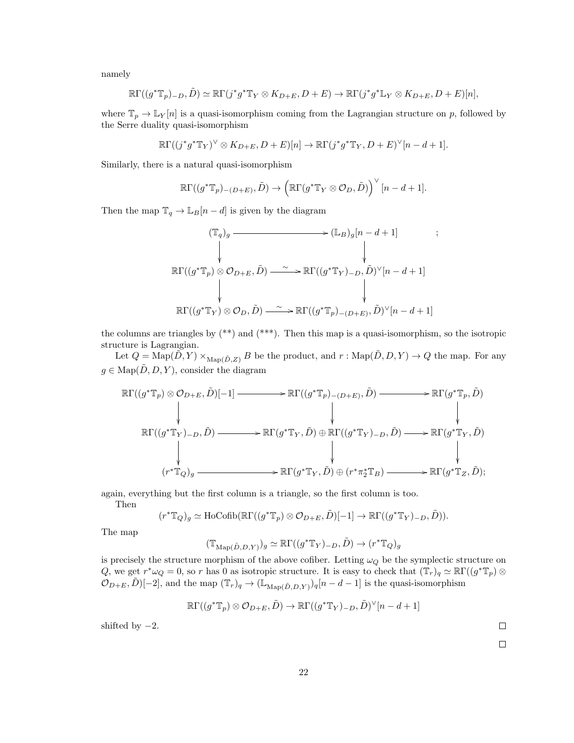namely

$$\mathbb{R}\Gamma((g^*\mathbb{T}_p)_{-D}, \tilde{D}) \simeq \mathbb{R}\Gamma(j^*g^*\mathbb{T}_Y \otimes K_{D+E}, D+E) \to \mathbb{R}\Gamma(j^*g^*\mathbb{L}_Y \otimes K_{D+E}, D+E)[n],$$

where $\mathbb{T}_p \to \mathbb{L}_Y[n]$ is a quasi-isomorphism coming from the Lagrangian structure on $p$, followed by the Serre duality quasi-isomorphism

$$\mathbb{R}\Gamma((j^*g^*\mathbb{T}_Y)^\vee \otimes K_{D+E}, D+E)[n] \to \mathbb{R}\Gamma(j^*g^*\mathbb{T}_Y, D+E)^\vee[n-d+1].$$

Similarly, there is a natural quasi-isomorphism

$$\mathbb{R}\Gamma((g^*\mathbb{T}_p)_{-(D+E)}, \tilde{D}) \to \left(\mathbb{R}\Gamma(g^*\mathbb{T}_Y \otimes \mathcal{O}_D, \tilde{D})\right)^\vee[n-d+1].$$

Then the map $\mathbb{T}_q \to \mathbb{L}_B[n-d]$ is given by the diagram

$$\begin{array}{ccc}
(\mathbb{T}_q)_g & \longrightarrow & (\mathbb{L}_B)_g[n-d+1] \\
\downarrow & & \downarrow \\
\mathbb{R}\Gamma((g^*\mathbb{T}_p) \otimes \mathcal{O}_{D+E}, \tilde{D}) & \xrightarrow{\sim} & \mathbb{R}\Gamma((g^*\mathbb{T}_Y)_{-D}, \tilde{D})^\vee[n-d+1] \\
\downarrow & & \downarrow \\
\mathbb{R}\Gamma((g^*\mathbb{T}_Y) \otimes \mathcal{O}_D, \tilde{D}) & \xrightarrow{\sim} & \mathbb{R}\Gamma((g^*\mathbb{T}_p)_{-(D+E)}, \tilde{D})^\vee[n-d+1]
\end{array};$$

the columns are triangles by (**) and (***). Then this map is a quasi-isomorphism, so the isotropic structure is Lagrangian.

Let $Q = \mathrm{Map}(\tilde{D}, Y) \times_{\mathrm{Map}(\tilde{D}, Z)} B$ be the product, and $r : \mathrm{Map}(\tilde{D}, D, Y) \to Q$ the map. For any $g \in \mathrm{Map}(\tilde{D}, D, Y)$, consider the diagram

$$\begin{array}{ccccc}
\mathbb{R}\Gamma((g^*\mathbb{T}_p) \otimes \mathcal{O}_{D+E}, \tilde{D})[-1] & \longrightarrow & \mathbb{R}\Gamma((g^*\mathbb{T}_p)_{-(D+E)}, \tilde{D}) & \longrightarrow & \mathbb{R}\Gamma(g^*\mathbb{T}_p, \tilde{D}) \\
\downarrow & & \downarrow & & \downarrow \\
\mathbb{R}\Gamma((g^*\mathbb{T}_Y)_{-D}, \tilde{D}) & \longrightarrow & \mathbb{R}\Gamma(g^*\mathbb{T}_Y, \tilde{D}) \oplus \mathbb{R}\Gamma((g^*\mathbb{T}_Y)_{-D}, \tilde{D}) & \longrightarrow & \mathbb{R}\Gamma(g^*\mathbb{T}_Y, \tilde{D}) \\
\downarrow & & \downarrow & & \downarrow \\
(r^*\mathbb{T}_Q)_g & \longrightarrow & \mathbb{R}\Gamma(g^*\mathbb{T}_Y, \tilde{D}) \oplus (r^*\pi_2^*\mathbb{T}_B) & \longrightarrow & \mathbb{R}\Gamma(g^*\mathbb{T}_Z, \tilde{D});
\end{array}$$

again, everything but the first column is a triangle, so the first column is too.

Then

$$(r^*\mathbb{T}_Q)_g \simeq \mathrm{HoCofib}(\mathbb{R}\Gamma((g^*\mathbb{T}_p) \otimes \mathcal{O}_{D+E}, \tilde{D})[-1] \to \mathbb{R}\Gamma((g^*\mathbb{T}_Y)_{-D}, \tilde{D})).$$

The map

$$(\mathbb{T}_{\mathrm{Map}(\tilde{D}, D, Y)})_g \simeq \mathbb{R}\Gamma((g^*\mathbb{T}_Y)_{-D}, \tilde{D}) \to (r^*\mathbb{T}_Q)_g$$

is precisely the structure morphism of the above cofiber. Letting $\omega_Q$ be the symplectic structure on $Q$, we get $r^*\omega_Q = 0$, so $r$ has 0 as isotropic structure. It is easy to check that $(\mathbb{T}_r)_q \simeq \mathbb{R}\Gamma((g^*\mathbb{T}_p) \otimes \mathcal{O}_{D+E}, \tilde{D})[-2]$, and the map $(\mathbb{T}_r)_q \to (\mathbb{L}_{\mathrm{Map}(\tilde{D}, D, Y)})_q[n-d-1]$ is the quasi-isomorphism

$$\mathbb{R}\Gamma((g^*\mathbb{T}_p) \otimes \mathcal{O}_{D+E}, \tilde{D}) \to \mathbb{R}\Gamma((g^*\mathbb{T}_Y)_{-D}, \tilde{D})^\vee[n-d+1]$$

shifted by $-2$. □

□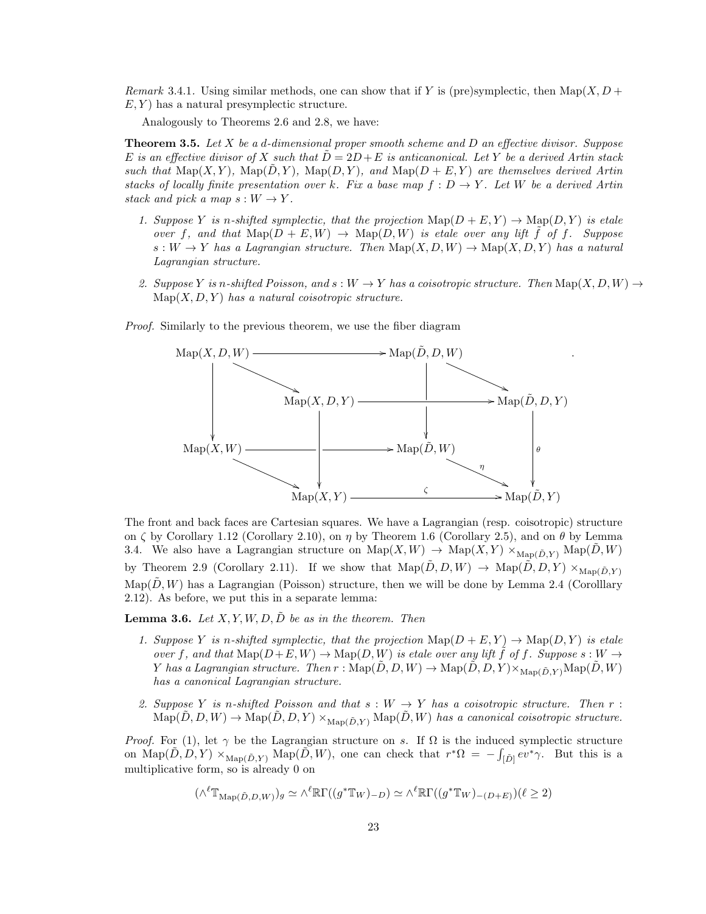*Remark* 3.4.1. Using similar methods, one can show that if $Y$ is (pre)symplectic, then $\mathrm{Map}(X, D + E, Y)$ has a natural presymplectic structure.

Analogously to Theorems 2.6 and 2.8, we have:

**Theorem 3.5.** *Let $X$ be a $d$-dimensional proper smooth scheme and $D$ an effective divisor. Suppose $E$ is an effective divisor of $X$ such that $\tilde{D} = 2D+E$ is anticanonical. Let $Y$ be a derived Artin stack such that $\mathrm{Map}(X, Y)$, $\mathrm{Map}(\tilde{D}, Y)$, $\mathrm{Map}(D, Y)$, and $\mathrm{Map}(D + E, Y)$ are themselves derived Artin stacks of locally finite presentation over $k$. Fix a base map $f : D \to Y$. Let $W$ be a derived Artin stack and pick a map $s : W \to Y$.*

1. *Suppose $Y$ is $n$-shifted symplectic, that the projection $\mathrm{Map}(D + E, Y) \to \mathrm{Map}(D, Y)$ is etale over $f$, and that $\mathrm{Map}(D + E, W) \to \mathrm{Map}(D, W)$ is etale over any lift $\tilde{f}$ of $f$. Suppose $s : W \to Y$ has a Lagrangian structure. Then $\mathrm{Map}(X, D, W) \to \mathrm{Map}(X, D, Y)$ has a natural Lagrangian structure.*
2. *Suppose $Y$ is $n$-shifted Poisson, and $s : W \to Y$ has a coisotropic structure. Then $\mathrm{Map}(X, D, W) \to \mathrm{Map}(X, D, Y)$ has a natural coisotropic structure.*

*Proof.* Similarly to the previous theorem, we use the fiber diagram

$$\begin{array}{ccccccc}
\mathrm{Map}(X,D,W) & & \longrightarrow & & \mathrm{Map}(\tilde{D},D,W) & & \\
\downarrow & \searrow & & & \downarrow & \searrow & \\
& & \mathrm{Map}(X,D,Y) & \longrightarrow & & & \mathrm{Map}(\tilde{D},D,Y) \\
\mathrm{Map}(X,W) & & \longrightarrow & & \mathrm{Map}(\tilde{D},W) & & \downarrow \theta \\
& \searrow & \downarrow & & & \searrow \eta & \\
& & \mathrm{Map}(X,Y) & \xrightarrow{\zeta} & & & \mathrm{Map}(\tilde{D},Y)
\end{array}$$

The front and back faces are Cartesian squares. We have a Lagrangian (resp. coisotropic) structure on $\zeta$ by Corollary 1.12 (Corollary 2.10), on $\eta$ by Theorem 1.6 (Corollary 2.5), and on $\theta$ by Lemma 3.4. We also have a Lagrangian structure on $\mathrm{Map}(X, W) \to \mathrm{Map}(X, Y) \times_{\mathrm{Map}(\tilde{D},Y)} \mathrm{Map}(\tilde{D}, W)$ by Theorem 2.9 (Corollary 2.11). If we show that $\mathrm{Map}(\tilde{D}, D, W) \to \mathrm{Map}(\tilde{D}, D, Y) \times_{\mathrm{Map}(\tilde{D},Y)} \mathrm{Map}(\tilde{D}, W)$ has a Lagrangian (Poisson) structure, then we will be done by Lemma 2.4 (Corolllary 2.12). As before, we put this in a separate lemma:

**Lemma 3.6.** *Let $X, Y, W, D, \tilde{D}$ be as in the theorem. Then*

1. *Suppose $Y$ is $n$-shifted symplectic, that the projection $\mathrm{Map}(D + E, Y) \to \mathrm{Map}(D, Y)$ is etale over $f$, and that $\mathrm{Map}(D+E, W) \to \mathrm{Map}(D, W)$ is etale over any lift $\tilde{f}$ of $f$. Suppose $s : W \to Y$ has a Lagrangian structure. Then $r : \mathrm{Map}(\tilde{D}, D, W) \to \mathrm{Map}(\tilde{D}, D, Y) \times_{\mathrm{Map}(\tilde{D},Y)} \mathrm{Map}(\tilde{D}, W)$ has a canonical Lagrangian structure.*
2. *Suppose $Y$ is $n$-shifted Poisson and that $s : W \to Y$ has a coisotropic structure. Then $r : \mathrm{Map}(\tilde{D}, D, W) \to \mathrm{Map}(\tilde{D}, D, Y) \times_{\mathrm{Map}(\tilde{D},Y)} \mathrm{Map}(\tilde{D}, W)$ has a canonical coisotropic structure.*

*Proof.* For (1), let $\gamma$ be the Lagrangian structure on $s$. If $\Omega$ is the induced symplectic structure on $\mathrm{Map}(\tilde{D}, D, Y) \times_{\mathrm{Map}(\tilde{D},Y)} \mathrm{Map}(\tilde{D}, W)$, one can check that $r^*\Omega = -\int_{[\tilde{D}]} ev^*\gamma$. But this is a multiplicative form, so is already 0 on

$$(\wedge^{\ell} \mathbb{T}_{\mathrm{Map}(\tilde{D},D,W)})_g \simeq \wedge^{\ell} \mathbb{R}\Gamma((g^*\mathbb{T}_W)_{-D}) \simeq \wedge^{\ell} \mathbb{R}\Gamma((g^*\mathbb{T}_W)_{-(D+E)}) (\ell \geq 2)$$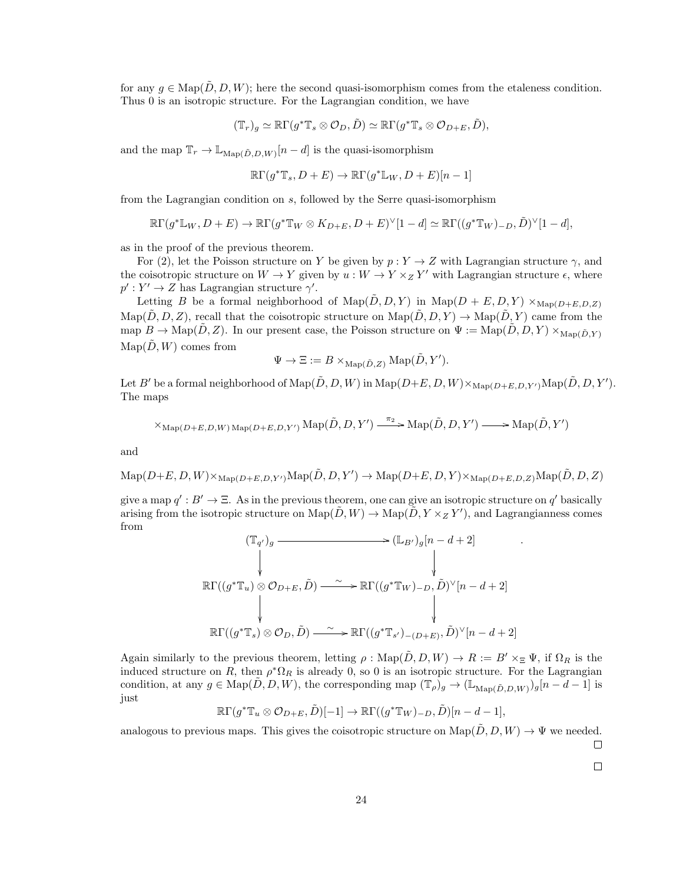for any $g \in \mathrm{Map}(\tilde{D}, D, W)$; here the second quasi-isomorphism comes from the etaleness condition. Thus 0 is an isotropic structure. For the Lagrangian condition, we have

$$(\mathbb{T}_r)_g \simeq \mathbb{R}\Gamma(g^*\mathbb{T}_s \otimes \mathcal{O}_D, \tilde{D}) \simeq \mathbb{R}\Gamma(g^*\mathbb{T}_s \otimes \mathcal{O}_{D+E}, \tilde{D}),$$

and the map $\mathbb{T}_r \to \mathbb{L}_{\mathrm{Map}(\tilde{D},D,W)}[n-d]$ is the quasi-isomorphism

$$\mathbb{R}\Gamma(g^*\mathbb{T}_s, D+E) \to \mathbb{R}\Gamma(g^*\mathbb{L}_W, D+E)[n-1]$$

from the Lagrangian condition on $s$, followed by the Serre quasi-isomorphism

$$\mathbb{R}\Gamma(g^*\mathbb{L}_W, D+E) \to \mathbb{R}\Gamma(g^*\mathbb{T}_W \otimes K_{D+E}, D+E)^\vee[1-d] \simeq \mathbb{R}\Gamma((g^*\mathbb{T}_W)_{-D}, \tilde{D})^\vee[1-d],$$

as in the proof of the previous theorem.

For (2), let the Poisson structure on $Y$ be given by $p : Y \to Z$ with Lagrangian structure $\gamma$, and the coisotropic structure on $W \to Y$ given by $u : W \to Y \times_Z Y'$ with Lagrangian structure $\epsilon$, where $p' : Y' \to Z$ has Lagrangian structure $\gamma'$.

Letting $B$ be a formal neighborhood of $\mathrm{Map}(\tilde{D}, D, Y)$ in $\mathrm{Map}(D+E, D, Y) \times_{\mathrm{Map}(D+E,D,Z)} \mathrm{Map}(\tilde{D}, D, Z)$, recall that the coisotropic structure on $\mathrm{Map}(\tilde{D}, D, Y) \to \mathrm{Map}(\tilde{D}, Y)$ came from the map $B \to \mathrm{Map}(\tilde{D}, Z)$. In our present case, the Poisson structure on $\Psi := \mathrm{Map}(\tilde{D}, D, Y) \times_{\mathrm{Map}(\tilde{D},Y)} \mathrm{Map}(\tilde{D}, W)$ comes from

$$\Psi \to \Xi := B \times_{\mathrm{Map}(\tilde{D},Z)} \mathrm{Map}(\tilde{D}, Y').$$

Let $B'$ be a formal neighborhood of $\mathrm{Map}(\tilde{D}, D, W)$ in $\mathrm{Map}(D+E, D, W) \times_{\mathrm{Map}(D+E,D,Y')} \mathrm{Map}(\tilde{D}, D, Y')$. The maps

$$\times_{\mathrm{Map}(D+E,D,W)\,\mathrm{Map}(D+E,D,Y')} \mathrm{Map}(\tilde{D}, D, Y') \xrightarrow{\pi_2} \mathrm{Map}(\tilde{D}, D, Y') \longrightarrow \mathrm{Map}(\tilde{D}, Y')$$

and

$$\mathrm{Map}(D+E, D, W) \times_{\mathrm{Map}(D+E,D,Y')} \mathrm{Map}(\tilde{D}, D, Y') \to \mathrm{Map}(D+E, D, Y) \times_{\mathrm{Map}(D+E,D,Z)} \mathrm{Map}(\tilde{D}, D, Z)$$

give a map $q' : B' \to \Xi$. As in the previous theorem, one can give an isotropic structure on $q'$ basically arising from the isotropic structure on $\mathrm{Map}(\tilde{D}, W) \to \mathrm{Map}(\tilde{D}, Y \times_Z Y')$, and Lagrangianness comes from

$$\begin{array}{ccc}
(\mathbb{T}_{q'})_g & \longrightarrow & (\mathbb{L}_{B'})_g[n-d+2] \\
\downarrow & & \downarrow \\
\mathbb{R}\Gamma((g^*\mathbb{T}_u) \otimes \mathcal{O}_{D+E}, \tilde{D}) & \xrightarrow{\sim} & \mathbb{R}\Gamma((g^*\mathbb{T}_W)_{-D}, \tilde{D})^\vee[n-d+2] \\
\downarrow & & \downarrow \\
\mathbb{R}\Gamma((g^*\mathbb{T}_s) \otimes \mathcal{O}_D, \tilde{D}) & \xrightarrow{\sim} & \mathbb{R}\Gamma((g^*\mathbb{T}_{s'})_{-(D+E)}, \tilde{D})^\vee[n-d+2]
\end{array}.$$

Again similarly to the previous theorem, letting $\rho : \mathrm{Map}(\tilde{D}, D, W) \to R := B' \times_\Xi \Psi$, if $\Omega_R$ is the induced structure on $R$, then $\rho^*\Omega_R$ is already 0, so 0 is an isotropic structure. For the Lagrangian condition, at any $g \in \mathrm{Map}(\tilde{D}, D, W)$, the corresponding map $(\mathbb{T}_\rho)_g \to (\mathbb{L}_{\mathrm{Map}(\tilde{D},D,W)})_g[n-d-1]$ is just

$$\mathbb{R}\Gamma(g^*\mathbb{T}_u \otimes \mathcal{O}_{D+E}, \tilde{D})[-1] \to \mathbb{R}\Gamma((g^*\mathbb{T}_W)_{-D}, \tilde{D})[n-d-1],$$

analogous to previous maps. This gives the coisotropic structure on $\mathrm{Map}(\tilde{D}, D, W) \to \Psi$ we needed. □

□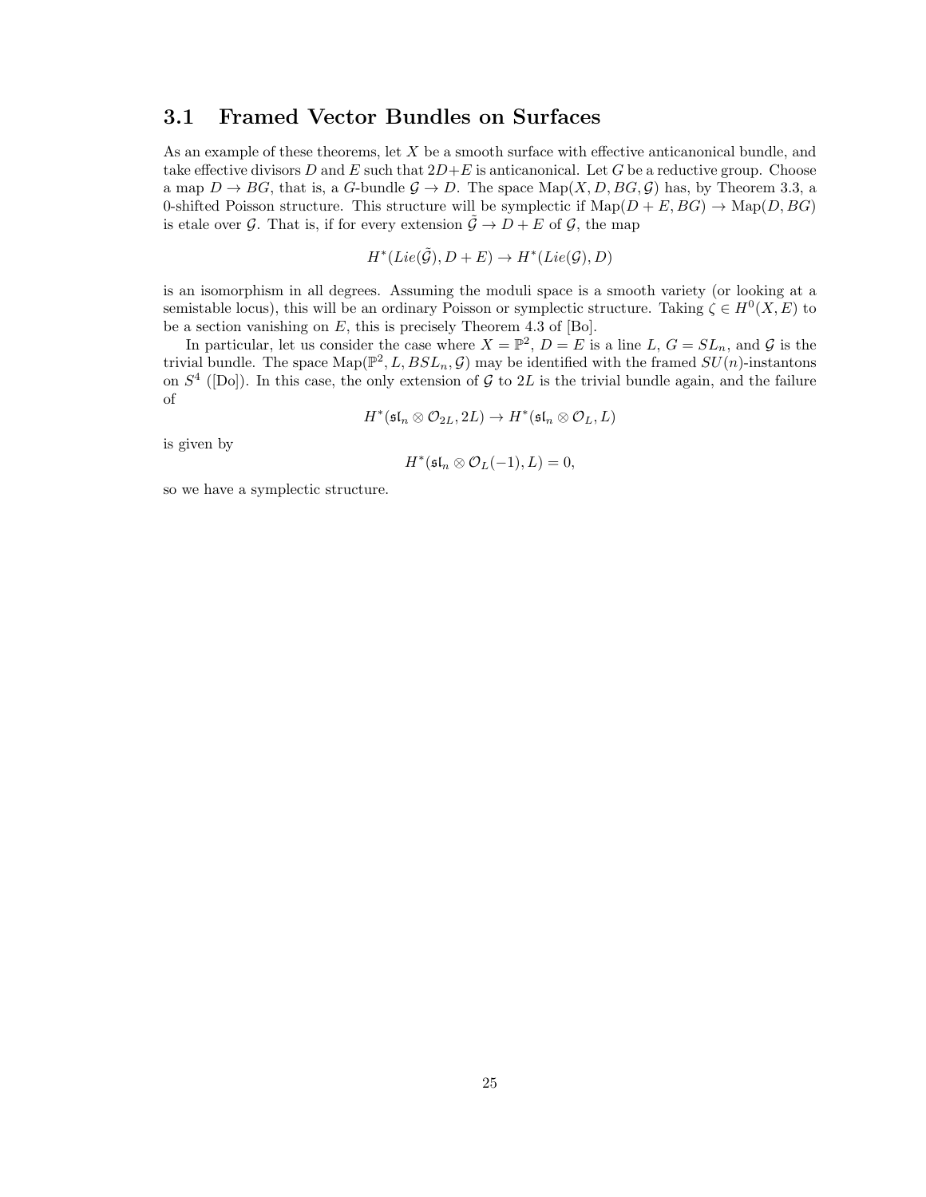## 3.1 Framed Vector Bundles on Surfaces

As an example of these theorems, let $X$ be a smooth surface with effective anticanonical bundle, and take effective divisors $D$ and $E$ such that $2D+E$ is anticanonical. Let $G$ be a reductive group. Choose a map $D \to BG$, that is, a $G$-bundle $\mathcal{G} \to D$. The space $\mathrm{Map}(X, D, BG, \mathcal{G})$ has, by Theorem 3.3, a 0-shifted Poisson structure. This structure will be symplectic if $\mathrm{Map}(D+E, BG) \to \mathrm{Map}(D, BG)$ is etale over $\mathcal{G}$. That is, if for every extension $\tilde{\mathcal{G}} \to D+E$ of $\mathcal{G}$, the map

$$H^*(Lie(\tilde{\mathcal{G}}), D+E) \to H^*(Lie(\mathcal{G}), D)$$

is an isomorphism in all degrees. Assuming the moduli space is a smooth variety (or looking at a semistable locus), this will be an ordinary Poisson or symplectic structure. Taking $\zeta \in H^0(X, E)$ to be a section vanishing on $E$, this is precisely Theorem 4.3 of [Bo].

In particular, let us consider the case where $X = \mathbb{P}^2$, $D = E$ is a line $L$, $G = SL_n$, and $\mathcal{G}$ is the trivial bundle. The space $\mathrm{Map}(\mathbb{P}^2, L, BSL_n, \mathcal{G})$ may be identified with the framed $SU(n)$-instantons on $S^4$ ([Do]). In this case, the only extension of $\mathcal{G}$ to $2L$ is the trivial bundle again, and the failure of

$$H^*(\mathfrak{sl}_n \otimes \mathcal{O}_{2L}, 2L) \to H^*(\mathfrak{sl}_n \otimes \mathcal{O}_L, L)$$

is given by

$$H^*(\mathfrak{sl}_n \otimes \mathcal{O}_L(-1), L) = 0,$$

so we have a symplectic structure.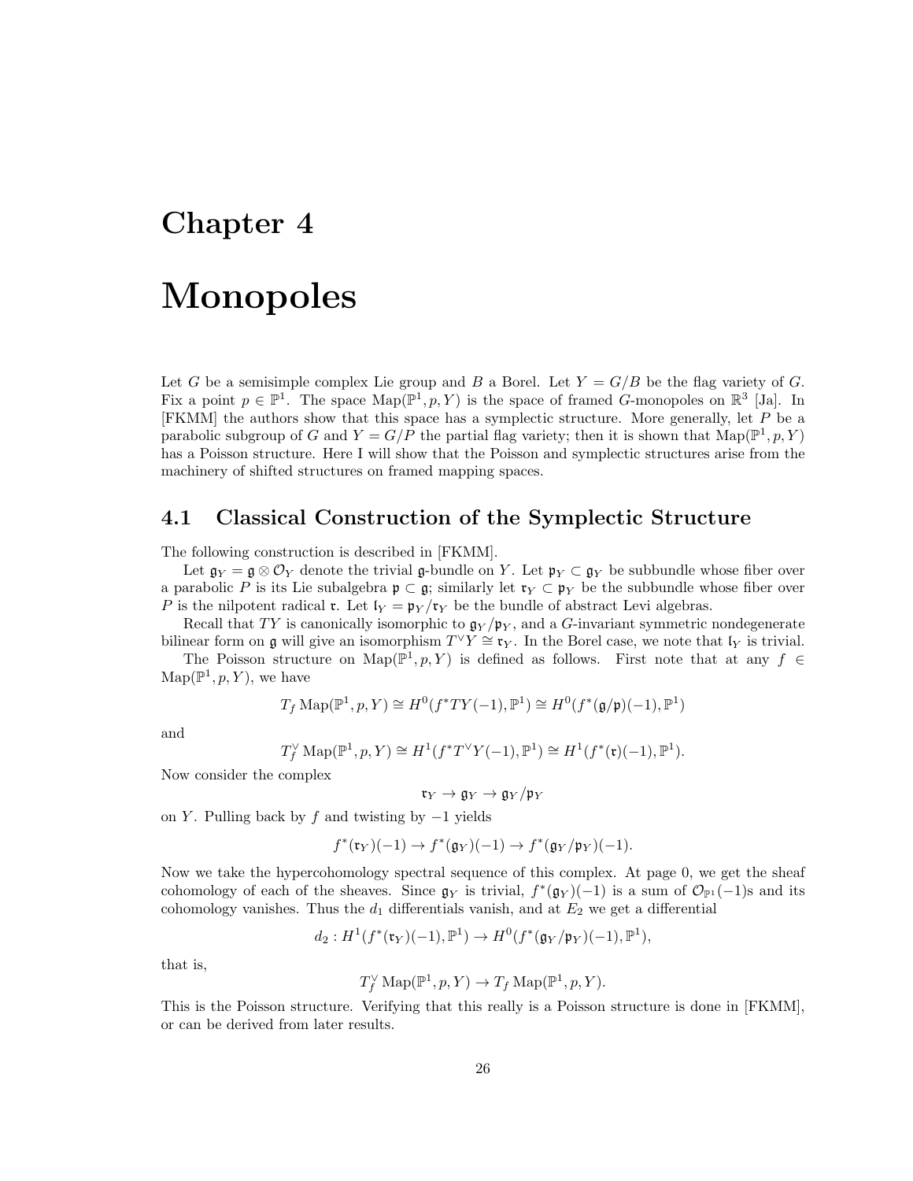# Chapter 4

# Monopoles

Let $G$ be a semisimple complex Lie group and $B$ a Borel. Let $Y = G/B$ be the flag variety of $G$. Fix a point $p \in \mathbb{P}^1$. The space $\mathrm{Map}(\mathbb{P}^1, p, Y)$ is the space of framed $G$-monopoles on $\mathbb{R}^3$ [Ja]. In [FKMM] the authors show that this space has a symplectic structure. More generally, let $P$ be a parabolic subgroup of $G$ and $Y = G/P$ the partial flag variety; then it is shown that $\mathrm{Map}(\mathbb{P}^1, p, Y)$ has a Poisson structure. Here I will show that the Poisson and symplectic structures arise from the machinery of shifted structures on framed mapping spaces.

## 4.1 Classical Construction of the Symplectic Structure

The following construction is described in [FKMM].

Let $\mathfrak{g}_Y = \mathfrak{g} \otimes \mathcal{O}_Y$ denote the trivial $\mathfrak{g}$-bundle on $Y$. Let $\mathfrak{p}_Y \subset \mathfrak{g}_Y$ be subbundle whose fiber over a parabolic $P$ is its Lie subalgebra $\mathfrak{p} \subset \mathfrak{g}$; similarly let $\mathfrak{r}_Y \subset \mathfrak{p}_Y$ be the subbundle whose fiber over $P$ is the nilpotent radical $\mathfrak{r}$. Let $\mathfrak{l}_Y = \mathfrak{p}_Y/\mathfrak{r}_Y$ be the bundle of abstract Levi algebras.

Recall that $TY$ is canonically isomorphic to $\mathfrak{g}_Y/\mathfrak{p}_Y$, and a $G$-invariant symmetric nondegenerate bilinear form on $\mathfrak{g}$ will give an isomorphism $T^\vee Y \cong \mathfrak{r}_Y$. In the Borel case, we note that $\mathfrak{l}_Y$ is trivial.

The Poisson structure on $\mathrm{Map}(\mathbb{P}^1, p, Y)$ is defined as follows. First note that at any $f \in \mathrm{Map}(\mathbb{P}^1, p, Y)$, we have

$$T_f \,\mathrm{Map}(\mathbb{P}^1, p, Y) \cong H^0(f^*TY(-1), \mathbb{P}^1) \cong H^0(f^*(\mathfrak{g}/\mathfrak{p})(-1), \mathbb{P}^1)$$

and

$$T_f^\vee \,\mathrm{Map}(\mathbb{P}^1, p, Y) \cong H^1(f^*T^\vee Y(-1), \mathbb{P}^1) \cong H^1(f^*(\mathfrak{r})(-1), \mathbb{P}^1).$$

Now consider the complex

$$\mathfrak{r}_Y \to \mathfrak{g}_Y \to \mathfrak{g}_Y/\mathfrak{p}_Y$$

on $Y$. Pulling back by $f$ and twisting by $-1$ yields

$$f^*(\mathfrak{r}_Y)(-1) \to f^*(\mathfrak{g}_Y)(-1) \to f^*(\mathfrak{g}_Y/\mathfrak{p}_Y)(-1).$$

Now we take the hypercohomology spectral sequence of this complex. At page 0, we get the sheaf cohomology of each of the sheaves. Since $\mathfrak{g}_Y$ is trivial, $f^*(\mathfrak{g}_Y)(-1)$ is a sum of $\mathcal{O}_{\mathbb{P}^1}(-1)$s and its cohomology vanishes. Thus the $d_1$ differentials vanish, and at $E_2$ we get a differential

$$d_2 : H^1(f^*(\mathfrak{r}_Y)(-1), \mathbb{P}^1) \to H^0(f^*(\mathfrak{g}_Y/\mathfrak{p}_Y)(-1), \mathbb{P}^1),$$

that is,

$$T_f^\vee \,\mathrm{Map}(\mathbb{P}^1, p, Y) \to T_f \,\mathrm{Map}(\mathbb{P}^1, p, Y).$$

This is the Poisson structure. Verifying that this really is a Poisson structure is done in [FKMM], or can be derived from later results.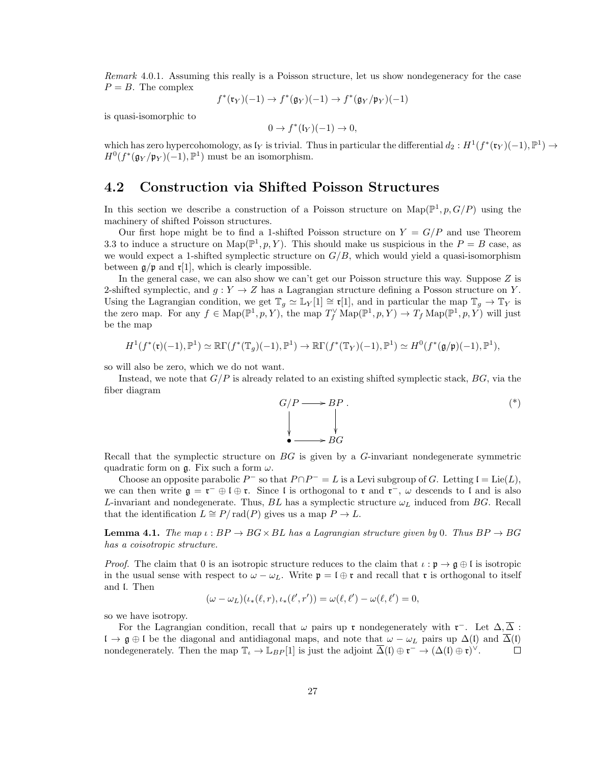*Remark* 4.0.1. Assuming this really is a Poisson structure, let us show nondegeneracy for the case $P = B$. The complex

$$f^*(\mathfrak{r}_Y)(-1) \to f^*(\mathfrak{g}_Y)(-1) \to f^*(\mathfrak{g}_Y/\mathfrak{p}_Y)(-1)$$

is quasi-isomorphic to

$$0 \to f^*(\mathfrak{l}_Y)(-1) \to 0,$$

which has zero hypercohomology, as $\mathfrak{l}_Y$ is trivial. Thus in particular the differential $d_2 : H^1(f^*(\mathfrak{r}_Y)(-1), \mathbb{P}^1) \to H^0(f^*(\mathfrak{g}_Y/\mathfrak{p}_Y)(-1), \mathbb{P}^1)$ must be an isomorphism.

## 4.2 Construction via Shifted Poisson Structures

In this section we describe a construction of a Poisson structure on $\mathrm{Map}(\mathbb{P}^1, p, G/P)$ using the machinery of shifted Poisson structures.

Our first hope might be to find a 1-shifted Poisson structure on $Y = G/P$ and use Theorem 3.3 to induce a structure on $\mathrm{Map}(\mathbb{P}^1, p, Y)$. This should make us suspicious in the $P = B$ case, as we would expect a 1-shifted symplectic structure on $G/B$, which would yield a quasi-isomorphism between $\mathfrak{g}/\mathfrak{p}$ and $\mathfrak{r}[1]$, which is clearly impossible.

In the general case, we can also show we can't get our Poisson structure this way. Suppose $Z$ is 2-shifted symplectic, and $g : Y \to Z$ has a Lagrangian structure defining a Posson structure on $Y$. Using the Lagrangian condition, we get $\mathbb{T}_g \simeq \mathbb{L}_Y[1] \cong \mathfrak{r}[1]$, and in particular the map $\mathbb{T}_g \to \mathbb{T}_Y$ is the zero map. For any $f \in \mathrm{Map}(\mathbb{P}^1, p, Y)$, the map $T_f^\vee \mathrm{Map}(\mathbb{P}^1, p, Y) \to T_f \mathrm{Map}(\mathbb{P}^1, p, Y)$ will just be the map

$$H^1(f^*(\mathfrak{r})(-1), \mathbb{P}^1) \simeq \mathbb{R}\Gamma(f^*(\mathbb{T}_g)(-1), \mathbb{P}^1) \to \mathbb{R}\Gamma(f^*(\mathbb{T}_Y)(-1), \mathbb{P}^1) \simeq H^0(f^*(\mathfrak{g}/\mathfrak{p})(-1), \mathbb{P}^1),$$

so will also be zero, which we do not want.

Instead, we note that $G/P$ is already related to an existing shifted symplectic stack, $BG$, via the fiber diagram

$$\begin{array}{ccc} G/P & \longrightarrow & BP \\ \downarrow & & \downarrow \\ \bullet & \longrightarrow & BG \end{array} \qquad (*)$$

Recall that the symplectic structure on $BG$ is given by a $G$-invariant nondegenerate symmetric quadratic form on $\mathfrak{g}$. Fix such a form $\omega$.

Choose an opposite parabolic $P^-$ so that $P \cap P^- = L$ is a Levi subgroup of $G$. Letting $\mathfrak{l} = \mathrm{Lie}(L)$, we can then write $\mathfrak{g} = \mathfrak{r}^- \oplus \mathfrak{l} \oplus \mathfrak{r}$. Since $\mathfrak{l}$ is orthogonal to $\mathfrak{r}$ and $\mathfrak{r}^-$, $\omega$ descends to $\mathfrak{l}$ and is also $L$-invariant and nondegenerate. Thus, $BL$ has a symplectic structure $\omega_L$ induced from $BG$. Recall that the identification $L \cong P/\mathrm{rad}(P)$ gives us a map $P \to L$.

**Lemma 4.1.** *The map $\iota : BP \to BG \times BL$ has a Lagrangian structure given by 0. Thus $BP \to BG$ has a coisotropic structure.*

*Proof.* The claim that 0 is an isotropic structure reduces to the claim that $\iota : \mathfrak{p} \to \mathfrak{g} \oplus \mathfrak{l}$ is isotropic in the usual sense with respect to $\omega - \omega_L$. Write $\mathfrak{p} = \mathfrak{l} \oplus \mathfrak{r}$ and recall that $\mathfrak{r}$ is orthogonal to itself and $\mathfrak{l}$. Then

$$(\omega - \omega_L)(\iota_*(\ell, r), \iota_*(\ell', r')) = \omega(\ell, \ell') - \omega(\ell, \ell') = 0,$$

so we have isotropy.

For the Lagrangian condition, recall that $\omega$ pairs up $\mathfrak{r}$ nondegenerately with $\mathfrak{r}^-$. Let $\Delta, \overline{\Delta} : \mathfrak{l} \to \mathfrak{g} \oplus \mathfrak{l}$ be the diagonal and antidiagonal maps, and note that $\omega - \omega_L$ pairs up $\Delta(\mathfrak{l})$ and $\overline{\Delta}(\mathfrak{l})$ nondegenerately. Then the map $\mathbb{T}_\iota \to \mathbb{L}_{BP}[1]$ is just the adjoint $\overline{\Delta}(\mathfrak{l}) \oplus \mathfrak{r}^- \to (\Delta(\mathfrak{l}) \oplus \mathfrak{r})^\vee$. $\square$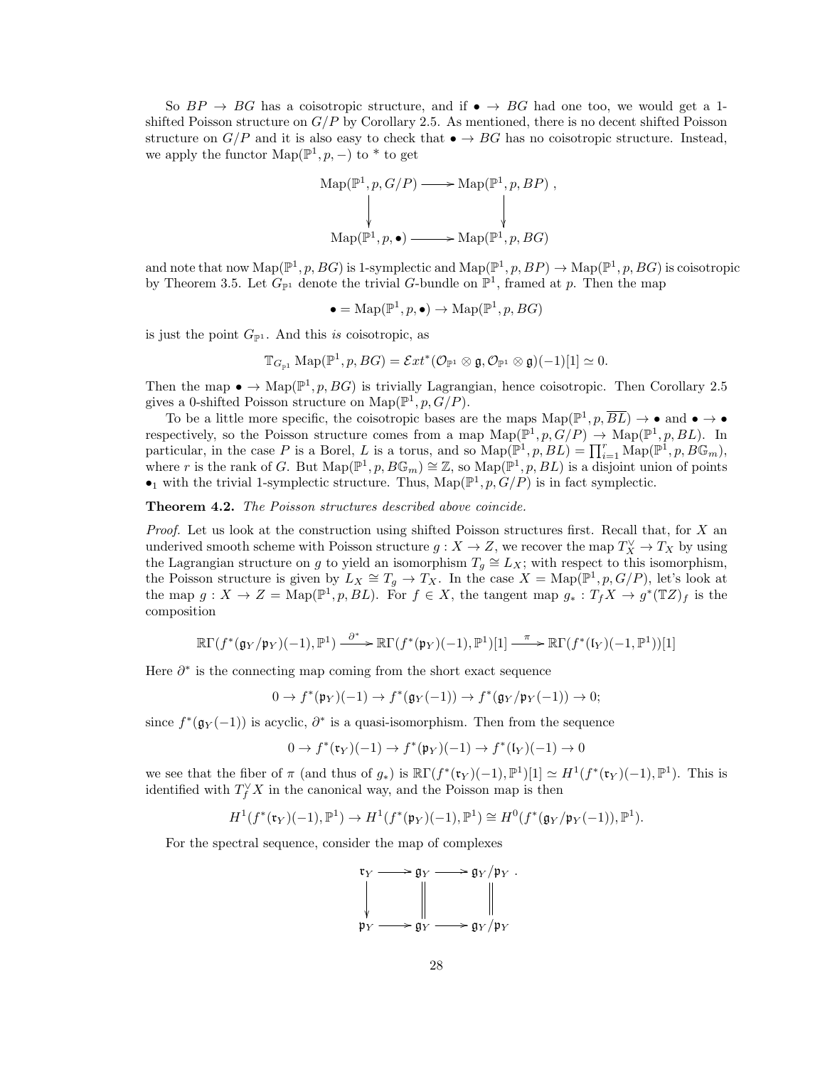So $BP \to BG$ has a coisotropic structure, and if $\bullet \to BG$ had one too, we would get a 1-shifted Poisson structure on $G/P$ by Corollary 2.5. As mentioned, there is no decent shifted Poisson structure on $G/P$ and it is also easy to check that $\bullet \to BG$ has no coisotropic structure. Instead, we apply the functor $\mathrm{Map}(\mathbb{P}^1, p, -)$ to * to get

$$\begin{array}{ccc} \mathrm{Map}(\mathbb{P}^1, p, G/P) & \longrightarrow & \mathrm{Map}(\mathbb{P}^1, p, BP) \\ \downarrow & & \downarrow \\ \mathrm{Map}(\mathbb{P}^1, p, \bullet) & \longrightarrow & \mathrm{Map}(\mathbb{P}^1, p, BG) \end{array},$$

and note that now $\mathrm{Map}(\mathbb{P}^1, p, BG)$ is 1-symplectic and $\mathrm{Map}(\mathbb{P}^1, p, BP) \to \mathrm{Map}(\mathbb{P}^1, p, BG)$ is coisotropic by Theorem 3.5. Let $G_{\mathbb{P}^1}$ denote the trivial $G$-bundle on $\mathbb{P}^1$, framed at $p$. Then the map

$$\bullet = \mathrm{Map}(\mathbb{P}^1, p, \bullet) \to \mathrm{Map}(\mathbb{P}^1, p, BG)$$

is just the point $G_{\mathbb{P}^1}$. And this *is* coisotropic, as

$$\mathbb{T}_{G_{\mathbb{P}^1}} \mathrm{Map}(\mathbb{P}^1, p, BG) = \mathcal{E}xt^*(\mathcal{O}_{\mathbb{P}^1} \otimes \mathfrak{g}, \mathcal{O}_{\mathbb{P}^1} \otimes \mathfrak{g})(-1)[1] \simeq 0.$$

Then the map $\bullet \to \mathrm{Map}(\mathbb{P}^1, p, BG)$ is trivially Lagrangian, hence coisotropic. Then Corollary 2.5 gives a 0-shifted Poisson structure on $\mathrm{Map}(\mathbb{P}^1, p, G/P)$.

To be a little more specific, the coisotropic bases are the maps $\mathrm{Map}(\mathbb{P}^1, p, \overline{BL}) \to \bullet$ and $\bullet \to \bullet$ respectively, so the Poisson structure comes from a map $\mathrm{Map}(\mathbb{P}^1, p, G/P) \to \mathrm{Map}(\mathbb{P}^1, p, BL)$. In particular, in the case $P$ is a Borel, $L$ is a torus, and so $\mathrm{Map}(\mathbb{P}^1, p, BL) = \prod_{i=1}^r \mathrm{Map}(\mathbb{P}^1, p, B\mathbb{G}_m)$, where $r$ is the rank of $G$. But $\mathrm{Map}(\mathbb{P}^1, p, B\mathbb{G}_m) \cong \mathbb{Z}$, so $\mathrm{Map}(\mathbb{P}^1, p, BL)$ is a disjoint union of points $\bullet_1$ with the trivial 1-symplectic structure. Thus, $\mathrm{Map}(\mathbb{P}^1, p, G/P)$ is in fact symplectic.

**Theorem 4.2.** *The Poisson structures described above coincide.*

*Proof.* Let us look at the construction using shifted Poisson structures first. Recall that, for $X$ an underived smooth scheme with Poisson structure $g : X \to Z$, we recover the map $T_X^\vee \to T_X$ by using the Lagrangian structure on $g$ to yield an isomorphism $T_g \cong L_X$; with respect to this isomorphism, the Poisson structure is given by $L_X \cong T_g \to T_X$. In the case $X = \mathrm{Map}(\mathbb{P}^1, p, G/P)$, let's look at the map $g : X \to Z = \mathrm{Map}(\mathbb{P}^1, p, BL)$. For $f \in X$, the tangent map $g_* : T_f X \to g^*(\mathbb{T}Z)_f$ is the composition

$$\mathbb{R}\Gamma(f^*(\mathfrak{g}_Y/\mathfrak{p}_Y)(-1), \mathbb{P}^1) \xrightarrow{\partial^*} \mathbb{R}\Gamma(f^*(\mathfrak{p}_Y)(-1), \mathbb{P}^1)[1] \xrightarrow{\pi} \mathbb{R}\Gamma(f^*(\mathfrak{l}_Y)(-1, \mathbb{P}^1))[1]$$

Here $\partial^*$ is the connecting map coming from the short exact sequence

$$0 \to f^*(\mathfrak{p}_Y)(-1) \to f^*(\mathfrak{g}_Y(-1)) \to f^*(\mathfrak{g}_Y/\mathfrak{p}_Y(-1)) \to 0;$$

since $f^*(\mathfrak{g}_Y(-1))$ is acyclic, $\partial^*$ is a quasi-isomorphism. Then from the sequence

$$0 \to f^*(\mathfrak{r}_Y)(-1) \to f^*(\mathfrak{p}_Y)(-1) \to f^*(\mathfrak{l}_Y)(-1) \to 0$$

we see that the fiber of $\pi$ (and thus of $g_*$) is $\mathbb{R}\Gamma(f^*(\mathfrak{r}_Y)(-1), \mathbb{P}^1)[1] \simeq H^1(f^*(\mathfrak{r}_Y)(-1), \mathbb{P}^1)$. This is identified with $T_f^\vee X$ in the canonical way, and the Poisson map is then

$$H^1(f^*(\mathfrak{r}_Y)(-1), \mathbb{P}^1) \to H^1(f^*(\mathfrak{p}_Y)(-1), \mathbb{P}^1) \cong H^0(f^*(\mathfrak{g}_Y/\mathfrak{p}_Y(-1)), \mathbb{P}^1).$$

For the spectral sequence, consider the map of complexes

$$\begin{array}{ccccc} \mathfrak{r}_Y & \longrightarrow & \mathfrak{g}_Y & \longrightarrow & \mathfrak{g}_Y/\mathfrak{p}_Y \\ \downarrow & & \| & & \| \\ \mathfrak{p}_Y & \longrightarrow & \mathfrak{g}_Y & \longrightarrow & \mathfrak{g}_Y/\mathfrak{p}_Y \end{array}.$$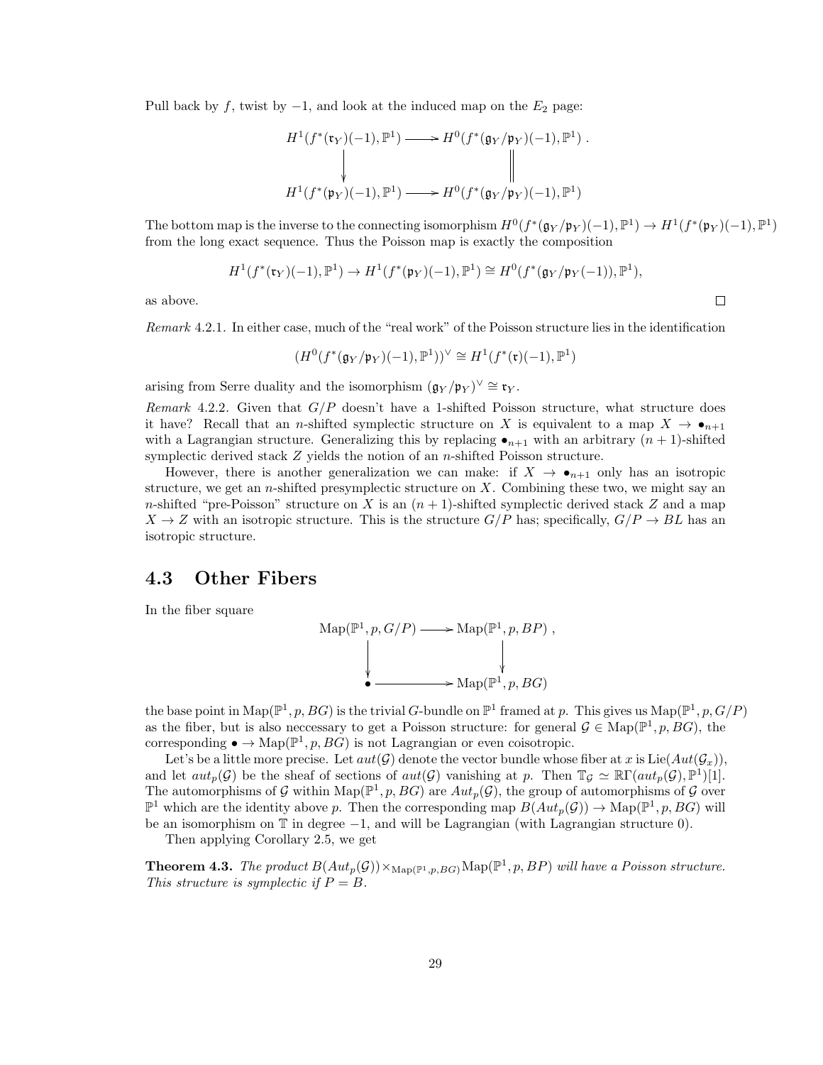Pull back by $f$, twist by $-1$, and look at the induced map on the $E_2$ page:

$$\begin{array}{ccc} H^1(f^*(\mathfrak{r}_Y)(-1), \mathbb{P}^1) & \longrightarrow & H^0(f^*(\mathfrak{g}_Y/\mathfrak{p}_Y)(-1), \mathbb{P}^1) \\ \downarrow & & \| \\ H^1(f^*(\mathfrak{p}_Y)(-1), \mathbb{P}^1) & \longrightarrow & H^0(f^*(\mathfrak{g}_Y/\mathfrak{p}_Y)(-1), \mathbb{P}^1) \end{array}.$$

The bottom map is the inverse to the connecting isomorphism $H^0(f^*(\mathfrak{g}_Y/\mathfrak{p}_Y)(-1), \mathbb{P}^1) \to H^1(f^*(\mathfrak{p}_Y)(-1), \mathbb{P}^1)$ from the long exact sequence. Thus the Poisson map is exactly the composition

$$H^1(f^*(\mathfrak{r}_Y)(-1), \mathbb{P}^1) \to H^1(f^*(\mathfrak{p}_Y)(-1), \mathbb{P}^1) \cong H^0(f^*(\mathfrak{g}_Y/\mathfrak{p}_Y(-1)), \mathbb{P}^1),$$

as above. $\square$

*Remark* 4.2.1. In either case, much of the "real work" of the Poisson structure lies in the identification

$$(H^0(f^*(\mathfrak{g}_Y/\mathfrak{p}_Y)(-1), \mathbb{P}^1))^\vee \cong H^1(f^*(\mathfrak{r})(-1), \mathbb{P}^1)$$

arising from Serre duality and the isomorphism $(\mathfrak{g}_Y/\mathfrak{p}_Y)^\vee \cong \mathfrak{r}_Y$.

*Remark* 4.2.2. Given that $G/P$ doesn't have a 1-shifted Poisson structure, what structure does it have? Recall that an $n$-shifted symplectic structure on $X$ is equivalent to a map $X \to \bullet_{n+1}$ with a Lagrangian structure. Generalizing this by replacing $\bullet_{n+1}$ with an arbitrary $(n+1)$-shifted symplectic derived stack $Z$ yields the notion of an $n$-shifted Poisson structure.

However, there is another generalization we can make: if $X \to \bullet_{n+1}$ only has an isotropic structure, we get an $n$-shifted presymplectic structure on $X$. Combining these two, we might say an $n$-shifted "pre-Poisson" structure on $X$ is an $(n+1)$-shifted symplectic derived stack $Z$ and a map $X \to Z$ with an isotropic structure. This is the structure $G/P$ has; specifically, $G/P \to BL$ has an isotropic structure.

## 4.3 Other Fibers

In the fiber square

$$\begin{array}{ccc} \mathrm{Map}(\mathbb{P}^1, p, G/P) & \longrightarrow & \mathrm{Map}(\mathbb{P}^1, p, BP) \\ \downarrow & & \downarrow \\ \bullet & \longrightarrow & \mathrm{Map}(\mathbb{P}^1, p, BG) \end{array},$$

the base point in $\mathrm{Map}(\mathbb{P}^1, p, BG)$ is the trivial $G$-bundle on $\mathbb{P}^1$ framed at $p$. This gives us $\mathrm{Map}(\mathbb{P}^1, p, G/P)$ as the fiber, but is also neccessary to get a Poisson structure: for general $\mathcal{G} \in \mathrm{Map}(\mathbb{P}^1, p, BG)$, the corresponding $\bullet \to \mathrm{Map}(\mathbb{P}^1, p, BG)$ is not Lagrangian or even coisotropic.

Let's be a little more precise. Let $aut(\mathcal{G})$ denote the vector bundle whose fiber at $x$ is $\mathrm{Lie}(Aut(\mathcal{G}_x))$, and let $aut_p(\mathcal{G})$ be the sheaf of sections of $aut(\mathcal{G})$ vanishing at $p$. Then $\mathbb{T}_\mathcal{G} \simeq \mathbb{R}\Gamma(aut_p(\mathcal{G}), \mathbb{P}^1)[1]$. The automorphisms of $\mathcal{G}$ within $\mathrm{Map}(\mathbb{P}^1, p, BG)$ are $Aut_p(\mathcal{G})$, the group of automorphisms of $\mathcal{G}$ over $\mathbb{P}^1$ which are the identity above $p$. Then the corresponding map $B(Aut_p(\mathcal{G})) \to \mathrm{Map}(\mathbb{P}^1, p, BG)$ will be an isomorphism on $\mathbb{T}$ in degree $-1$, and will be Lagrangian (with Lagrangian structure 0).

Then applying Corollary 2.5, we get

**Theorem 4.3.** *The product $B(Aut_p(\mathcal{G})) \times_{\mathrm{Map}(\mathbb{P}^1, p, BG)} \mathrm{Map}(\mathbb{P}^1, p, BP)$ will have a Poisson structure. This structure is symplectic if $P = B$.*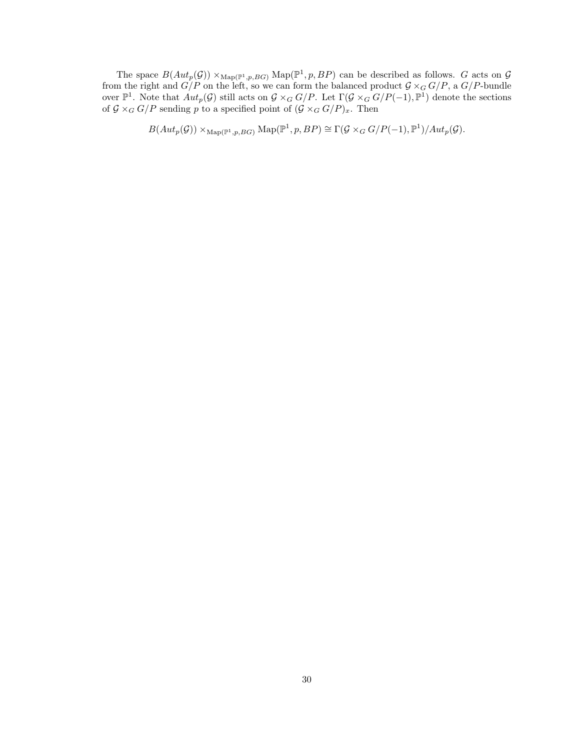The space $B(Aut_p(\mathcal{G})) \times_{\mathrm{Map}(\mathbb{P}^1,p,BG)} \mathrm{Map}(\mathbb{P}^1, p, BP)$ can be described as follows. $G$ acts on $\mathcal{G}$ from the right and $G/P$ on the left, so we can form the balanced product $\mathcal{G} \times_G G/P$, a $G/P$-bundle over $\mathbb{P}^1$. Note that $Aut_p(\mathcal{G})$ still acts on $\mathcal{G} \times_G G/P$. Let $\Gamma(\mathcal{G} \times_G G/P(-1), \mathbb{P}^1)$ denote the sections of $\mathcal{G} \times_G G/P$ sending $p$ to a specified point of $(\mathcal{G} \times_G G/P)_x$. Then

$$B(Aut_p(\mathcal{G})) \times_{\mathrm{Map}(\mathbb{P}^1,p,BG)} \mathrm{Map}(\mathbb{P}^1, p, BP) \cong \Gamma(\mathcal{G} \times_G G/P(-1), \mathbb{P}^1)/Aut_p(\mathcal{G}).$$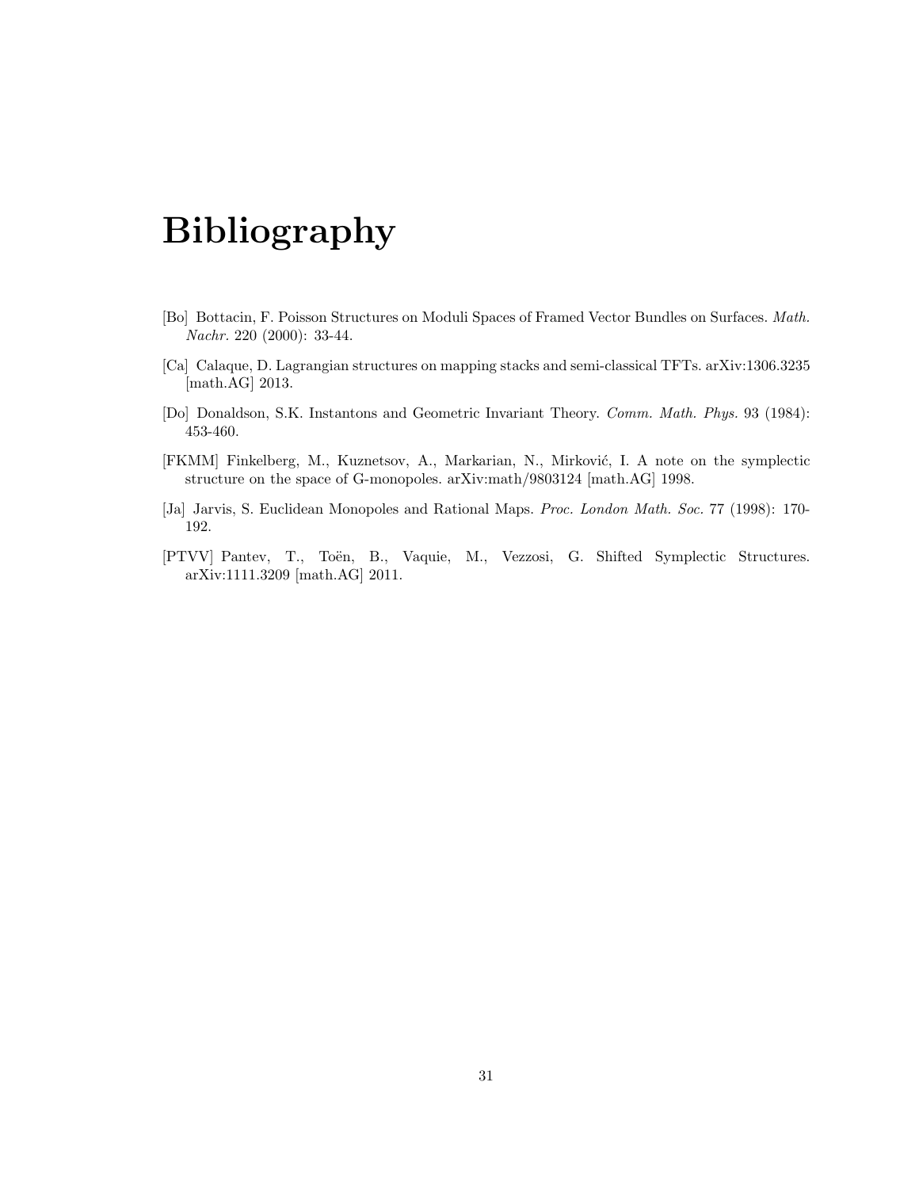# Bibliography

[Bo] Bottacin, F. Poisson Structures on Moduli Spaces of Framed Vector Bundles on Surfaces. *Math. Nachr.* 220 (2000): 33-44.

[Ca] Calaque, D. Lagrangian structures on mapping stacks and semi-classical TFTs. arXiv:1306.3235 [math.AG] 2013.

[Do] Donaldson, S.K. Instantons and Geometric Invariant Theory. *Comm. Math. Phys.* 93 (1984): 453-460.

[FKMM] Finkelberg, M., Kuznetsov, A., Markarian, N., Mirković, I. A note on the symplectic structure on the space of G-monopoles. arXiv:math/9803124 [math.AG] 1998.

[Ja] Jarvis, S. Euclidean Monopoles and Rational Maps. *Proc. London Math. Soc.* 77 (1998): 170-192.

[PTVV] Pantev, T., Toën, B., Vaquie, M., Vezzosi, G. Shifted Symplectic Structures. arXiv:1111.3209 [math.AG] 2011.